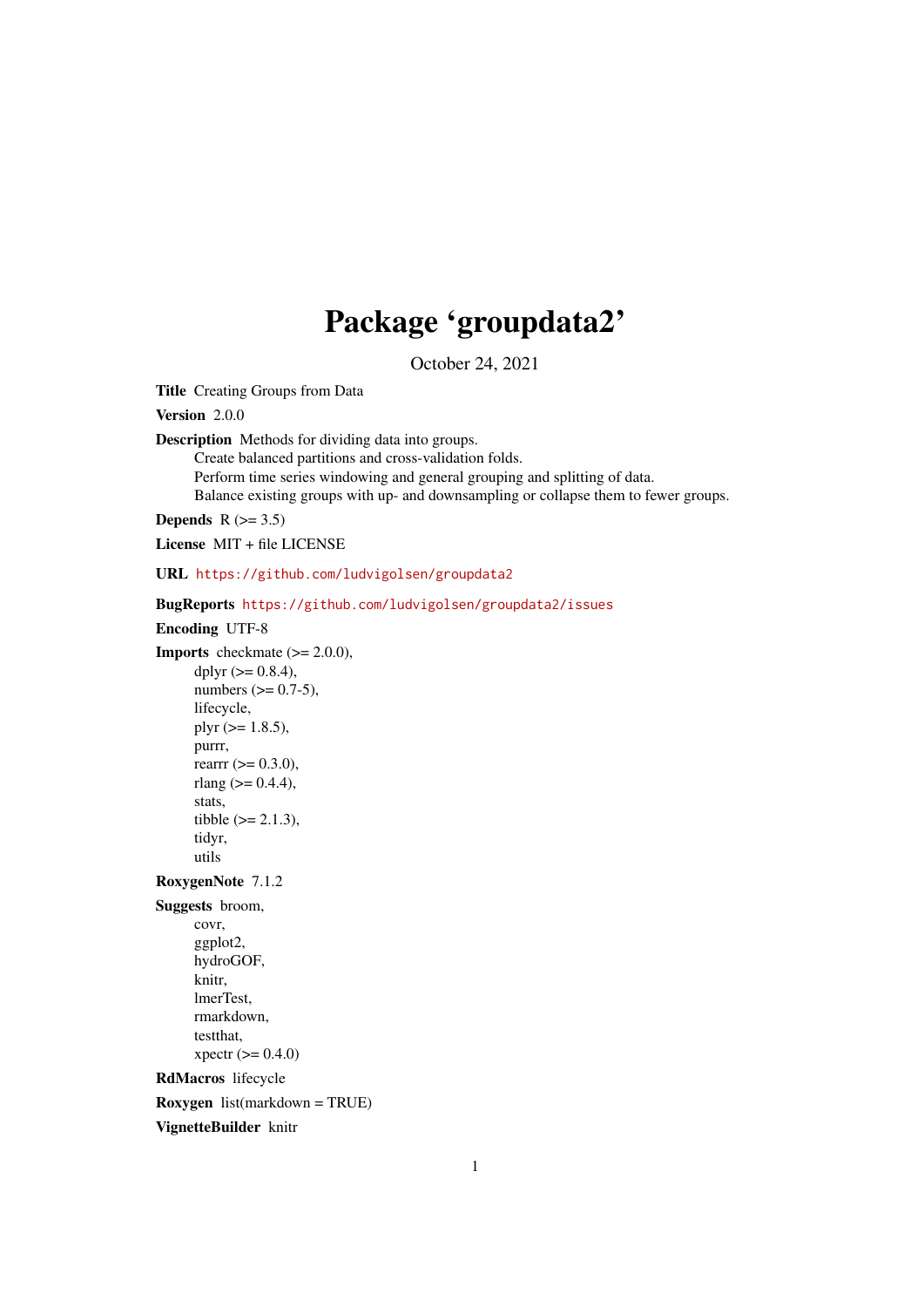# Package 'groupdata2'

October 24, 2021

**Title** Creating Groups from Data

**Version** 2.0.0

**Description** Methods for dividing data into groups.
Create balanced partitions and cross-validation folds.
Perform time series windowing and general grouping and splitting of data.
Balance existing groups with up- and downsampling or collapse them to fewer groups.

**Depends** R (>= 3.5)

**License** MIT + file LICENSE

**URL** https://github.com/ludvigolsen/groupdata2

**BugReports** https://github.com/ludvigolsen/groupdata2/issues

**Encoding** UTF-8

**Imports** checkmate (>= 2.0.0),
dplyr (>= 0.8.4),
numbers (>= 0.7-5),
lifecycle,
plyr (>= 1.8.5),
purrr,
rearrr (>= 0.3.0),
rlang (>= 0.4.4),
stats,
tibble (>= 2.1.3),
tidyr,
utils

**RoxygenNote** 7.1.2

**Suggests** broom,
covr,
ggplot2,
hydroGOF,
knitr,
lmerTest,
rmarkdown,
testthat,
xpectr (>= 0.4.0)

**RdMacros** lifecycle

**Roxygen** list(markdown = TRUE)

**VignetteBuilder** knitr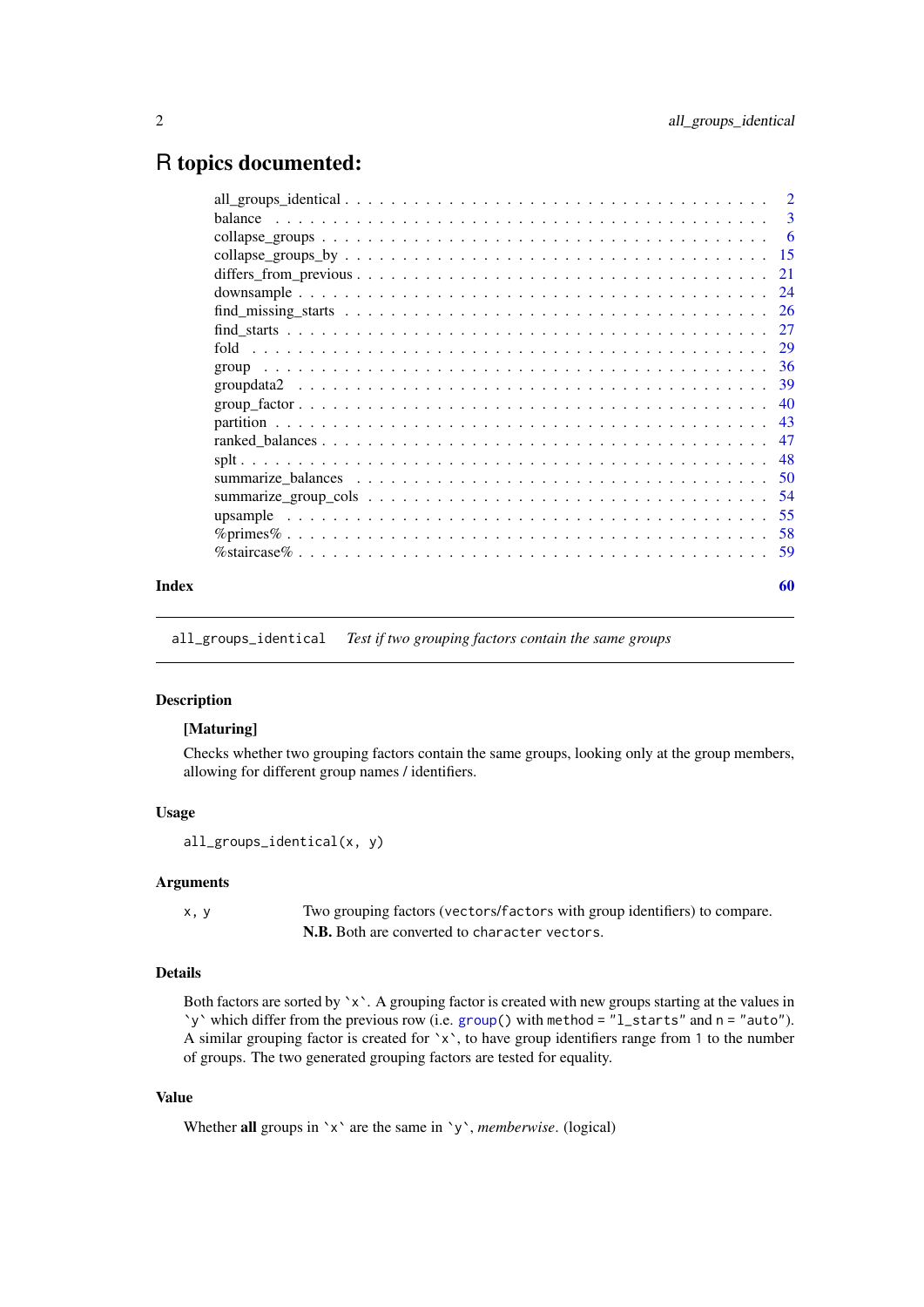# R topics documented:

| | |
|---|---|
| all_groups_identical | 2 |
| balance | 3 |
| collapse_groups | 6 |
| collapse_groups_by | 15 |
| differs_from_previous | 21 |
| downsample | 24 |
| find_missing_starts | 26 |
| find_starts | 27 |
| fold | 29 |
| group | 36 |
| groupdata2 | 39 |
| group_factor | 40 |
| partition | 43 |
| ranked_balances | 47 |
| splt | 48 |
| summarize_balances | 50 |
| summarize_group_cols | 54 |
| upsample | 55 |
| %primes% | 58 |
| %staircase% | 59 |

**Index** **60**

---

`all_groups_identical` *Test if two grouping factors contain the same groups*

---

### Description

**[Maturing]**

Checks whether two grouping factors contain the same groups, looking only at the group members, allowing for different group names / identifiers.

### Usage

```
all_groups_identical(x, y)
```

### Arguments

| | |
|---|---|
| `x, y` | Two grouping factors (`vector`s/`factor`s with group identifiers) to compare. **N.B.** Both are converted to `character` `vector`s. |

### Details

Both factors are sorted by `x`. A grouping factor is created with new groups starting at the values in `y` which differ from the previous row (i.e. `group()` with `method = "l_starts"` and `n = "auto"`). A similar grouping factor is created for `x`, to have group identifiers range from `1` to the number of groups. The two generated grouping factors are tested for equality.

### Value

Whether **all** groups in `x` are the same in `y`, *memberwise*. (logical)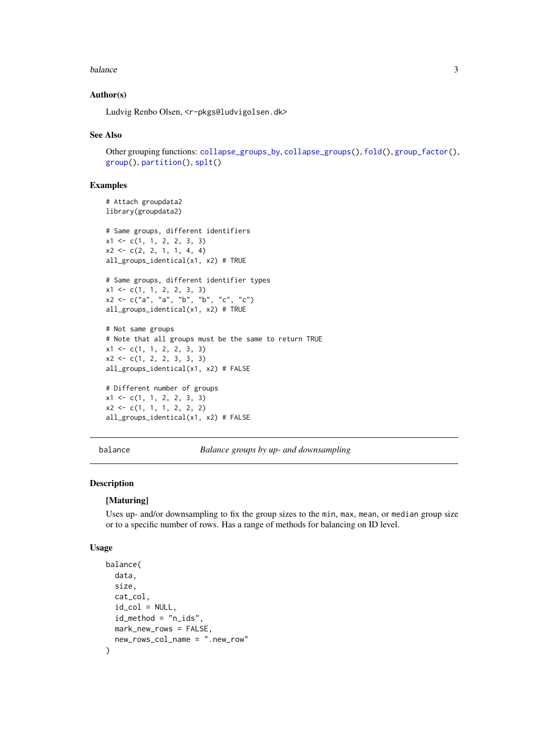## Author(s)

Ludvig Renbo Olsen, <r-pkgs@ludvigolsen.dk>

## See Also

Other grouping functions: collapse_groups_by, collapse_groups(), fold(), group_factor(), group(), partition(), splt()

## Examples

```
# Attach groupdata2
library(groupdata2)

# Same groups, different identifiers
x1 <- c(1, 1, 2, 2, 3, 3)
x2 <- c(2, 2, 1, 1, 4, 4)
all_groups_identical(x1, x2) # TRUE

# Same groups, different identifier types
x1 <- c(1, 1, 2, 2, 3, 3)
x2 <- c("a", "a", "b", "b", "c", "c")
all_groups_identical(x1, x2) # TRUE

# Not same groups
# Note that all groups must be the same to return TRUE
x1 <- c(1, 1, 2, 2, 3, 3)
x2 <- c(1, 2, 2, 3, 3, 3)
all_groups_identical(x1, x2) # FALSE

# Different number of groups
x1 <- c(1, 1, 2, 2, 3, 3)
x2 <- c(1, 1, 1, 2, 2, 2)
all_groups_identical(x1, x2) # FALSE
```

---

# balance — *Balance groups by up- and downsampling*

## Description

**[Maturing]**

Uses up- and/or downsampling to fix the group sizes to the min, max, mean, or median group size or to a specific number of rows. Has a range of methods for balancing on ID level.

## Usage

```
balance(
  data,
  size,
  cat_col,
  id_col = NULL,
  id_method = "n_ids",
  mark_new_rows = FALSE,
  new_rows_col_name = ".new_row"
)
```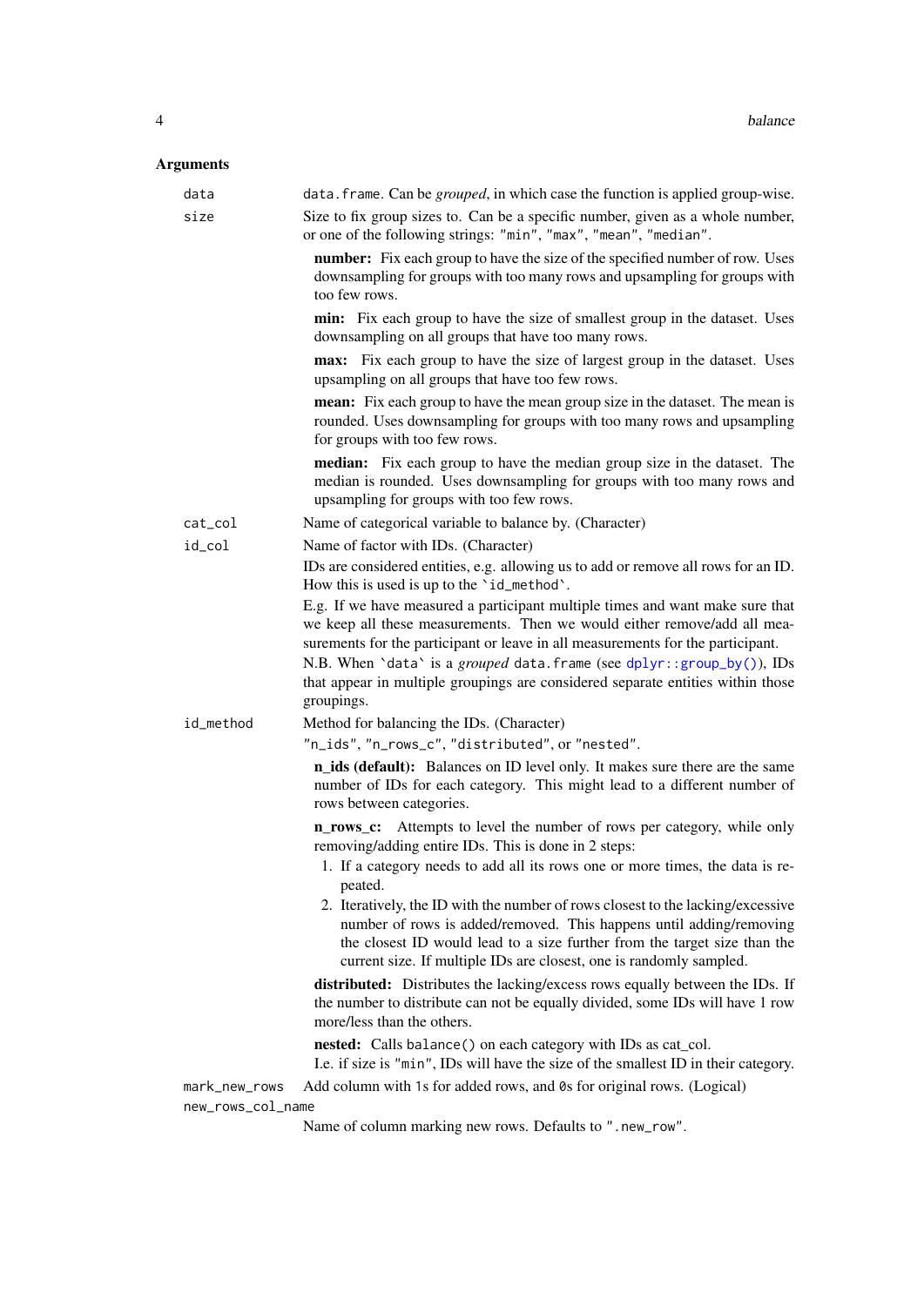## Arguments

`data` — `data.frame`. Can be *grouped*, in which case the function is applied group-wise.

`size` — Size to fix group sizes to. Can be a specific number, given as a whole number, or one of the following strings: `"min"`, `"max"`, `"mean"`, `"median"`.

**number:** Fix each group to have the size of the specified number of row. Uses downsampling for groups with too many rows and upsampling for groups with too few rows.

**min:** Fix each group to have the size of smallest group in the dataset. Uses downsampling on all groups that have too many rows.

**max:** Fix each group to have the size of largest group in the dataset. Uses upsampling on all groups that have too few rows.

**mean:** Fix each group to have the mean group size in the dataset. The mean is rounded. Uses downsampling for groups with too many rows and upsampling for groups with too few rows.

**median:** Fix each group to have the median group size in the dataset. The median is rounded. Uses downsampling for groups with too many rows and upsampling for groups with too few rows.

`cat_col` — Name of categorical variable to balance by. (Character)

`id_col` — Name of factor with IDs. (Character)

IDs are considered entities, e.g. allowing us to add or remove all rows for an ID. How this is used is up to the `` `id_method` ``.

E.g. If we have measured a participant multiple times and want make sure that we keep all these measurements. Then we would either remove/add all measurements for the participant or leave in all measurements for the participant.

N.B. When `` `data` `` is a *grouped* `data.frame` (see `dplyr::group_by()`), IDs that appear in multiple groupings are considered separate entities within those groupings.

`id_method` — Method for balancing the IDs. (Character)

`"n_ids"`, `"n_rows_c"`, `"distributed"`, or `"nested"`.

**n_ids (default):** Balances on ID level only. It makes sure there are the same number of IDs for each category. This might lead to a different number of rows between categories.

**n_rows_c:** Attempts to level the number of rows per category, while only removing/adding entire IDs. This is done in 2 steps:

1. If a category needs to add all its rows one or more times, the data is repeated.
2. Iteratively, the ID with the number of rows closest to the lacking/excessive number of rows is added/removed. This happens until adding/removing the closest ID would lead to a size further from the target size than the current size. If multiple IDs are closest, one is randomly sampled.

**distributed:** Distributes the lacking/excess rows equally between the IDs. If the number to distribute can not be equally divided, some IDs will have 1 row more/less than the others.

**nested:** Calls `balance()` on each category with IDs as cat_col.

I.e. if size is `"min"`, IDs will have the size of the smallest ID in their category.

`mark_new_rows` — Add column with `1`s for added rows, and `0`s for original rows. (Logical)

`new_rows_col_name` — Name of column marking new rows. Defaults to `".new_row"`.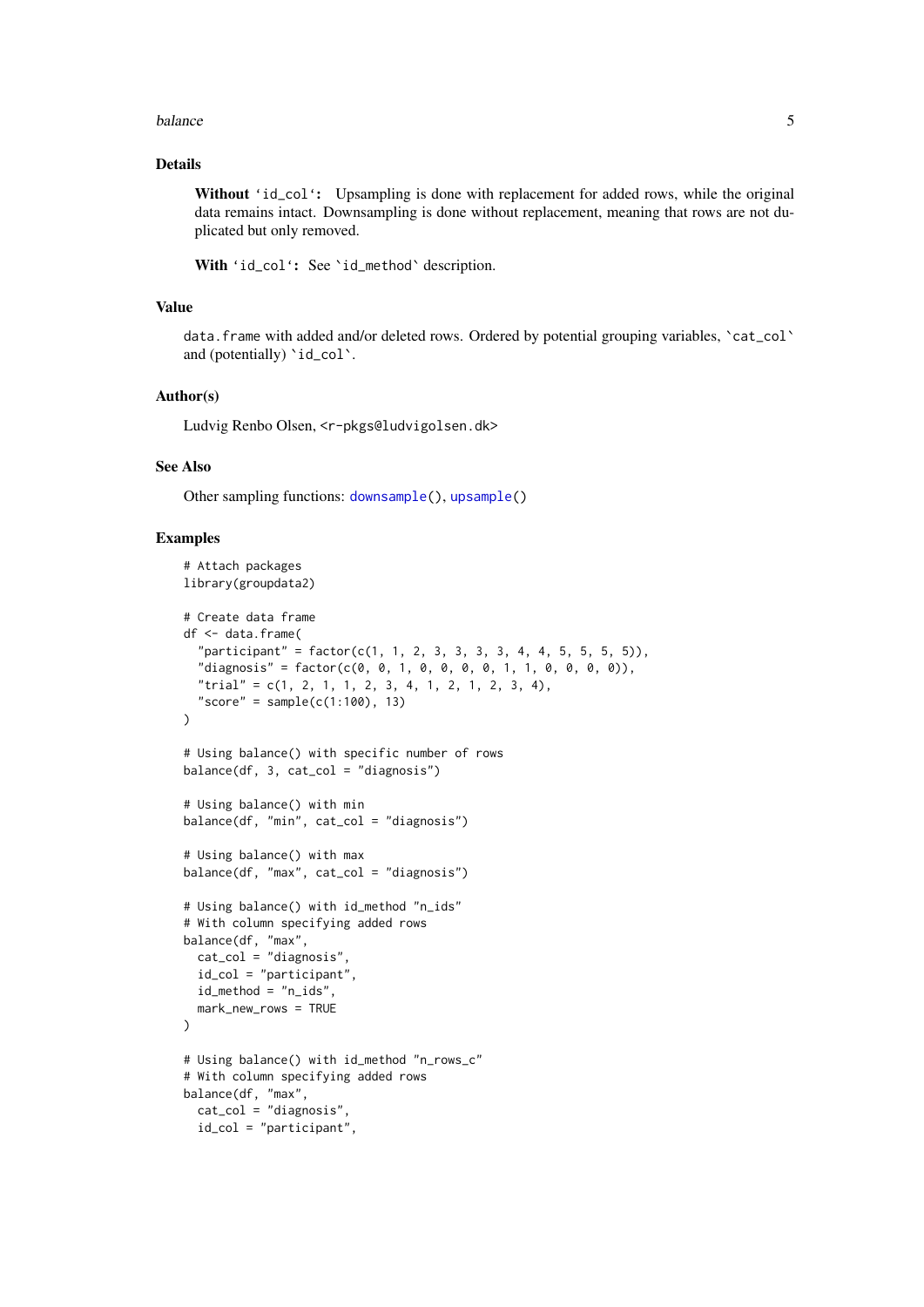## Details

**Without** ‘id_col‘: Upsampling is done with replacement for added rows, while the original data remains intact. Downsampling is done without replacement, meaning that rows are not duplicated but only removed.

**With** ‘id_col‘: See `id_method` description.

## Value

data.frame with added and/or deleted rows. Ordered by potential grouping variables, `cat_col` and (potentially) `id_col`.

## Author(s)

Ludvig Renbo Olsen, <r-pkgs@ludvigolsen.dk>

## See Also

Other sampling functions: downsample(), upsample()

## Examples

```
# Attach packages
library(groupdata2)

# Create data frame
df <- data.frame(
  "participant" = factor(c(1, 1, 2, 3, 3, 3, 3, 4, 4, 5, 5, 5, 5)),
  "diagnosis" = factor(c(0, 0, 1, 0, 0, 0, 0, 1, 1, 0, 0, 0, 0)),
  "trial" = c(1, 2, 1, 1, 2, 3, 4, 1, 2, 1, 2, 3, 4),
  "score" = sample(c(1:100), 13)
)

# Using balance() with specific number of rows
balance(df, 3, cat_col = "diagnosis")

# Using balance() with min
balance(df, "min", cat_col = "diagnosis")

# Using balance() with max
balance(df, "max", cat_col = "diagnosis")

# Using balance() with id_method "n_ids"
# With column specifying added rows
balance(df, "max",
  cat_col = "diagnosis",
  id_col = "participant",
  id_method = "n_ids",
  mark_new_rows = TRUE
)

# Using balance() with id_method "n_rows_c"
# With column specifying added rows
balance(df, "max",
  cat_col = "diagnosis",
  id_col = "participant",
```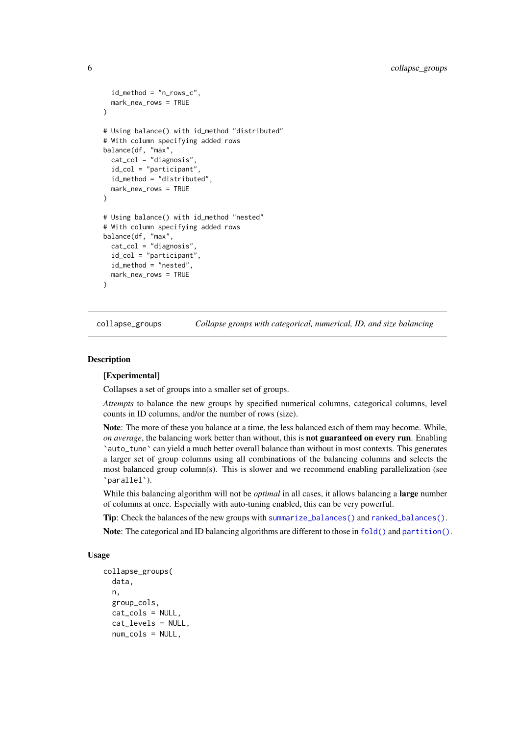```r
  id_method = "n_rows_c",
  mark_new_rows = TRUE
)

# Using balance() with id_method "distributed"
# With column specifying added rows
balance(df, "max",
  cat_col = "diagnosis",
  id_col = "participant",
  id_method = "distributed",
  mark_new_rows = TRUE
)

# Using balance() with id_method "nested"
# With column specifying added rows
balance(df, "max",
  cat_col = "diagnosis",
  id_col = "participant",
  id_method = "nested",
  mark_new_rows = TRUE
)
```

---

`collapse_groups` *Collapse groups with categorical, numerical, ID, and size balancing*

---

## Description

**[Experimental]**

Collapses a set of groups into a smaller set of groups.

*Attempts* to balance the new groups by specified numerical columns, categorical columns, level counts in ID columns, and/or the number of rows (size).

**Note**: The more of these you balance at a time, the less balanced each of them may become. While, *on average*, the balancing work better than without, this is **not guaranteed on every run**. Enabling `` `auto_tune` `` can yield a much better overall balance than without in most contexts. This generates a larger set of group columns using all combinations of the balancing columns and selects the most balanced group column(s). This is slower and we recommend enabling parallelization (see `` `parallel` ``).

While this balancing algorithm will not be *optimal* in all cases, it allows balancing a **large** number of columns at once. Especially with auto-tuning enabled, this can be very powerful.

**Tip**: Check the balances of the new groups with `summarize_balances()` and `ranked_balances()`.

**Note**: The categorical and ID balancing algorithms are different to those in `fold()` and `partition()`.

## Usage

```r
collapse_groups(
  data,
  n,
  group_cols,
  cat_cols = NULL,
  cat_levels = NULL,
  num_cols = NULL,
```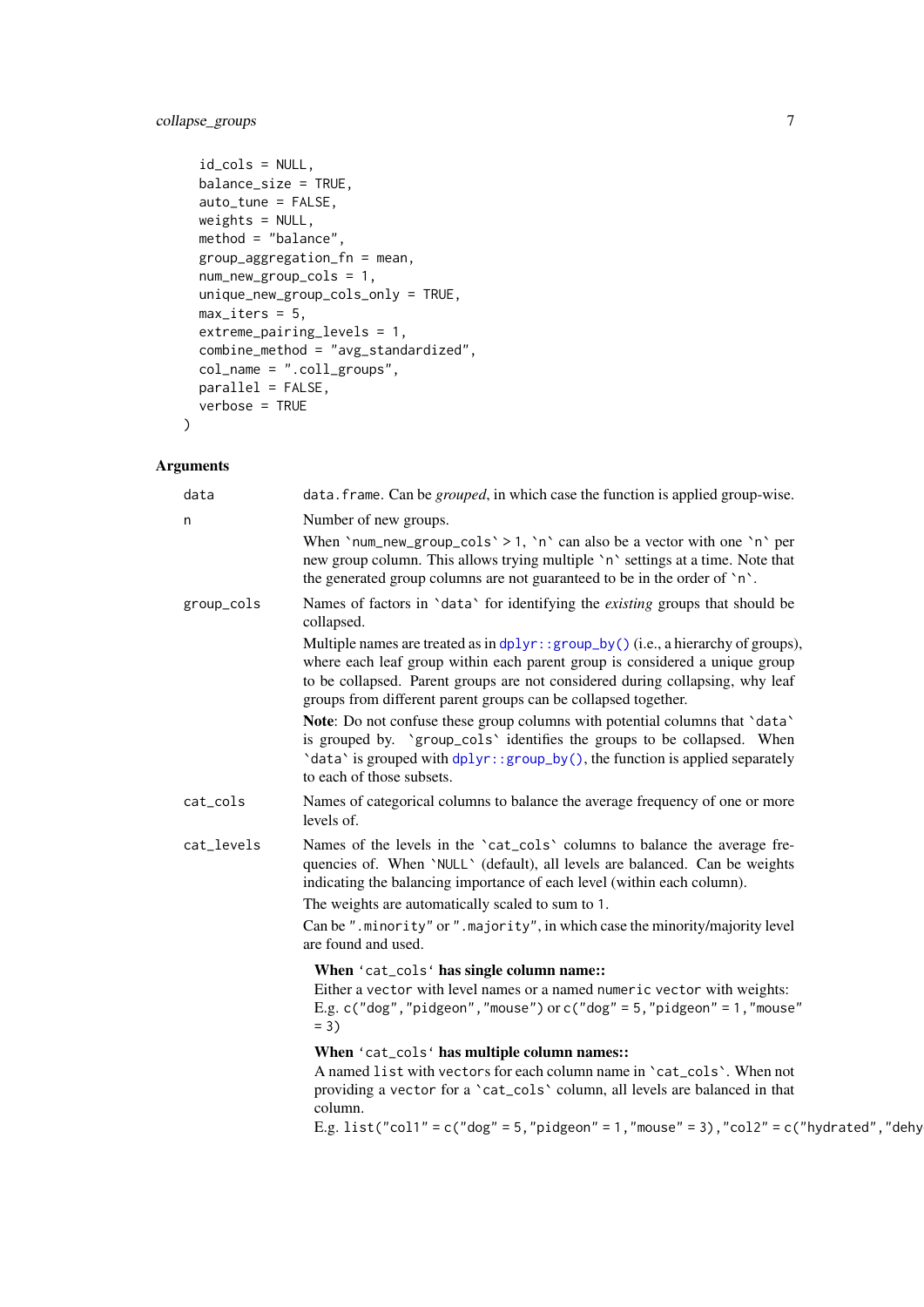```
  id_cols = NULL,
  balance_size = TRUE,
  auto_tune = FALSE,
  weights = NULL,
  method = "balance",
  group_aggregation_fn = mean,
  num_new_group_cols = 1,
  unique_new_group_cols_only = TRUE,
  max_iters = 5,
  extreme_pairing_levels = 1,
  combine_method = "avg_standardized",
  col_name = ".coll_groups",
  parallel = FALSE,
  verbose = TRUE
)
```

## Arguments

`data` — `data.frame`. Can be *grouped*, in which case the function is applied group-wise.

`n` — Number of new groups.

When `num_new_group_cols` > 1, `n` can also be a vector with one `n` per new group column. This allows trying multiple `n` settings at a time. Note that the generated group columns are not guaranteed to be in the order of `n`.

`group_cols` — Names of factors in `data` for identifying the *existing* groups that should be collapsed.

Multiple names are treated as in `dplyr::group_by()` (i.e., a hierarchy of groups), where each leaf group within each parent group is considered a unique group to be collapsed. Parent groups are not considered during collapsing, why leaf groups from different parent groups can be collapsed together.

**Note**: Do not confuse these group columns with potential columns that `data` is grouped by. `group_cols` identifies the groups to be collapsed. When `data` is grouped with `dplyr::group_by()`, the function is applied separately to each of those subsets.

`cat_cols` — Names of categorical columns to balance the average frequency of one or more levels of.

`cat_levels` — Names of the levels in the `cat_cols` columns to balance the average frequencies of. When `NULL` (default), all levels are balanced. Can be weights indicating the balancing importance of each level (within each column).

The weights are automatically scaled to sum to 1.

Can be `".minority"` or `".majority"`, in which case the minority/majority level are found and used.

**When `cat_cols` has single column name::**
Either a `vector` with level names or a named `numeric` `vector` with weights:
E.g. `c("dog", "pidgeon", "mouse")` or `c("dog" = 5, "pidgeon" = 1, "mouse" = 3)`

**When `cat_cols` has multiple column names::**
A named `list` with `vector`s for each column name in `cat_cols`. When not providing a `vector` for a `cat_cols` column, all levels are balanced in that column.
E.g. `list("col1" = c("dog" = 5, "pidgeon" = 1, "mouse" = 3), "col2" = c("hydrated", "dehy`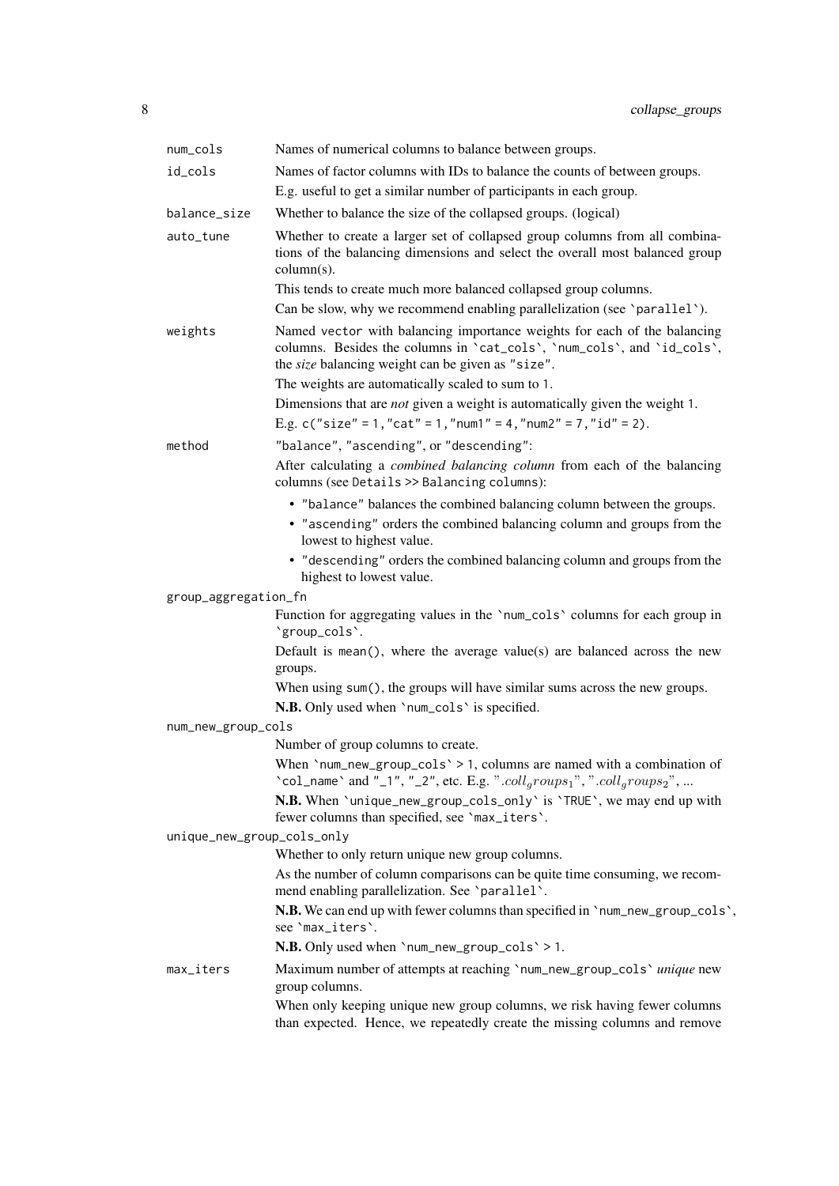`num_cols`
: Names of numerical columns to balance between groups.

`id_cols`
: Names of factor columns with IDs to balance the counts of between groups.

  E.g. useful to get a similar number of participants in each group.

`balance_size`
: Whether to balance the size of the collapsed groups. (logical)

`auto_tune`
: Whether to create a larger set of collapsed group columns from all combinations of the balancing dimensions and select the overall most balanced group column(s).

  This tends to create much more balanced collapsed group columns.

  Can be slow, why we recommend enabling parallelization (see `parallel`).

`weights`
: Named `vector` with balancing importance weights for each of the balancing columns. Besides the columns in `cat_cols`, `num_cols`, and `id_cols`, the *size* balancing weight can be given as `"size"`.

  The weights are automatically scaled to sum to `1`.

  Dimensions that are *not* given a weight is automatically given the weight `1`.

  E.g. `c("size" = 1, "cat" = 1, "num1" = 4, "num2" = 7, "id" = 2)`.

`method`
: `"balance"`, `"ascending"`, or `"descending"`:

  After calculating a *combined balancing column* from each of the balancing columns (see `Details >> Balancing columns`):

  - `"balance"` balances the combined balancing column between the groups.
  - `"ascending"` orders the combined balancing column and groups from the lowest to highest value.
  - `"descending"` orders the combined balancing column and groups from the highest to lowest value.

`group_aggregation_fn`
: Function for aggregating values in the `num_cols` columns for each group in `group_cols`.

  Default is `mean()`, where the average value(s) are balanced across the new groups.

  When using `sum()`, the groups will have similar sums across the new groups.

  **N.B.** Only used when `num_cols` is specified.

`num_new_group_cols`
: Number of group columns to create.

  When `num_new_group_cols` > 1, columns are named with a combination of `col_name` and `"_1"`, `"_2"`, etc. E.g. $".coll_groups_1"$, $".coll_groups_2"$, ...

  **N.B.** When `unique_new_group_cols_only` is `TRUE`, we may end up with fewer columns than specified, see `max_iters`.

`unique_new_group_cols_only`
: Whether to only return unique new group columns.

  As the number of column comparisons can be quite time consuming, we recommend enabling parallelization. See `parallel`.

  **N.B.** We can end up with fewer columns than specified in `num_new_group_cols`, see `max_iters`.

  **N.B.** Only used when `num_new_group_cols` > 1.

`max_iters`
: Maximum number of attempts at reaching `num_new_group_cols` *unique* new group columns.

  When only keeping unique new group columns, we risk having fewer columns than expected. Hence, we repeatedly create the missing columns and remove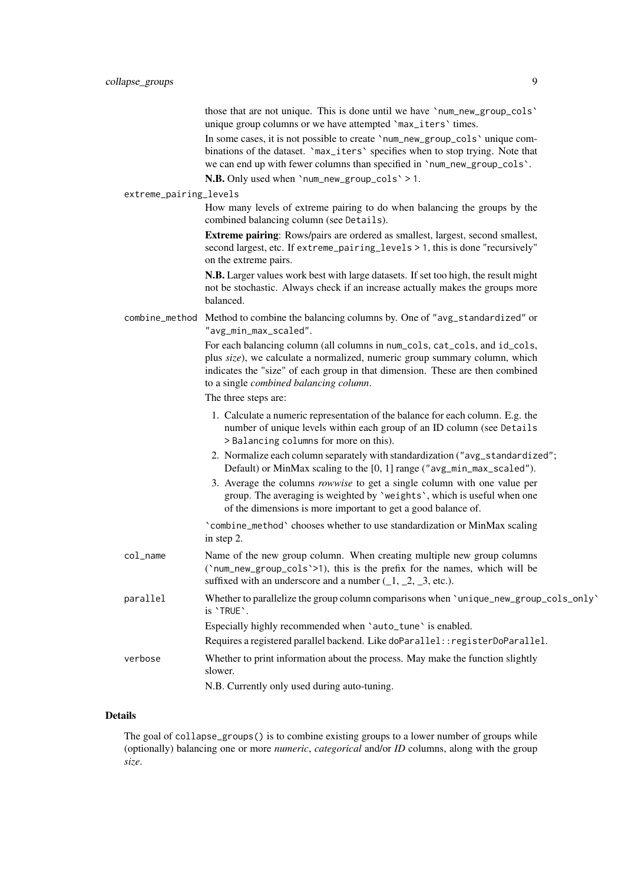those that are not unique. This is done until we have `num_new_group_cols` unique group columns or we have attempted `max_iters` times.

In some cases, it is not possible to create `num_new_group_cols` unique combinations of the dataset. `max_iters` specifies when to stop trying. Note that we can end up with fewer columns than specified in `num_new_group_cols`.

**N.B.** Only used when `num_new_group_cols` > 1.

`extreme_pairing_levels`

How many levels of extreme pairing to do when balancing the groups by the combined balancing column (see `Details`).

**Extreme pairing**: Rows/pairs are ordered as smallest, largest, second smallest, second largest, etc. If `extreme_pairing_levels > 1`, this is done "recursively" on the extreme pairs.

**N.B.** Larger values work best with large datasets. If set too high, the result might not be stochastic. Always check if an increase actually makes the groups more balanced.

`combine_method`

Method to combine the balancing columns by. One of `"avg_standardized"` or `"avg_min_max_scaled"`.

For each balancing column (all columns in `num_cols`, `cat_cols`, and `id_cols`, plus *size*), we calculate a normalized, numeric group summary column, which indicates the "size" of each group in that dimension. These are then combined to a single *combined balancing column*.

The three steps are:

1. Calculate a numeric representation of the balance for each column. E.g. the number of unique levels within each group of an ID column (see `Details > Balancing` columns for more on this).
2. Normalize each column separately with standardization (`"avg_standardized"`; Default) or MinMax scaling to the [0, 1] range (`"avg_min_max_scaled"`).
3. Average the columns *rowwise* to get a single column with one value per group. The averaging is weighted by `weights`, which is useful when one of the dimensions is more important to get a good balance of.

`combine_method` chooses whether to use standardization or MinMax scaling in step 2.

`col_name`

Name of the new group column. When creating multiple new group columns (`num_new_group_cols`>1), this is the prefix for the names, which will be suffixed with an underscore and a number (_1, _2, _3, etc.).

`parallel`

Whether to parallelize the group column comparisons when `unique_new_group_cols_only` is `TRUE`.

Especially highly recommended when `auto_tune` is enabled.

Requires a registered parallel backend. Like `doParallel::registerDoParallel`.

`verbose`

Whether to print information about the process. May make the function slightly slower.

N.B. Currently only used during auto-tuning.

### Details

The goal of `collapse_groups()` is to combine existing groups to a lower number of groups while (optionally) balancing one or more *numeric*, *categorical* and/or *ID* columns, along with the group *size*.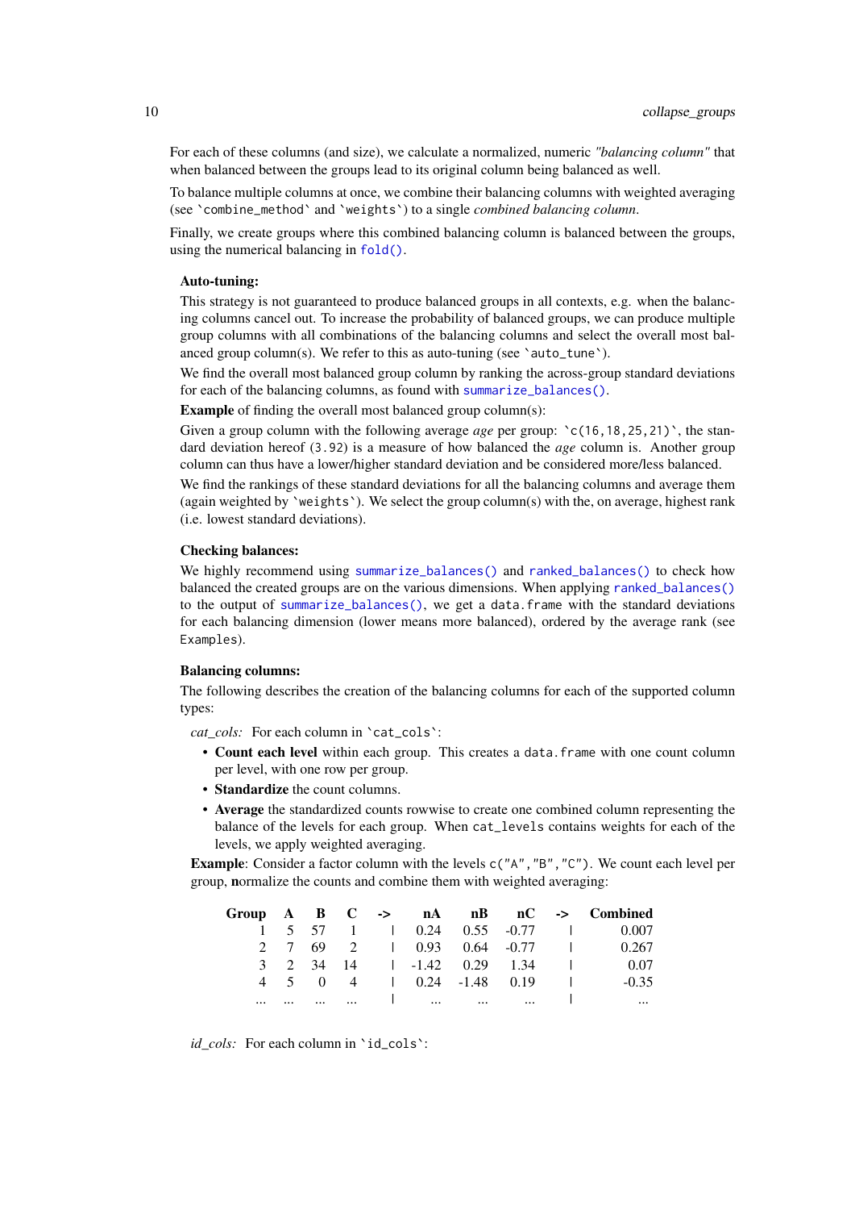For each of these columns (and size), we calculate a normalized, numeric *"balancing column"* that when balanced between the groups lead to its original column being balanced as well.

To balance multiple columns at once, we combine their balancing columns with weighted averaging (see `combine_method` and `weights`) to a single *combined balancing column*.

Finally, we create groups where this combined balancing column is balanced between the groups, using the numerical balancing in `fold()`.

**Auto-tuning:**

This strategy is not guaranteed to produce balanced groups in all contexts, e.g. when the balancing columns cancel out. To increase the probability of balanced groups, we can produce multiple group columns with all combinations of the balancing columns and select the overall most balanced group column(s). We refer to this as auto-tuning (see `auto_tune`).

We find the overall most balanced group column by ranking the across-group standard deviations for each of the balancing columns, as found with `summarize_balances()`.

**Example** of finding the overall most balanced group column(s):

Given a group column with the following average *age* per group: `c(16,18,25,21)`, the standard deviation hereof (`3.92`) is a measure of how balanced the *age* column is. Another group column can thus have a lower/higher standard deviation and be considered more/less balanced.

We find the rankings of these standard deviations for all the balancing columns and average them (again weighted by `weights`). We select the group column(s) with the, on average, highest rank (i.e. lowest standard deviations).

**Checking balances:**

We highly recommend using `summarize_balances()` and `ranked_balances()` to check how balanced the created groups are on the various dimensions. When applying `ranked_balances()` to the output of `summarize_balances()`, we get a `data.frame` with the standard deviations for each balancing dimension (lower means more balanced), ordered by the average rank (see `Examples`).

**Balancing columns:**

The following describes the creation of the balancing columns for each of the supported column types:

*cat_cols:* For each column in `cat_cols`:

- **Count each level** within each group. This creates a `data.frame` with one count column per level, with one row per group.
- **Standardize** the count columns.
- **Average** the standardized counts rowwise to create one combined column representing the balance of the levels for each group. When `cat_levels` contains weights for each of the levels, we apply weighted averaging.

**Example**: Consider a factor column with the levels `c("A","B","C")`. We count each level per group, **n**ormalize the counts and combine them with weighted averaging:

| Group | A | B | C | -> | nA | nB | nC | -> | Combined |
|---|---|---|---|---|---|---|---|---|---|
| 1 | 5 | 57 | 1 | \| | 0.24 | 0.55 | -0.77 | \| | 0.007 |
| 2 | 7 | 69 | 2 | \| | 0.93 | 0.64 | -0.77 | \| | 0.267 |
| 3 | 2 | 34 | 14 | \| | -1.42 | 0.29 | 1.34 | \| | 0.07 |
| 4 | 5 | 0 | 4 | \| | 0.24 | -1.48 | 0.19 | \| | -0.35 |
| ... | ... | ... | ... | \| | ... | ... | ... | \| | ... |

*id_cols:* For each column in `id_cols`: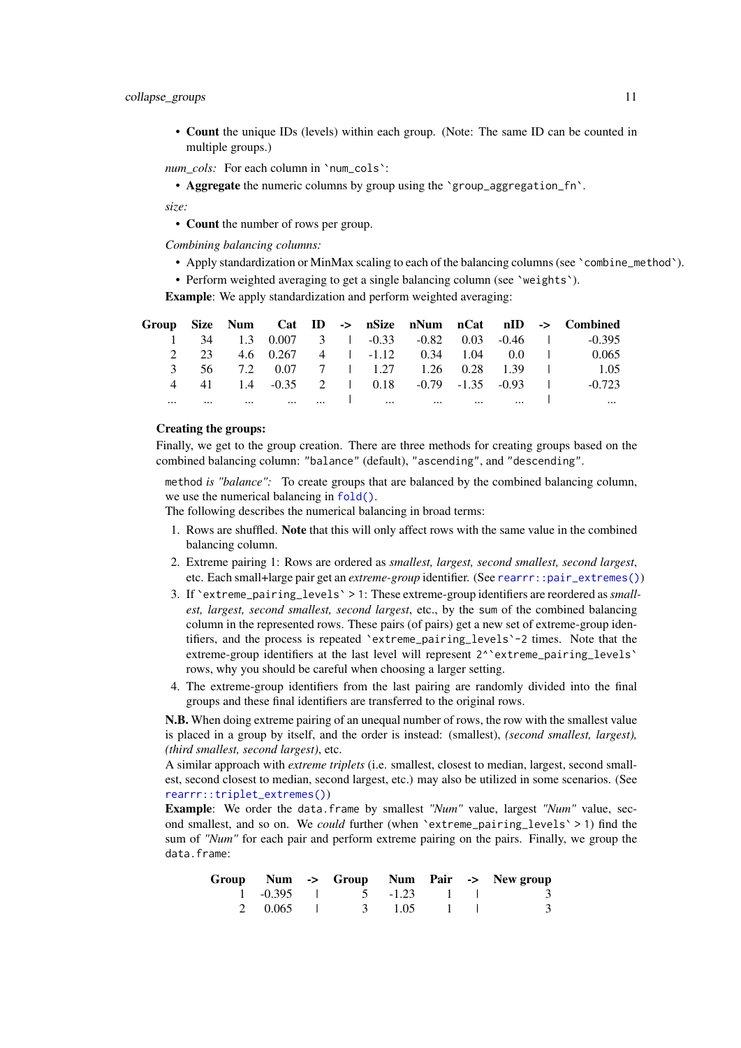- **Count** the unique IDs (levels) within each group. (Note: The same ID can be counted in multiple groups.)

*num_cols:* For each column in `num_cols`:

- **Aggregate** the numeric columns by group using the `group_aggregation_fn`.

*size:*

- **Count** the number of rows per group.

*Combining balancing columns:*

- Apply standardization or MinMax scaling to each of the balancing columns (see `combine_method`).
- Perform weighted averaging to get a single balancing column (see `weights`).

**Example**: We apply standardization and perform weighted averaging:

| Group | Size | Num | Cat | ID | -> | nSize | nNum | nCat | nID | -> | Combined |
|---|---|---|---|---|---|---|---|---|---|---|---|
| 1 | 34 | 1.3 | 0.007 | 3 | \| | -0.33 | -0.82 | 0.03 | -0.46 | \| | -0.395 |
| 2 | 23 | 4.6 | 0.267 | 4 | \| | -1.12 | 0.34 | 1.04 | 0.0 | \| | 0.065 |
| 3 | 56 | 7.2 | 0.07 | 7 | \| | 1.27 | 1.26 | 0.28 | 1.39 | \| | 1.05 |
| 4 | 41 | 1.4 | -0.35 | 2 | \| | 0.18 | -0.79 | -1.35 | -0.93 | \| | -0.723 |
| ... | ... | ... | ... | ... | \| | ... | ... | ... | ... | \| | ... |

**Creating the groups:**

Finally, we get to the group creation. There are three methods for creating groups based on the combined balancing column: "balance" (default), "ascending", and "descending".

method *is "balance":* To create groups that are balanced by the combined balancing column, we use the numerical balancing in `fold()`.

The following describes the numerical balancing in broad terms:

1. Rows are shuffled. **Note** that this will only affect rows with the same value in the combined balancing column.
2. Extreme pairing 1: Rows are ordered as *smallest, largest, second smallest, second largest*, etc. Each small+large pair get an *extreme-group* identifier. (See `rearrr::pair_extremes()`)
3. If `extreme_pairing_levels` > 1: These extreme-group identifiers are reordered as *smallest, largest, second smallest, second largest*, etc., by the sum of the combined balancing column in the represented rows. These pairs (of pairs) get a new set of extreme-group identifiers, and the process is repeated `extreme_pairing_levels`-2 times. Note that the extreme-group identifiers at the last level will represent 2^`extreme_pairing_levels` rows, why you should be careful when choosing a larger setting.
4. The extreme-group identifiers from the last pairing are randomly divided into the final groups and these final identifiers are transferred to the original rows.

**N.B.** When doing extreme pairing of an unequal number of rows, the row with the smallest value is placed in a group by itself, and the order is instead: (smallest), *(second smallest, largest), (third smallest, second largest)*, etc.

A similar approach with *extreme triplets* (i.e. smallest, closest to median, largest, second smallest, second closest to median, second largest, etc.) may also be utilized in some scenarios. (See `rearrr::triplet_extremes()`)

**Example**: We order the data.frame by smallest *"Num"* value, largest *"Num"* value, second smallest, and so on. We *could* further (when `extreme_pairing_levels` > 1) find the sum of *"Num"* for each pair and perform extreme pairing on the pairs. Finally, we group the data.frame:

| Group | Num | -> | Group | Num | Pair | -> | New group |
|---|---|---|---|---|---|---|---|
| 1 | -0.395 | \| | 5 | -1.23 | 1 | \| | 3 |
| 2 | 0.065 | \| | 3 | 1.05 | 1 | \| | 3 |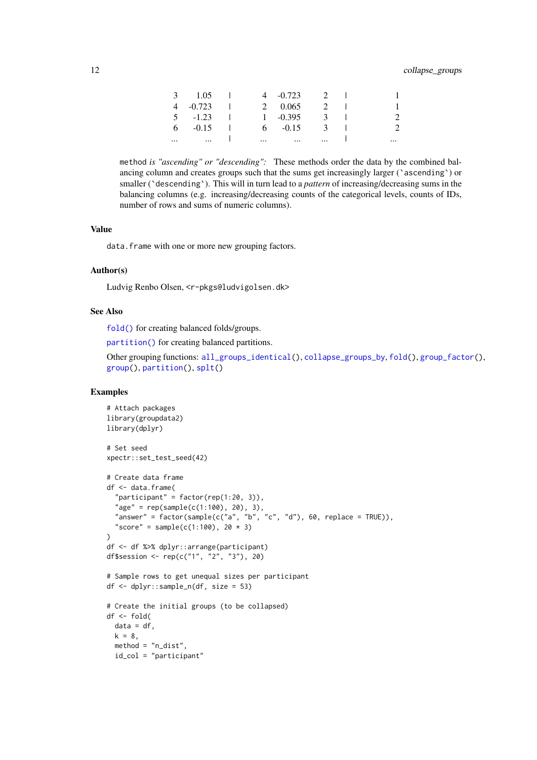| | | | | | | | |
|---|---|---|---|---|---|---|---|
| 3 | 1.05 | \| | 4 | -0.723 | 2 | \| | 1 |
| 4 | -0.723 | \| | 2 | 0.065 | 2 | \| | 1 |
| 5 | -1.23 | \| | 1 | -0.395 | 3 | \| | 2 |
| 6 | -0.15 | \| | 6 | -0.15 | 3 | \| | 2 |
| ... | ... | \| | ... | ... | ... | \| | ... |

`method` *is "ascending" or "descending":* These methods order the data by the combined balancing column and creates groups such that the sums get increasingly larger (`ascending`) or smaller (`descending`). This will in turn lead to a *pattern* of increasing/decreasing sums in the balancing columns (e.g. increasing/decreasing counts of the categorical levels, counts of IDs, number of rows and sums of numeric columns).

## Value

`data.frame` with one or more new grouping factors.

## Author(s)

Ludvig Renbo Olsen, `<r-pkgs@ludvigolsen.dk>`

## See Also

`fold()` for creating balanced folds/groups.

`partition()` for creating balanced partitions.

Other grouping functions: `all_groups_identical()`, `collapse_groups_by`, `fold()`, `group_factor()`, `group()`, `partition()`, `splt()`

## Examples

```
# Attach packages
library(groupdata2)
library(dplyr)

# Set seed
xpectr::set_test_seed(42)

# Create data frame
df <- data.frame(
  "participant" = factor(rep(1:20, 3)),
  "age" = rep(sample(c(1:100), 20), 3),
  "answer" = factor(sample(c("a", "b", "c", "d"), 60, replace = TRUE)),
  "score" = sample(c(1:100), 20 * 3)
)
df <- df %>% dplyr::arrange(participant)
df$session <- rep(c("1", "2", "3"), 20)

# Sample rows to get unequal sizes per participant
df <- dplyr::sample_n(df, size = 53)

# Create the initial groups (to be collapsed)
df <- fold(
  data = df,
  k = 8,
  method = "n_dist",
  id_col = "participant"
```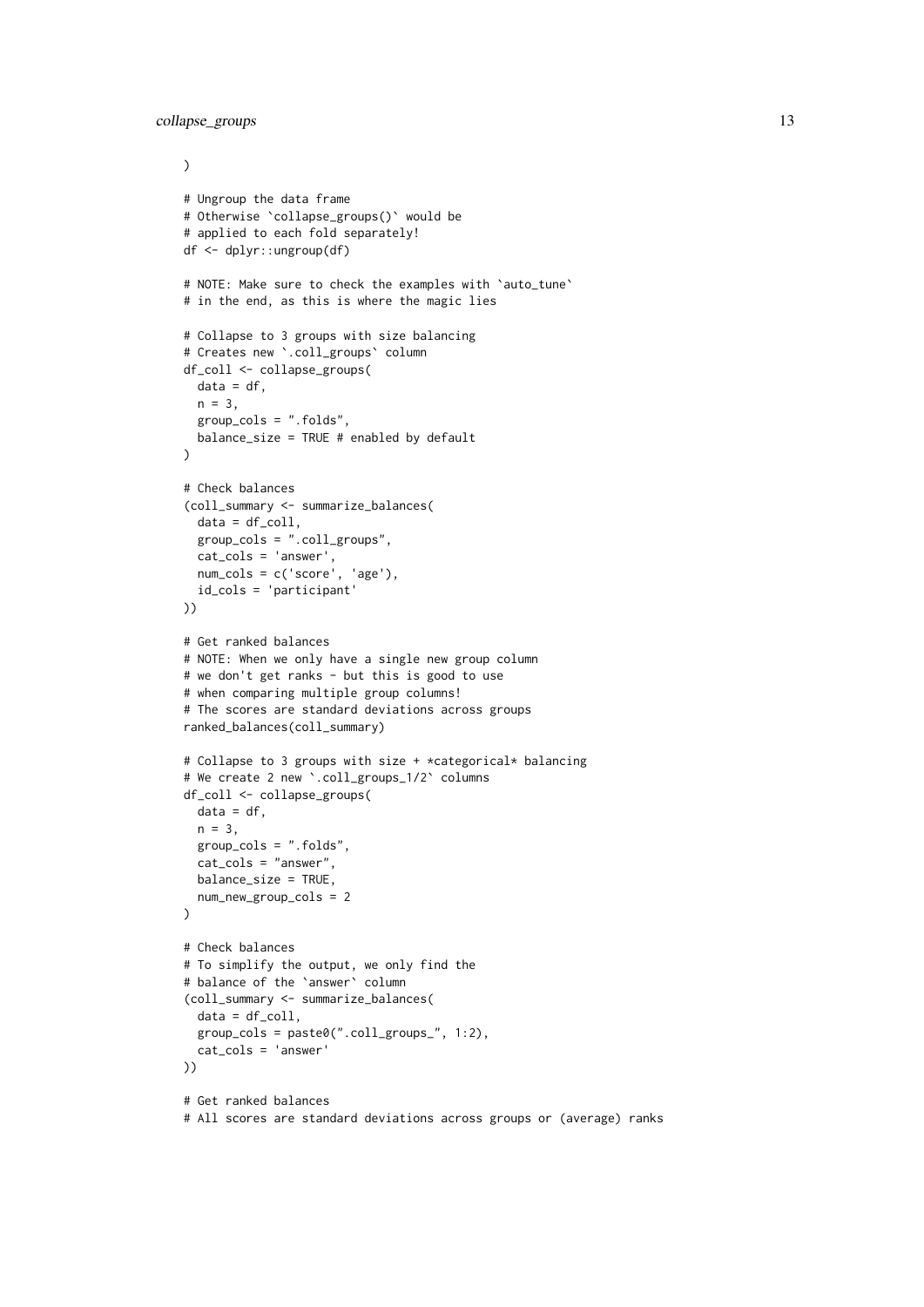```
)

# Ungroup the data frame
# Otherwise `collapse_groups()` would be
# applied to each fold separately!
df <- dplyr::ungroup(df)

# NOTE: Make sure to check the examples with `auto_tune`
# in the end, as this is where the magic lies

# Collapse to 3 groups with size balancing
# Creates new `.coll_groups` column
df_coll <- collapse_groups(
  data = df,
  n = 3,
  group_cols = ".folds",
  balance_size = TRUE # enabled by default
)

# Check balances
(coll_summary <- summarize_balances(
  data = df_coll,
  group_cols = ".coll_groups",
  cat_cols = 'answer',
  num_cols = c('score', 'age'),
  id_cols = 'participant'
))

# Get ranked balances
# NOTE: When we only have a single new group column
# we don't get ranks - but this is good to use
# when comparing multiple group columns!
# The scores are standard deviations across groups
ranked_balances(coll_summary)

# Collapse to 3 groups with size + *categorical* balancing
# We create 2 new `.coll_groups_1/2` columns
df_coll <- collapse_groups(
  data = df,
  n = 3,
  group_cols = ".folds",
  cat_cols = "answer",
  balance_size = TRUE,
  num_new_group_cols = 2
)

# Check balances
# To simplify the output, we only find the
# balance of the `answer` column
(coll_summary <- summarize_balances(
  data = df_coll,
  group_cols = paste0(".coll_groups_", 1:2),
  cat_cols = 'answer'
))

# Get ranked balances
# All scores are standard deviations across groups or (average) ranks
```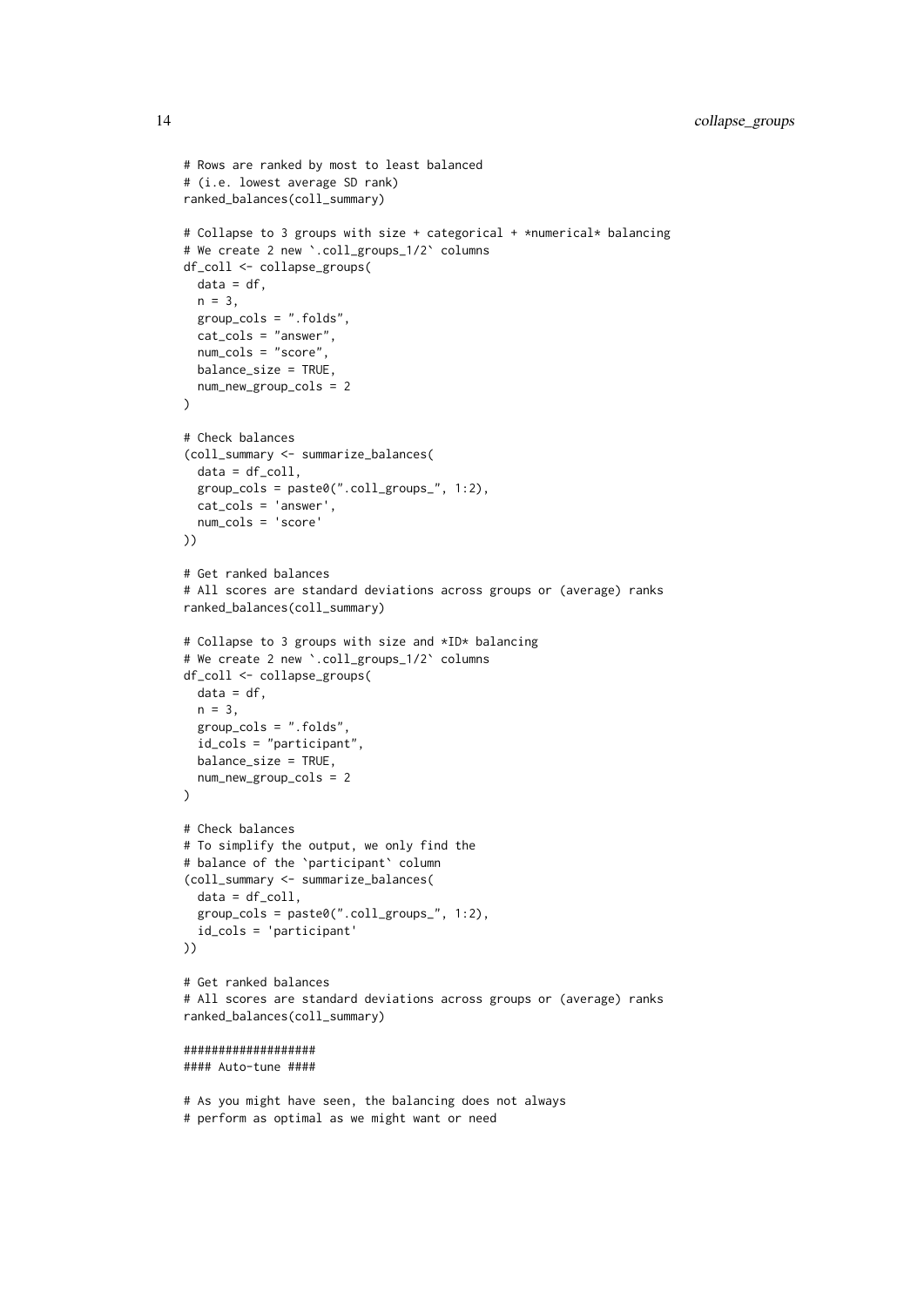```
# Rows are ranked by most to least balanced
# (i.e. lowest average SD rank)
ranked_balances(coll_summary)

# Collapse to 3 groups with size + categorical + *numerical* balancing
# We create 2 new `.coll_groups_1/2` columns
df_coll <- collapse_groups(
  data = df,
  n = 3,
  group_cols = ".folds",
  cat_cols = "answer",
  num_cols = "score",
  balance_size = TRUE,
  num_new_group_cols = 2
)

# Check balances
(coll_summary <- summarize_balances(
  data = df_coll,
  group_cols = paste0(".coll_groups_", 1:2),
  cat_cols = 'answer',
  num_cols = 'score'
))

# Get ranked balances
# All scores are standard deviations across groups or (average) ranks
ranked_balances(coll_summary)

# Collapse to 3 groups with size and *ID* balancing
# We create 2 new `.coll_groups_1/2` columns
df_coll <- collapse_groups(
  data = df,
  n = 3,
  group_cols = ".folds",
  id_cols = "participant",
  balance_size = TRUE,
  num_new_group_cols = 2
)

# Check balances
# To simplify the output, we only find the
# balance of the `participant` column
(coll_summary <- summarize_balances(
  data = df_coll,
  group_cols = paste0(".coll_groups_", 1:2),
  id_cols = 'participant'
))

# Get ranked balances
# All scores are standard deviations across groups or (average) ranks
ranked_balances(coll_summary)

##################
#### Auto-tune ####

# As you might have seen, the balancing does not always
# perform as optimal as we might want or need
```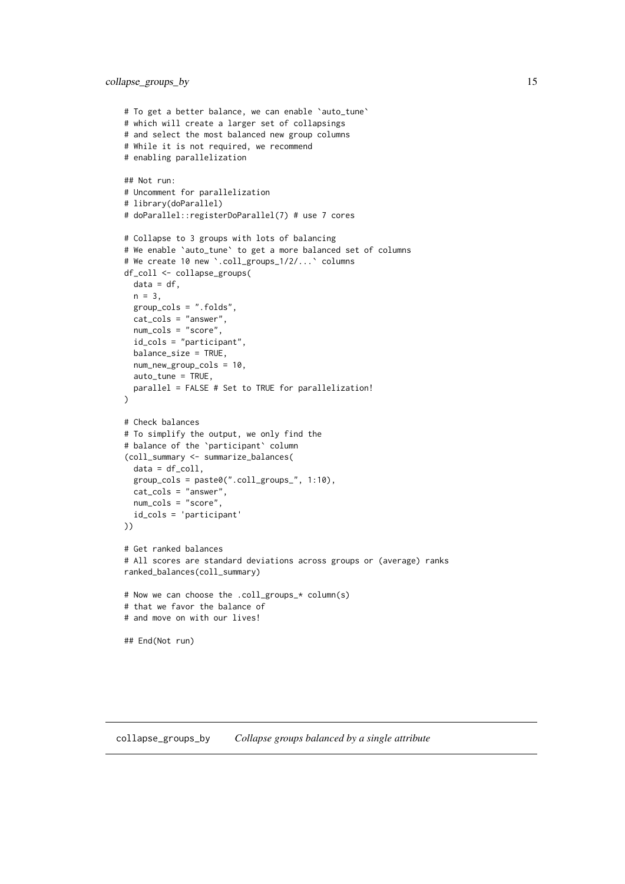```
# To get a better balance, we can enable `auto_tune`
# which will create a larger set of collapsings
# and select the most balanced new group columns
# While it is not required, we recommend
# enabling parallelization

## Not run:
# Uncomment for parallelization
# library(doParallel)
# doParallel::registerDoParallel(7) # use 7 cores

# Collapse to 3 groups with lots of balancing
# We enable `auto_tune` to get a more balanced set of columns
# We create 10 new `.coll_groups_1/2/...` columns
df_coll <- collapse_groups(
  data = df,
  n = 3,
  group_cols = ".folds",
  cat_cols = "answer",
  num_cols = "score",
  id_cols = "participant",
  balance_size = TRUE,
  num_new_group_cols = 10,
  auto_tune = TRUE,
  parallel = FALSE # Set to TRUE for parallelization!
)

# Check balances
# To simplify the output, we only find the
# balance of the `participant` column
(coll_summary <- summarize_balances(
  data = df_coll,
  group_cols = paste0(".coll_groups_", 1:10),
  cat_cols = "answer",
  num_cols = "score",
  id_cols = 'participant'
))

# Get ranked balances
# All scores are standard deviations across groups or (average) ranks
ranked_balances(coll_summary)

# Now we can choose the .coll_groups_* column(s)
# that we favor the balance of
# and move on with our lives!

## End(Not run)
```

---

## collapse_groups_by &nbsp;&nbsp;&nbsp; *Collapse groups balanced by a single attribute*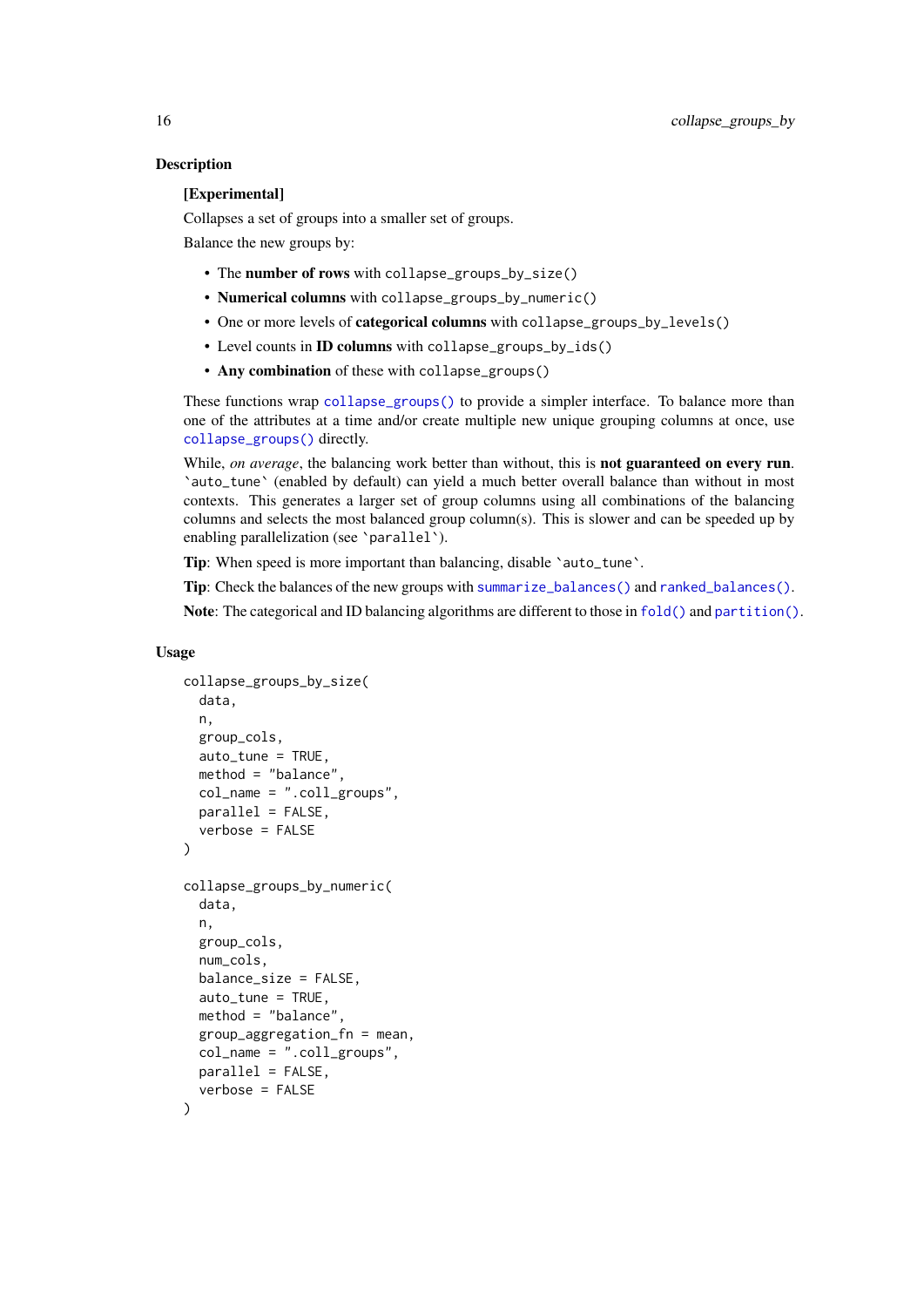## Description

**[Experimental]**

Collapses a set of groups into a smaller set of groups.

Balance the new groups by:

- The **number of rows** with `collapse_groups_by_size()`
- **Numerical columns** with `collapse_groups_by_numeric()`
- One or more levels of **categorical columns** with `collapse_groups_by_levels()`
- Level counts in **ID columns** with `collapse_groups_by_ids()`
- **Any combination** of these with `collapse_groups()`

These functions wrap `collapse_groups()` to provide a simpler interface. To balance more than one of the attributes at a time and/or create multiple new unique grouping columns at once, use `collapse_groups()` directly.

While, *on average*, the balancing work better than without, this is **not guaranteed on every run**. `auto_tune` (enabled by default) can yield a much better overall balance than without in most contexts. This generates a larger set of group columns using all combinations of the balancing columns and selects the most balanced group column(s). This is slower and can be speeded up by enabling parallelization (see `parallel`).

**Tip**: When speed is more important than balancing, disable `auto_tune`.

**Tip**: Check the balances of the new groups with `summarize_balances()` and `ranked_balances()`.

**Note**: The categorical and ID balancing algorithms are different to those in `fold()` and `partition()`.

## Usage

```
collapse_groups_by_size(
  data,
  n,
  group_cols,
  auto_tune = TRUE,
  method = "balance",
  col_name = ".coll_groups",
  parallel = FALSE,
  verbose = FALSE
)

collapse_groups_by_numeric(
  data,
  n,
  group_cols,
  num_cols,
  balance_size = FALSE,
  auto_tune = TRUE,
  method = "balance",
  group_aggregation_fn = mean,
  col_name = ".coll_groups",
  parallel = FALSE,
  verbose = FALSE
)
```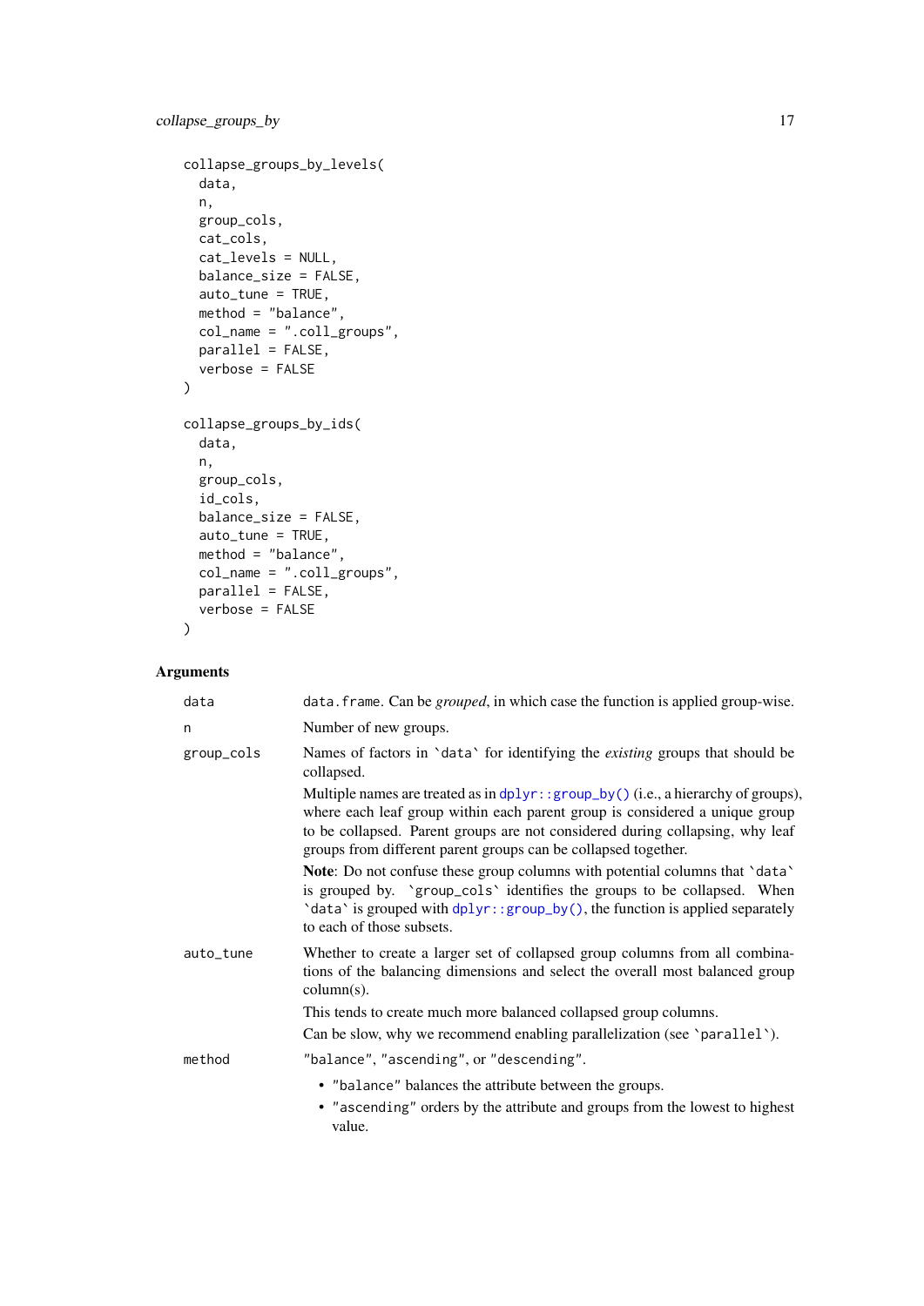```
collapse_groups_by_levels(
  data,
  n,
  group_cols,
  cat_cols,
  cat_levels = NULL,
  balance_size = FALSE,
  auto_tune = TRUE,
  method = "balance",
  col_name = ".coll_groups",
  parallel = FALSE,
  verbose = FALSE
)

collapse_groups_by_ids(
  data,
  n,
  group_cols,
  id_cols,
  balance_size = FALSE,
  auto_tune = TRUE,
  method = "balance",
  col_name = ".coll_groups",
  parallel = FALSE,
  verbose = FALSE
)
```

## Arguments

**data**
: `data.frame`. Can be *grouped*, in which case the function is applied group-wise.

**n**
: Number of new groups.

**group_cols**
: Names of factors in `` `data` `` for identifying the *existing* groups that should be collapsed.

  Multiple names are treated as in `dplyr::group_by()` (i.e., a hierarchy of groups), where each leaf group within each parent group is considered a unique group to be collapsed. Parent groups are not considered during collapsing, why leaf groups from different parent groups can be collapsed together.

  **Note**: Do not confuse these group columns with potential columns that `` `data` `` is grouped by. `` `group_cols` `` identifies the groups to be collapsed. When `` `data` `` is grouped with `dplyr::group_by()`, the function is applied separately to each of those subsets.

**auto_tune**
: Whether to create a larger set of collapsed group columns from all combinations of the balancing dimensions and select the overall most balanced group column(s).

  This tends to create much more balanced collapsed group columns.

  Can be slow, why we recommend enabling parallelization (see `` `parallel` ``).

**method**
: `"balance"`, `"ascending"`, or `"descending"`.

  - `"balance"` balances the attribute between the groups.
  - `"ascending"` orders by the attribute and groups from the lowest to highest value.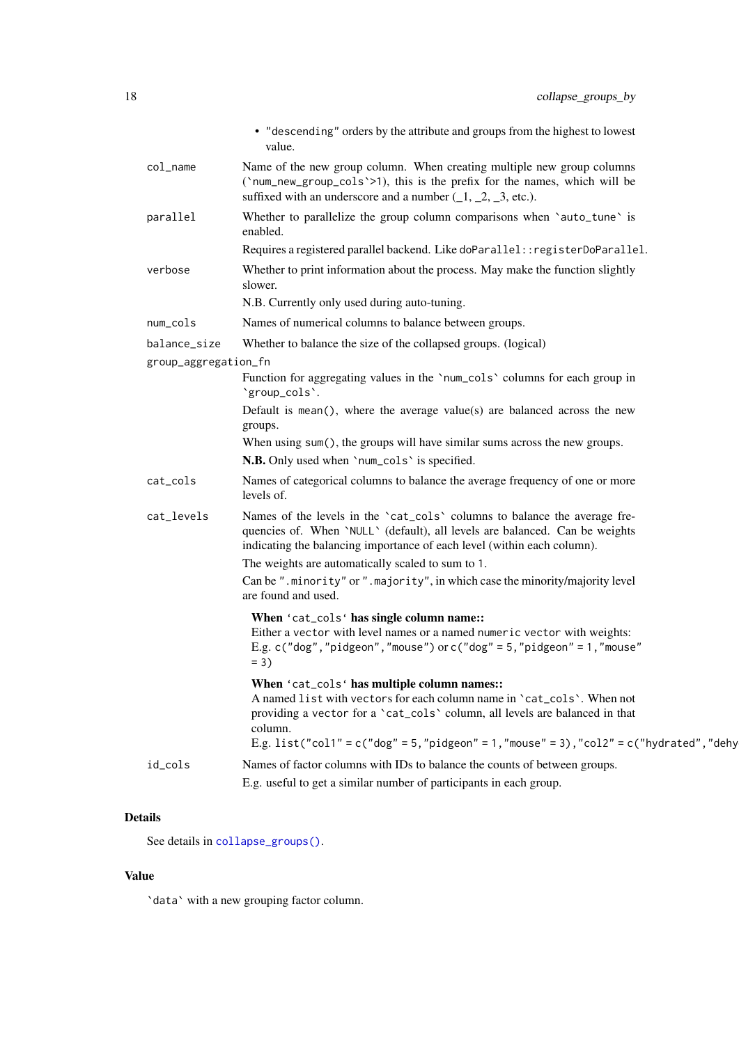- "descending" orders by the attribute and groups from the highest to lowest value.

**col_name**
Name of the new group column. When creating multiple new group columns (`num_new_group_cols`>1), this is the prefix for the names, which will be suffixed with an underscore and a number (_1, _2, _3, etc.).

**parallel**
Whether to parallelize the group column comparisons when `auto_tune` is enabled.

Requires a registered parallel backend. Like `doParallel::registerDoParallel`.

**verbose**
Whether to print information about the process. May make the function slightly slower.

N.B. Currently only used during auto-tuning.

**num_cols**
Names of numerical columns to balance between groups.

**balance_size**
Whether to balance the size of the collapsed groups. (logical)

**group_aggregation_fn**
Function for aggregating values in the `num_cols` columns for each group in `group_cols`.

Default is `mean()`, where the average value(s) are balanced across the new groups.

When using `sum()`, the groups will have similar sums across the new groups.

**N.B.** Only used when `num_cols` is specified.

**cat_cols**
Names of categorical columns to balance the average frequency of one or more levels of.

**cat_levels**
Names of the levels in the `cat_cols` columns to balance the average frequencies of. When `NULL` (default), all levels are balanced. Can be weights indicating the balancing importance of each level (within each column).

The weights are automatically scaled to sum to 1.

Can be ".minority" or ".majority", in which case the minority/majority level are found and used.

**When `cat_cols` has single column name::**
Either a `vector` with level names or a named `numeric vector` with weights:
E.g. `c("dog","pidgeon","mouse")` or `c("dog" = 5,"pidgeon" = 1,"mouse" = 3)`

**When `cat_cols` has multiple column names::**
A named `list` with `vector`s for each column name in `cat_cols`. When not providing a `vector` for a `cat_cols` column, all levels are balanced in that column.
E.g. `list("col1" = c("dog" = 5,"pidgeon" = 1,"mouse" = 3),"col2" = c("hydrated","dehy`

**id_cols**
Names of factor columns with IDs to balance the counts of between groups.

E.g. useful to get a similar number of participants in each group.

## Details

See details in `collapse_groups()`.

## Value

`data` with a new grouping factor column.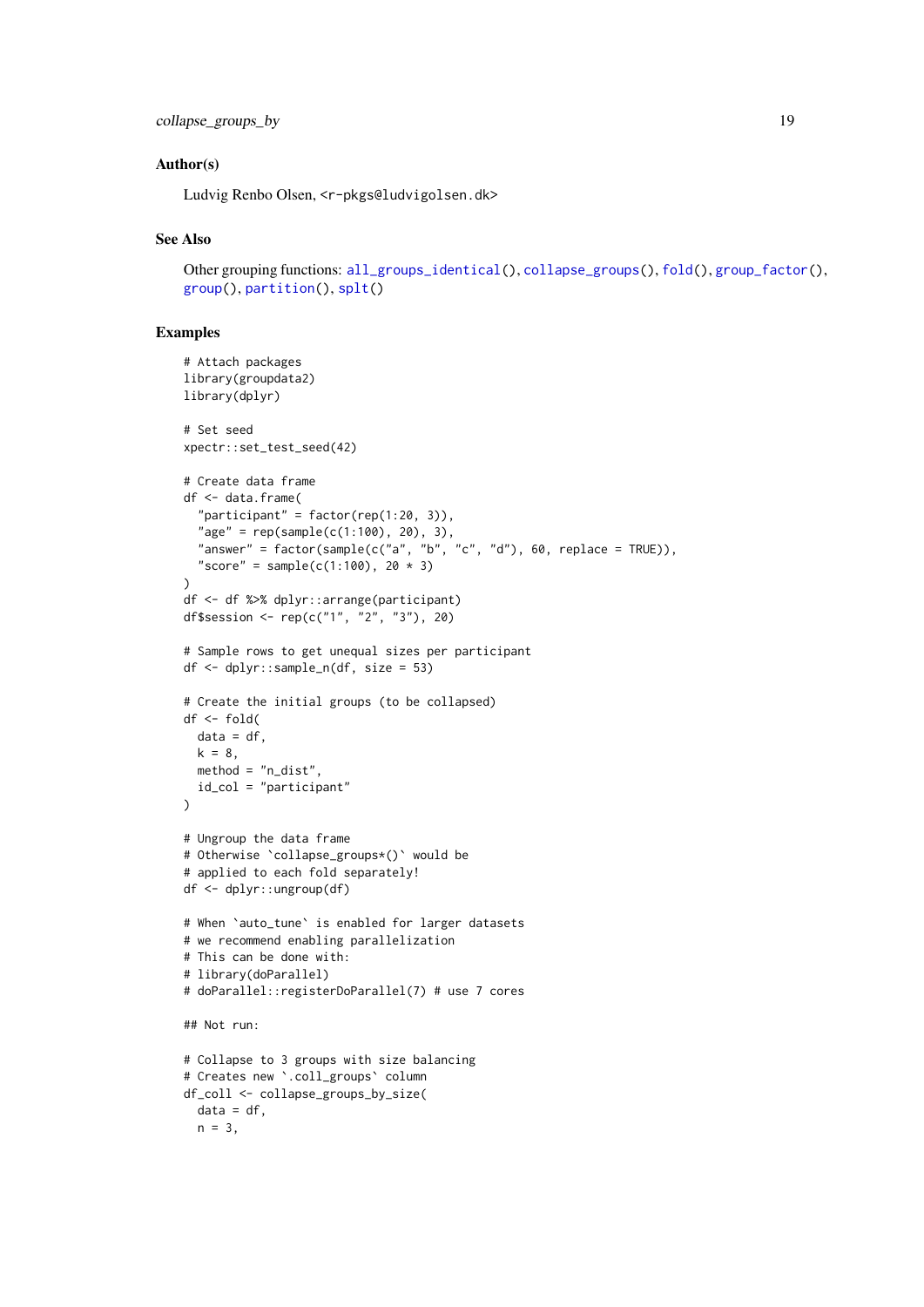### Author(s)

Ludvig Renbo Olsen, <r-pkgs@ludvigolsen.dk>

### See Also

Other grouping functions: all_groups_identical(), collapse_groups(), fold(), group_factor(), group(), partition(), splt()

### Examples

```
# Attach packages
library(groupdata2)
library(dplyr)

# Set seed
xpectr::set_test_seed(42)

# Create data frame
df <- data.frame(
  "participant" = factor(rep(1:20, 3)),
  "age" = rep(sample(c(1:100), 20), 3),
  "answer" = factor(sample(c("a", "b", "c", "d"), 60, replace = TRUE)),
  "score" = sample(c(1:100), 20 * 3)
)
df <- df %>% dplyr::arrange(participant)
df$session <- rep(c("1", "2", "3"), 20)

# Sample rows to get unequal sizes per participant
df <- dplyr::sample_n(df, size = 53)

# Create the initial groups (to be collapsed)
df <- fold(
  data = df,
  k = 8,
  method = "n_dist",
  id_col = "participant"
)

# Ungroup the data frame
# Otherwise `collapse_groups*()` would be
# applied to each fold separately!
df <- dplyr::ungroup(df)

# When `auto_tune` is enabled for larger datasets
# we recommend enabling parallelization
# This can be done with:
# library(doParallel)
# doParallel::registerDoParallel(7) # use 7 cores

## Not run:

# Collapse to 3 groups with size balancing
# Creates new `.coll_groups` column
df_coll <- collapse_groups_by_size(
  data = df,
  n = 3,
```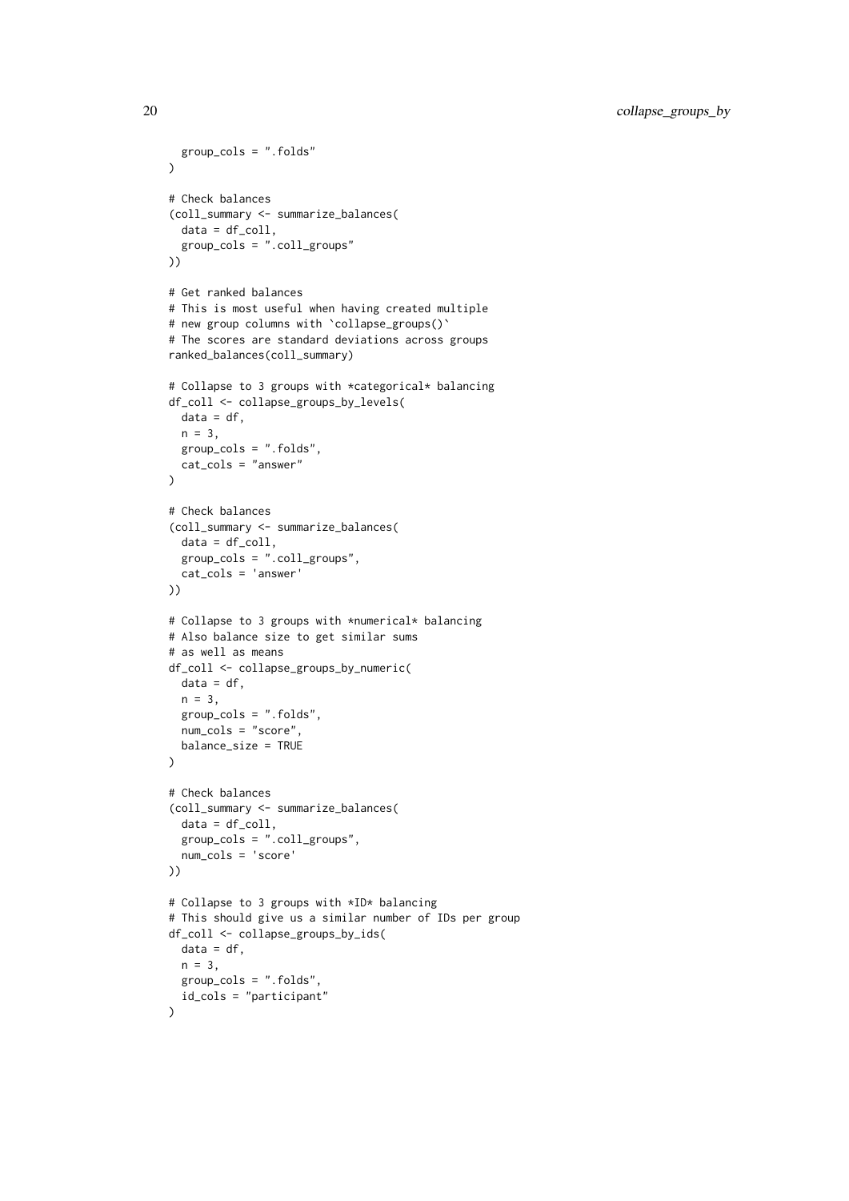```
  group_cols = ".folds"
)

# Check balances
(coll_summary <- summarize_balances(
  data = df_coll,
  group_cols = ".coll_groups"
))

# Get ranked balances
# This is most useful when having created multiple
# new group columns with `collapse_groups()`
# The scores are standard deviations across groups
ranked_balances(coll_summary)

# Collapse to 3 groups with *categorical* balancing
df_coll <- collapse_groups_by_levels(
  data = df,
  n = 3,
  group_cols = ".folds",
  cat_cols = "answer"
)

# Check balances
(coll_summary <- summarize_balances(
  data = df_coll,
  group_cols = ".coll_groups",
  cat_cols = 'answer'
))

# Collapse to 3 groups with *numerical* balancing
# Also balance size to get similar sums
# as well as means
df_coll <- collapse_groups_by_numeric(
  data = df,
  n = 3,
  group_cols = ".folds",
  num_cols = "score",
  balance_size = TRUE
)

# Check balances
(coll_summary <- summarize_balances(
  data = df_coll,
  group_cols = ".coll_groups",
  num_cols = 'score'
))

# Collapse to 3 groups with *ID* balancing
# This should give us a similar number of IDs per group
df_coll <- collapse_groups_by_ids(
  data = df,
  n = 3,
  group_cols = ".folds",
  id_cols = "participant"
)
```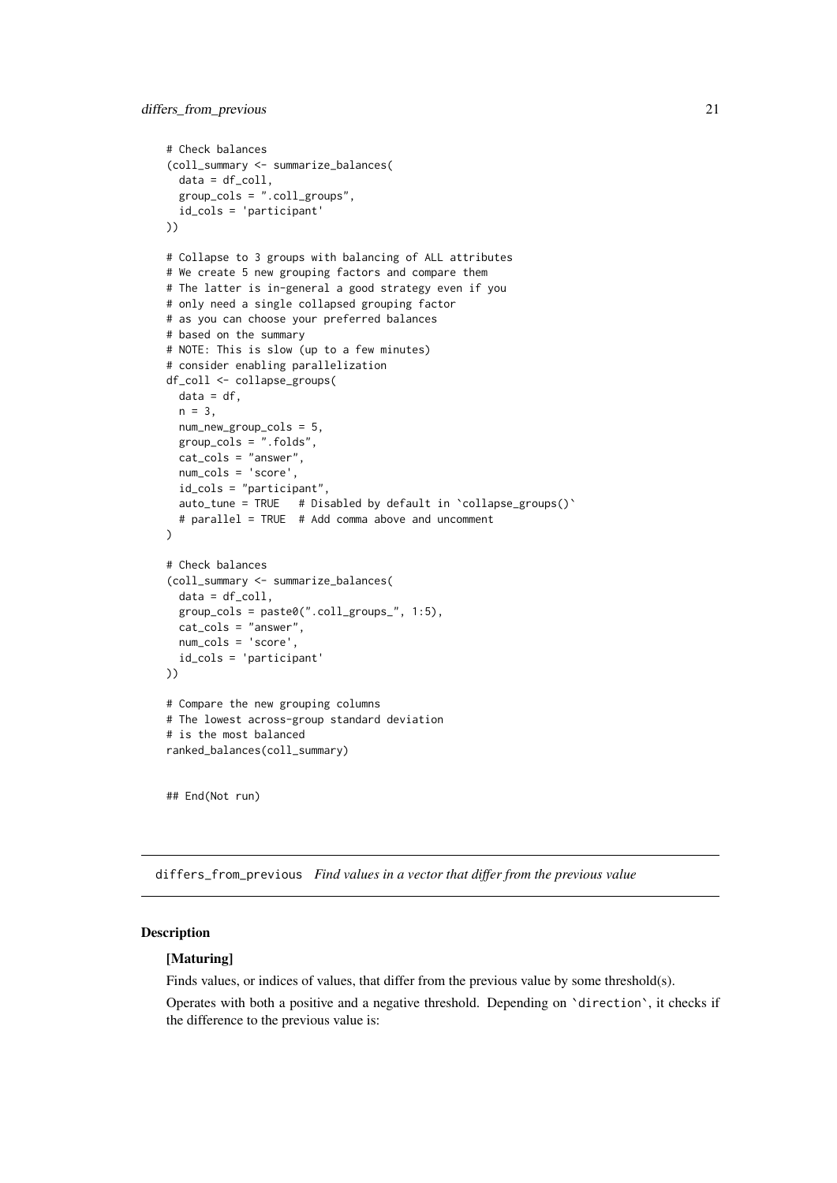```
# Check balances
(coll_summary <- summarize_balances(
  data = df_coll,
  group_cols = ".coll_groups",
  id_cols = 'participant'
))

# Collapse to 3 groups with balancing of ALL attributes
# We create 5 new grouping factors and compare them
# The latter is in-general a good strategy even if you
# only need a single collapsed grouping factor
# as you can choose your preferred balances
# based on the summary
# NOTE: This is slow (up to a few minutes)
# consider enabling parallelization
df_coll <- collapse_groups(
  data = df,
  n = 3,
  num_new_group_cols = 5,
  group_cols = ".folds",
  cat_cols = "answer",
  num_cols = 'score',
  id_cols = "participant",
  auto_tune = TRUE   # Disabled by default in `collapse_groups()`
  # parallel = TRUE  # Add comma above and uncomment
)

# Check balances
(coll_summary <- summarize_balances(
  data = df_coll,
  group_cols = paste0(".coll_groups_", 1:5),
  cat_cols = "answer",
  num_cols = 'score',
  id_cols = 'participant'
))

# Compare the new grouping columns
# The lowest across-group standard deviation
# is the most balanced
ranked_balances(coll_summary)


## End(Not run)
```

---

## differs_from_previous *Find values in a vector that differ from the previous value*

---

### Description

**[Maturing]**

Finds values, or indices of values, that differ from the previous value by some threshold(s).

Operates with both a positive and a negative threshold. Depending on `direction`, it checks if the difference to the previous value is: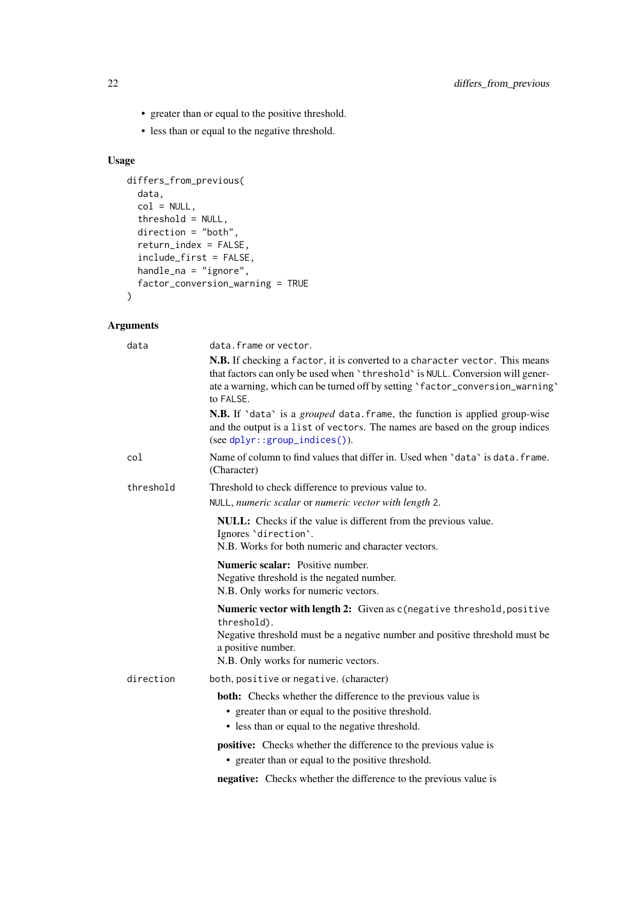- greater than or equal to the positive threshold.
- less than or equal to the negative threshold.

### Usage

```
differs_from_previous(
  data,
  col = NULL,
  threshold = NULL,
  direction = "both",
  return_index = FALSE,
  include_first = FALSE,
  handle_na = "ignore",
  factor_conversion_warning = TRUE
)
```

### Arguments

**data**
`data.frame` or `vector`.

**N.B.** If checking a `factor`, it is converted to a `character vector`. This means that factors can only be used when `` `threshold` `` is `NULL`. Conversion will generate a warning, which can be turned off by setting `` `factor_conversion_warning` `` to `FALSE`.

**N.B.** If `` `data` `` is a *grouped* `data.frame`, the function is applied group-wise and the output is a `list` of `vector`s. The names are based on the group indices (see `dplyr::group_indices()`).

**col**
Name of column to find values that differ in. Used when `` `data` `` is `data.frame`. (Character)

**threshold**
Threshold to check difference to previous value to.

`NULL`, *numeric scalar* or *numeric vector with length* `2`.

**NULL:** Checks if the value is different from the previous value.
Ignores `` `direction` ``.
N.B. Works for both numeric and character vectors.

**Numeric scalar:** Positive number.
Negative threshold is the negated number.
N.B. Only works for numeric vectors.

**Numeric vector with length 2:** Given as `c(negative threshold, positive threshold)`.
Negative threshold must be a negative number and positive threshold must be a positive number.
N.B. Only works for numeric vectors.

**direction**
`both`, `positive` or `negative`. (character)

**both:** Checks whether the difference to the previous value is

- greater than or equal to the positive threshold.
- less than or equal to the negative threshold.

**positive:** Checks whether the difference to the previous value is

- greater than or equal to the positive threshold.

**negative:** Checks whether the difference to the previous value is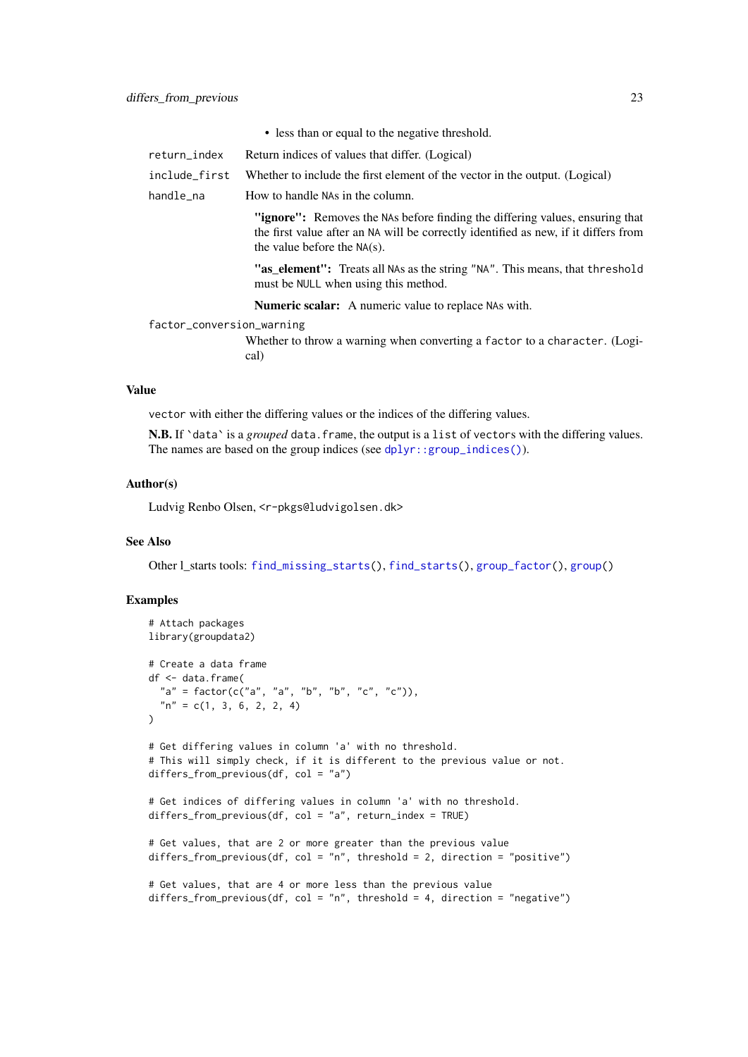- less than or equal to the negative threshold.

| | |
|---|---|
| `return_index` | Return indices of values that differ. (Logical) |
| `include_first` | Whether to include the first element of the vector in the output. (Logical) |
| `handle_na` | How to handle NAs in the column. |

**"ignore":** Removes the NAs before finding the differing values, ensuring that the first value after an NA will be correctly identified as new, if it differs from the value before the NA(s).

**"as_element":** Treats all NAs as the string "NA". This means, that threshold must be NULL when using this method.

**Numeric scalar:** A numeric value to replace NAs with.

`factor_conversion_warning`
Whether to throw a warning when converting a factor to a character. (Logical)

### Value

vector with either the differing values or the indices of the differing values.

**N.B.** If `data` is a *grouped* data.frame, the output is a list of vectors with the differing values. The names are based on the group indices (see `dplyr::group_indices()`).

### Author(s)

Ludvig Renbo Olsen, <r-pkgs@ludvigolsen.dk>

### See Also

Other l_starts tools: `find_missing_starts()`, `find_starts()`, `group_factor()`, `group()`

### Examples

```
# Attach packages
library(groupdata2)

# Create a data frame
df <- data.frame(
  "a" = factor(c("a", "a", "b", "b", "c", "c")),
  "n" = c(1, 3, 6, 2, 2, 4)
)

# Get differing values in column 'a' with no threshold.
# This will simply check, if it is different to the previous value or not.
differs_from_previous(df, col = "a")

# Get indices of differing values in column 'a' with no threshold.
differs_from_previous(df, col = "a", return_index = TRUE)

# Get values, that are 2 or more greater than the previous value
differs_from_previous(df, col = "n", threshold = 2, direction = "positive")

# Get values, that are 4 or more less than the previous value
differs_from_previous(df, col = "n", threshold = 4, direction = "negative")
```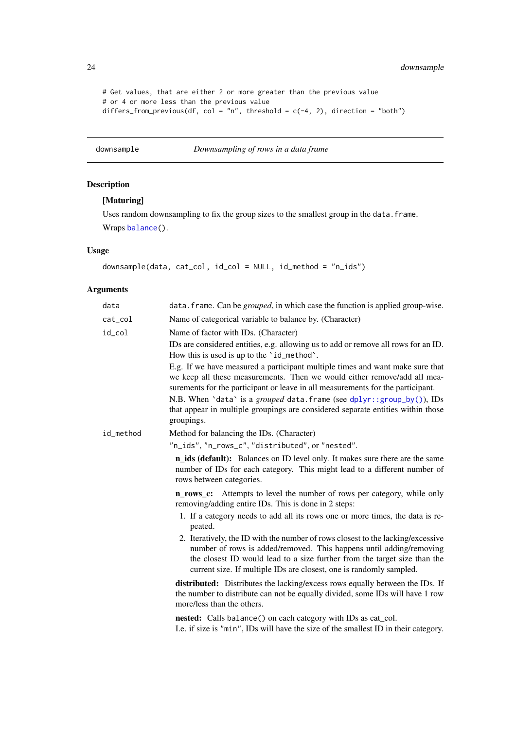```
# Get values, that are either 2 or more greater than the previous value
# or 4 or more less than the previous value
differs_from_previous(df, col = "n", threshold = c(-4, 2), direction = "both")
```

---

## downsample — *Downsampling of rows in a data frame*

### Description

**[Maturing]**

Uses random downsampling to fix the group sizes to the smallest group in the `data.frame`.

Wraps `balance()`.

### Usage

```
downsample(data, cat_col, id_col = NULL, id_method = "n_ids")
```

### Arguments

`data` — `data.frame`. Can be *grouped*, in which case the function is applied group-wise.

`cat_col` — Name of categorical variable to balance by. (Character)

`id_col` — Name of factor with IDs. (Character)

IDs are considered entities, e.g. allowing us to add or remove all rows for an ID. How this is used is up to the `` `id_method` ``.

E.g. If we have measured a participant multiple times and want make sure that we keep all these measurements. Then we would either remove/add all measurements for the participant or leave in all measurements for the participant.

N.B. When `` `data` `` is a *grouped* `data.frame` (see `dplyr::group_by()`), IDs that appear in multiple groupings are considered separate entities within those groupings.

`id_method` — Method for balancing the IDs. (Character)

`"n_ids"`, `"n_rows_c"`, `"distributed"`, or `"nested"`.

**n_ids (default):** Balances on ID level only. It makes sure there are the same number of IDs for each category. This might lead to a different number of rows between categories.

**n_rows_c:** Attempts to level the number of rows per category, while only removing/adding entire IDs. This is done in 2 steps:

1. If a category needs to add all its rows one or more times, the data is repeated.
2. Iteratively, the ID with the number of rows closest to the lacking/excessive number of rows is added/removed. This happens until adding/removing the closest ID would lead to a size further from the target size than the current size. If multiple IDs are closest, one is randomly sampled.

**distributed:** Distributes the lacking/excess rows equally between the IDs. If the number to distribute can not be equally divided, some IDs will have 1 row more/less than the others.

**nested:** Calls `balance()` on each category with IDs as cat_col.
I.e. if size is `"min"`, IDs will have the size of the smallest ID in their category.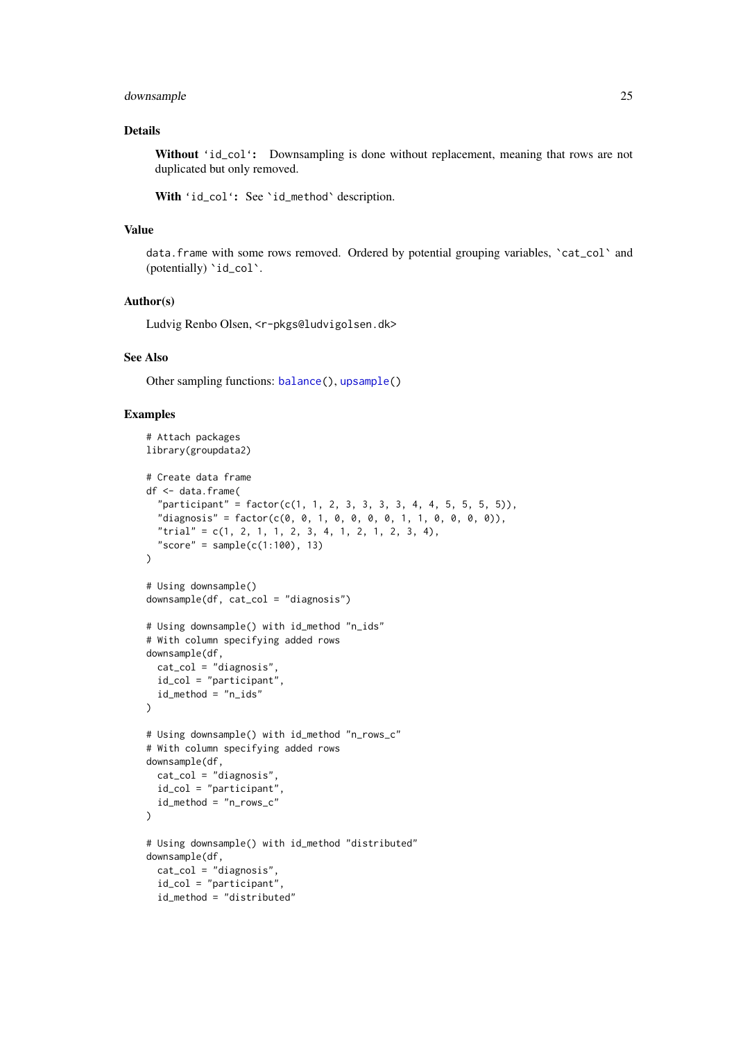## Details

**Without** '`id_col`'**:** Downsampling is done without replacement, meaning that rows are not duplicated but only removed.

**With** '`id_col`'**:** See `id_method` description.

## Value

`data.frame` with some rows removed. Ordered by potential grouping variables, `cat_col` and (potentially) `id_col`.

## Author(s)

Ludvig Renbo Olsen, <r-pkgs@ludvigolsen.dk>

## See Also

Other sampling functions: `balance()`, `upsample()`

## Examples

```
# Attach packages
library(groupdata2)

# Create data frame
df <- data.frame(
  "participant" = factor(c(1, 1, 2, 3, 3, 3, 3, 4, 4, 5, 5, 5, 5)),
  "diagnosis" = factor(c(0, 0, 1, 0, 0, 0, 0, 1, 1, 0, 0, 0, 0)),
  "trial" = c(1, 2, 1, 1, 2, 3, 4, 1, 2, 1, 2, 3, 4),
  "score" = sample(c(1:100), 13)
)

# Using downsample()
downsample(df, cat_col = "diagnosis")

# Using downsample() with id_method "n_ids"
# With column specifying added rows
downsample(df,
  cat_col = "diagnosis",
  id_col = "participant",
  id_method = "n_ids"
)

# Using downsample() with id_method "n_rows_c"
# With column specifying added rows
downsample(df,
  cat_col = "diagnosis",
  id_col = "participant",
  id_method = "n_rows_c"
)

# Using downsample() with id_method "distributed"
downsample(df,
  cat_col = "diagnosis",
  id_col = "participant",
  id_method = "distributed"
```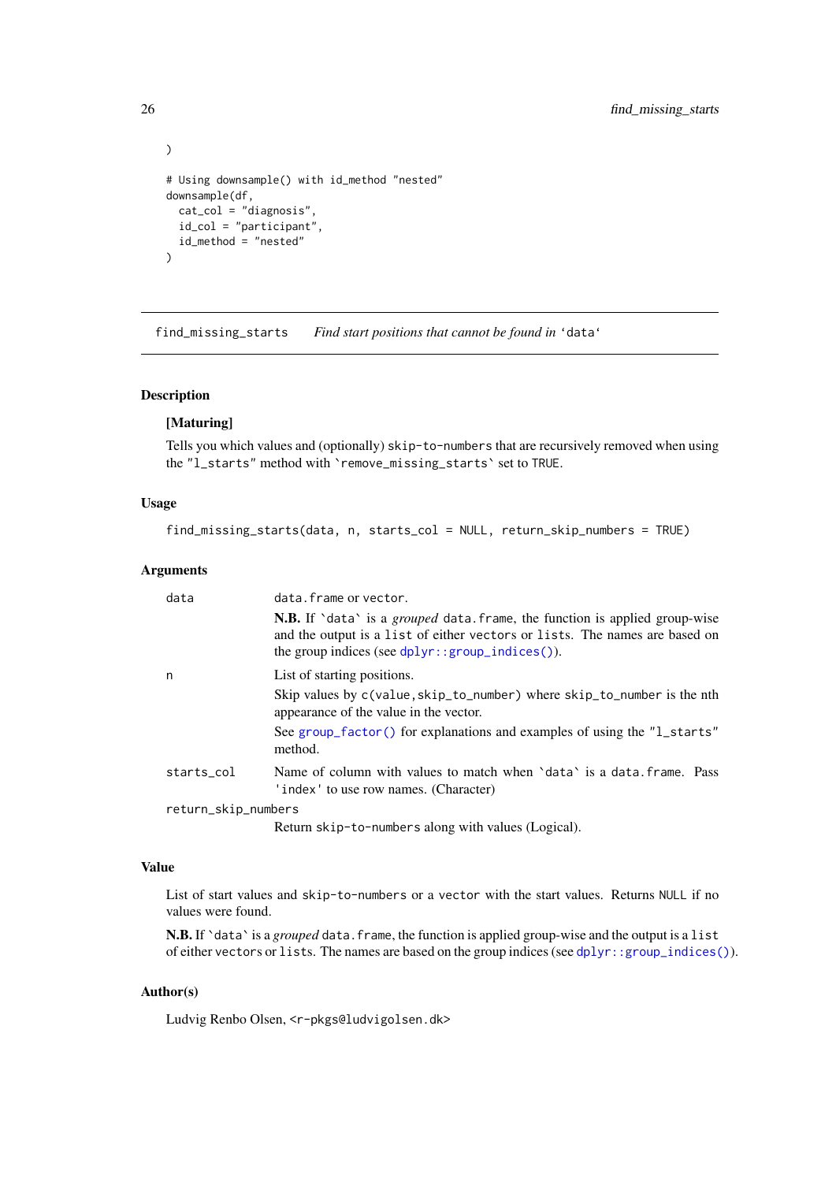```
)

# Using downsample() with id_method "nested"
downsample(df,
  cat_col = "diagnosis",
  id_col = "participant",
  id_method = "nested"
)
```

---

## find_missing_starts — *Find start positions that cannot be found in* `data`

### Description

**[Maturing]**

Tells you which values and (optionally) `skip-to-numbers` that are recursively removed when using the `"l_starts"` method with `remove_missing_starts` set to `TRUE`.

### Usage

```
find_missing_starts(data, n, starts_col = NULL, return_skip_numbers = TRUE)
```

### Arguments

| Argument | Description |
|---|---|
| `data` | `data.frame` or `vector`.<br><br>**N.B.** If `data` is a *grouped* `data.frame`, the function is applied group-wise and the output is a `list` of either `vectors` or `lists`. The names are based on the group indices (see `dplyr::group_indices()`). |
| `n` | List of starting positions.<br><br>Skip values by `c(value,skip_to_number)` where `skip_to_number` is the nth appearance of the value in the vector.<br><br>See `group_factor()` for explanations and examples of using the `"l_starts"` method. |
| `starts_col` | Name of column with values to match when `data` is a `data.frame`. Pass `'index'` to use row names. (Character) |
| `return_skip_numbers` | Return `skip-to-numbers` along with values (Logical). |

### Value

List of start values and `skip-to-numbers` or a `vector` with the start values. Returns `NULL` if no values were found.

**N.B.** If `data` is a *grouped* `data.frame`, the function is applied group-wise and the output is a `list` of either `vectors` or `lists`. The names are based on the group indices (see `dplyr::group_indices()`).

### Author(s)

Ludvig Renbo Olsen, <r-pkgs@ludvigolsen.dk>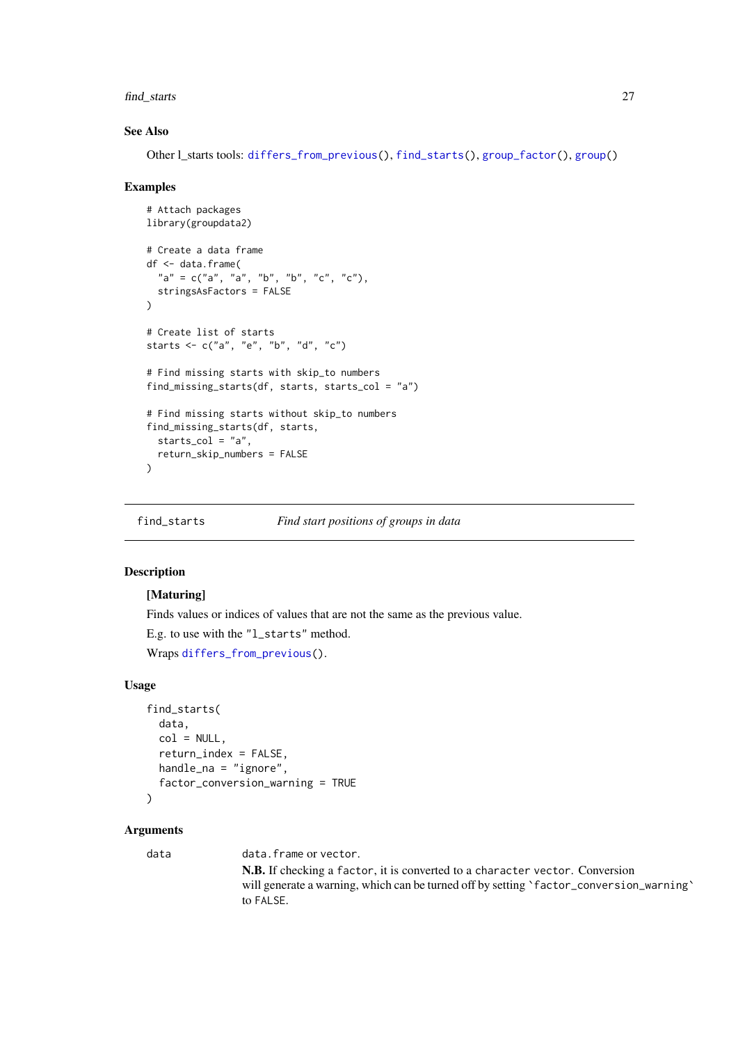### See Also

Other l_starts tools: `differs_from_previous()`, `find_starts()`, `group_factor()`, `group()`

### Examples

```
# Attach packages
library(groupdata2)

# Create a data frame
df <- data.frame(
  "a" = c("a", "a", "b", "b", "c", "c"),
  stringsAsFactors = FALSE
)

# Create list of starts
starts <- c("a", "e", "b", "d", "c")

# Find missing starts with skip_to numbers
find_missing_starts(df, starts, starts_col = "a")

# Find missing starts without skip_to numbers
find_missing_starts(df, starts,
  starts_col = "a",
  return_skip_numbers = FALSE
)
```

---

## find_starts    *Find start positions of groups in data*

---

### Description

**[Maturing]**

Finds values or indices of values that are not the same as the previous value.

E.g. to use with the `"l_starts"` method.

Wraps `differs_from_previous()`.

### Usage

```
find_starts(
  data,
  col = NULL,
  return_index = FALSE,
  handle_na = "ignore",
  factor_conversion_warning = TRUE
)
```

### Arguments

`data` `data.frame` or `vector`.

**N.B.** If checking a `factor`, it is converted to a `character vector`. Conversion will generate a warning, which can be turned off by setting `` `factor_conversion_warning` `` to `FALSE`.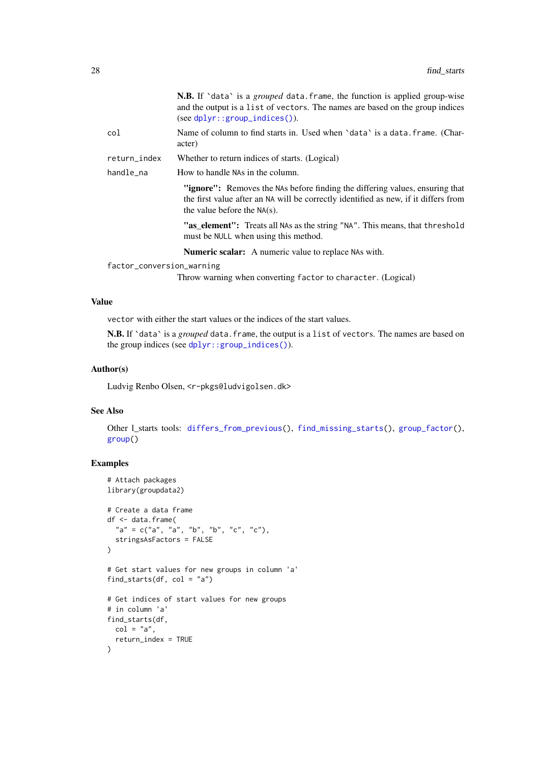**N.B.** If `data` is a *grouped* data.frame, the function is applied group-wise and the output is a list of vectors. The names are based on the group indices (see dplyr::group_indices()).

col
: Name of column to find starts in. Used when `data` is a data.frame. (Character)

return_index
: Whether to return indices of starts. (Logical)

handle_na
: How to handle NAs in the column.

  **"ignore":** Removes the NAs before finding the differing values, ensuring that the first value after an NA will be correctly identified as new, if it differs from the value before the NA(s).

  **"as_element":** Treats all NAs as the string "NA". This means, that threshold must be NULL when using this method.

  **Numeric scalar:** A numeric value to replace NAs with.

factor_conversion_warning
: Throw warning when converting factor to character. (Logical)

### Value

vector with either the start values or the indices of the start values.

**N.B.** If `data` is a *grouped* data.frame, the output is a list of vectors. The names are based on the group indices (see dplyr::group_indices()).

### Author(s)

Ludvig Renbo Olsen, <r-pkgs@ludvigolsen.dk>

### See Also

Other l_starts tools: differs_from_previous(), find_missing_starts(), group_factor(), group()

### Examples

```
# Attach packages
library(groupdata2)

# Create a data frame
df <- data.frame(
  "a" = c("a", "a", "b", "b", "c", "c"),
  stringsAsFactors = FALSE
)

# Get start values for new groups in column 'a'
find_starts(df, col = "a")

# Get indices of start values for new groups
# in column 'a'
find_starts(df,
  col = "a",
  return_index = TRUE
)
```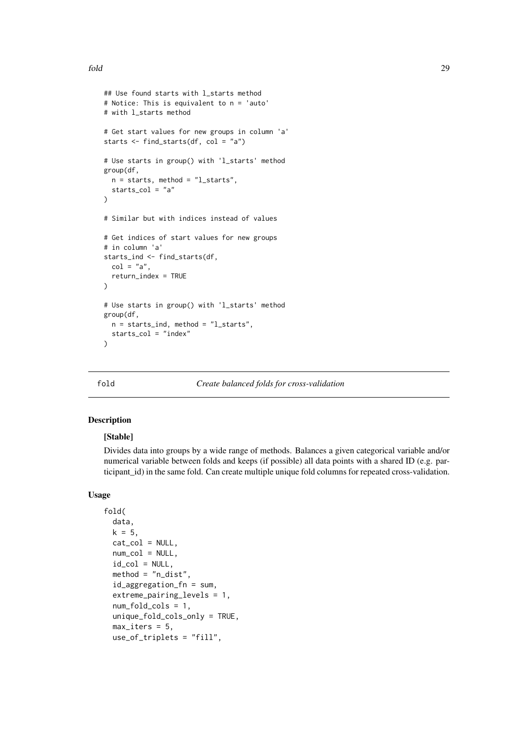```
## Use found starts with l_starts method
# Notice: This is equivalent to n = 'auto'
# with l_starts method

# Get start values for new groups in column 'a'
starts <- find_starts(df, col = "a")

# Use starts in group() with 'l_starts' method
group(df,
  n = starts, method = "l_starts",
  starts_col = "a"
)

# Similar but with indices instead of values

# Get indices of start values for new groups
# in column 'a'
starts_ind <- find_starts(df,
  col = "a",
  return_index = TRUE
)

# Use starts in group() with 'l_starts' method
group(df,
  n = starts_ind, method = "l_starts",
  starts_col = "index"
)
```

---

## fold — *Create balanced folds for cross-validation*

### Description

**[Stable]**

Divides data into groups by a wide range of methods. Balances a given categorical variable and/or numerical variable between folds and keeps (if possible) all data points with a shared ID (e.g. participant_id) in the same fold. Can create multiple unique fold columns for repeated cross-validation.

### Usage

```
fold(
  data,
  k = 5,
  cat_col = NULL,
  num_col = NULL,
  id_col = NULL,
  method = "n_dist",
  id_aggregation_fn = sum,
  extreme_pairing_levels = 1,
  num_fold_cols = 1,
  unique_fold_cols_only = TRUE,
  max_iters = 5,
  use_of_triplets = "fill",
```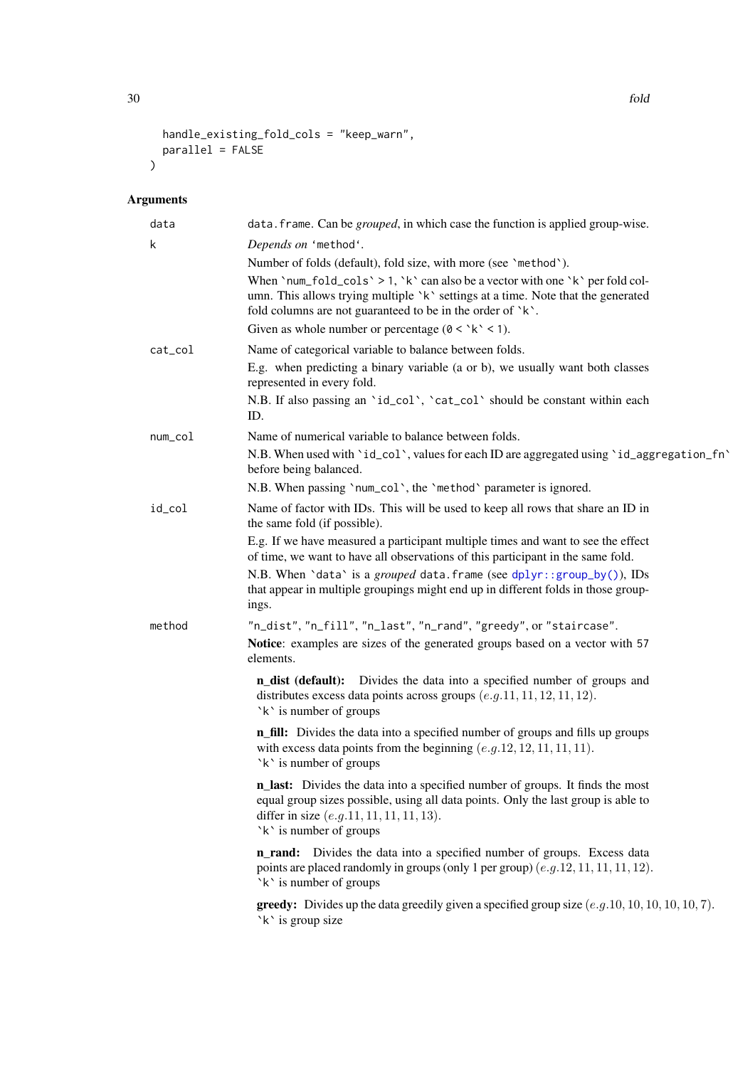```
  handle_existing_fold_cols = "keep_warn",
  parallel = FALSE
)
```

## Arguments

**data**
: `data.frame`. Can be *grouped*, in which case the function is applied group-wise.

**k**
: *Depends on* '`method`'.

  Number of folds (default), fold size, with more (see `method`).

  When `num_fold_cols` > 1, `k` can also be a vector with one `k` per fold column. This allows trying multiple `k` settings at a time. Note that the generated fold columns are not guaranteed to be in the order of `k`.

  Given as whole number or percentage (`0` < `k` < `1`).

**cat_col**
: Name of categorical variable to balance between folds.

  E.g. when predicting a binary variable (a or b), we usually want both classes represented in every fold.

  N.B. If also passing an `id_col`, `cat_col` should be constant within each ID.

**num_col**
: Name of numerical variable to balance between folds.

  N.B. When used with `id_col`, values for each ID are aggregated using `id_aggregation_fn` before being balanced.

  N.B. When passing `num_col`, the `method` parameter is ignored.

**id_col**
: Name of factor with IDs. This will be used to keep all rows that share an ID in the same fold (if possible).

  E.g. If we have measured a participant multiple times and want to see the effect of time, we want to have all observations of this participant in the same fold.

  N.B. When `data` is a *grouped* `data.frame` (see `dplyr::group_by()`), IDs that appear in multiple groupings might end up in different folds in those groupings.

**method**
: `"n_dist"`, `"n_fill"`, `"n_last"`, `"n_rand"`, `"greedy"`, or `"staircase"`.

  **Notice**: examples are sizes of the generated groups based on a vector with `57` elements.

  **n_dist (default):** Divides the data into a specified number of groups and distributes excess data points across groups $(e.g. 11, 11, 12, 11, 12)$.
  `k` is number of groups

  **n_fill:** Divides the data into a specified number of groups and fills up groups with excess data points from the beginning $(e.g. 12, 12, 11, 11, 11)$.
  `k` is number of groups

  **n_last:** Divides the data into a specified number of groups. It finds the most equal group sizes possible, using all data points. Only the last group is able to differ in size $(e.g. 11, 11, 11, 11, 13)$.
  `k` is number of groups

  **n_rand:** Divides the data into a specified number of groups. Excess data points are placed randomly in groups (only 1 per group) $(e.g. 12, 11, 11, 11, 12)$.
  `k` is number of groups

  **greedy:** Divides up the data greedily given a specified group size $(e.g. 10, 10, 10, 10, 10, 7)$.
  `k` is group size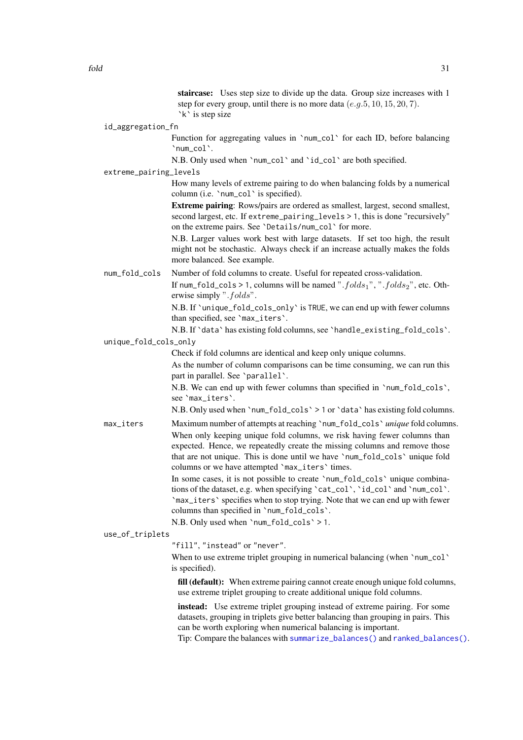**staircase:** Uses step size to divide up the data. Group size increases with 1 step for every group, until there is no more data ($e.g. 5, 10, 15, 20, 7$). `k` is step size

`id_aggregation_fn`

Function for aggregating values in `num_col` for each ID, before balancing `num_col`.

N.B. Only used when `num_col` and `id_col` are both specified.

`extreme_pairing_levels`

How many levels of extreme pairing to do when balancing folds by a numerical column (i.e. `num_col` is specified).

**Extreme pairing**: Rows/pairs are ordered as smallest, largest, second smallest, second largest, etc. If `extreme_pairing_levels > 1`, this is done "recursively" on the extreme pairs. See `Details/num_col` for more.

N.B. Larger values work best with large datasets. If set too high, the result might not be stochastic. Always check if an increase actually makes the folds more balanced. See example.

`num_fold_cols`

Number of fold columns to create. Useful for repeated cross-validation.

If `num_fold_cols > 1`, columns will be named "$.folds_1$", "$.folds_2$", etc. Otherwise simply "$.folds$".

N.B. If `unique_fold_cols_only` is `TRUE`, we can end up with fewer columns than specified, see `max_iters`.

N.B. If `data` has existing fold columns, see `handle_existing_fold_cols`.

`unique_fold_cols_only`

Check if fold columns are identical and keep only unique columns.

As the number of column comparisons can be time consuming, we can run this part in parallel. See `parallel`.

N.B. We can end up with fewer columns than specified in `num_fold_cols`, see `max_iters`.

N.B. Only used when `num_fold_cols` > 1 or `data` has existing fold columns.

`max_iters`

Maximum number of attempts at reaching `num_fold_cols` *unique* fold columns.

When only keeping unique fold columns, we risk having fewer columns than expected. Hence, we repeatedly create the missing columns and remove those that are not unique. This is done until we have `num_fold_cols` unique fold columns or we have attempted `max_iters` times.

In some cases, it is not possible to create `num_fold_cols` unique combinations of the dataset, e.g. when specifying `cat_col`, `id_col` and `num_col`. `max_iters` specifies when to stop trying. Note that we can end up with fewer columns than specified in `num_fold_cols`.

N.B. Only used when `num_fold_cols` > 1.

`use_of_triplets`

`"fill"`, `"instead"` or `"never"`.

When to use extreme triplet grouping in numerical balancing (when `num_col` is specified).

**fill (default):** When extreme pairing cannot create enough unique fold columns, use extreme triplet grouping to create additional unique fold columns.

**instead:** Use extreme triplet grouping instead of extreme pairing. For some datasets, grouping in triplets give better balancing than grouping in pairs. This can be worth exploring when numerical balancing is important.

Tip: Compare the balances with `summarize_balances()` and `ranked_balances()`.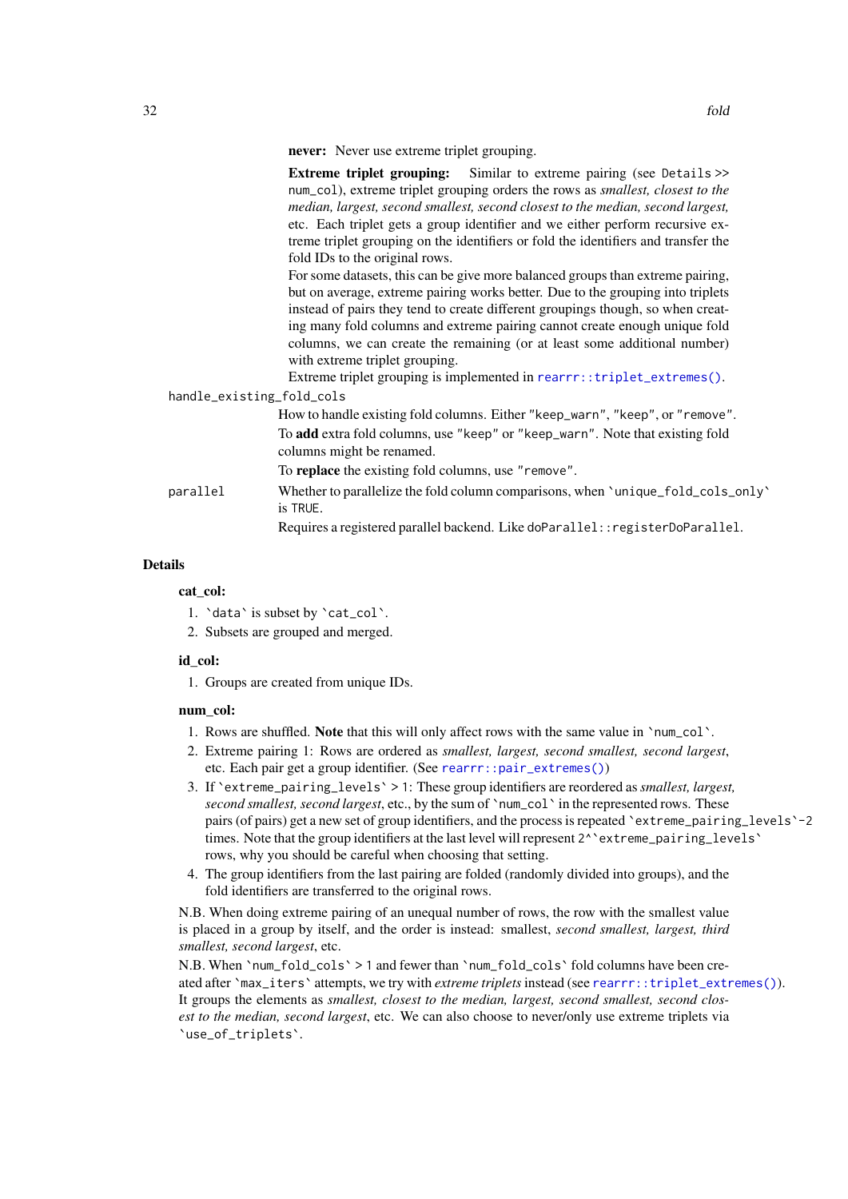**never:** Never use extreme triplet grouping.

**Extreme triplet grouping:** Similar to extreme pairing (see `Details >> num_col`), extreme triplet grouping orders the rows as *smallest, closest to the median, largest, second smallest, second closest to the median, second largest,* etc. Each triplet gets a group identifier and we either perform recursive extreme triplet grouping on the identifiers or fold the identifiers and transfer the fold IDs to the original rows.

For some datasets, this can be give more balanced groups than extreme pairing, but on average, extreme pairing works better. Due to the grouping into triplets instead of pairs they tend to create different groupings though, so when creating many fold columns and extreme pairing cannot create enough unique fold columns, we can create the remaining (or at least some additional number) with extreme triplet grouping.

Extreme triplet grouping is implemented in `rearrr::triplet_extremes()`.

`handle_existing_fold_cols`
: How to handle existing fold columns. Either `"keep_warn"`, `"keep"`, or `"remove"`.

  To **add** extra fold columns, use `"keep"` or `"keep_warn"`. Note that existing fold columns might be renamed.

  To **replace** the existing fold columns, use `"remove"`.

`parallel`
: Whether to parallelize the fold column comparisons, when `` `unique_fold_cols_only` `` is `TRUE`.

  Requires a registered parallel backend. Like `doParallel::registerDoParallel`.

## Details

**cat_col:**

1. `` `data` `` is subset by `` `cat_col` ``.
2. Subsets are grouped and merged.

**id_col:**

1. Groups are created from unique IDs.

**num_col:**

1. Rows are shuffled. **Note** that this will only affect rows with the same value in `` `num_col` ``.
2. Extreme pairing 1: Rows are ordered as *smallest, largest, second smallest, second largest*, etc. Each pair get a group identifier. (See `rearrr::pair_extremes()`)
3. If `` `extreme_pairing_levels` `` > 1: These group identifiers are reordered as *smallest, largest, second smallest, second largest*, etc., by the sum of `` `num_col` `` in the represented rows. These pairs (of pairs) get a new set of group identifiers, and the process is repeated `` `extreme_pairing_levels`-2 `` times. Note that the group identifiers at the last level will represent ``2^`extreme_pairing_levels` `` rows, why you should be careful when choosing that setting.
4. The group identifiers from the last pairing are folded (randomly divided into groups), and the fold identifiers are transferred to the original rows.

N.B. When doing extreme pairing of an unequal number of rows, the row with the smallest value is placed in a group by itself, and the order is instead: smallest, *second smallest, largest, third smallest, second largest*, etc.

N.B. When `` `num_fold_cols` `` > 1 and fewer than `` `num_fold_cols` `` fold columns have been created after `` `max_iters` `` attempts, we try with *extreme triplets* instead (see `rearrr::triplet_extremes()`). It groups the elements as *smallest, closest to the median, largest, second smallest, second closest to the median, second largest*, etc. We can also choose to never/only use extreme triplets via `` `use_of_triplets` ``.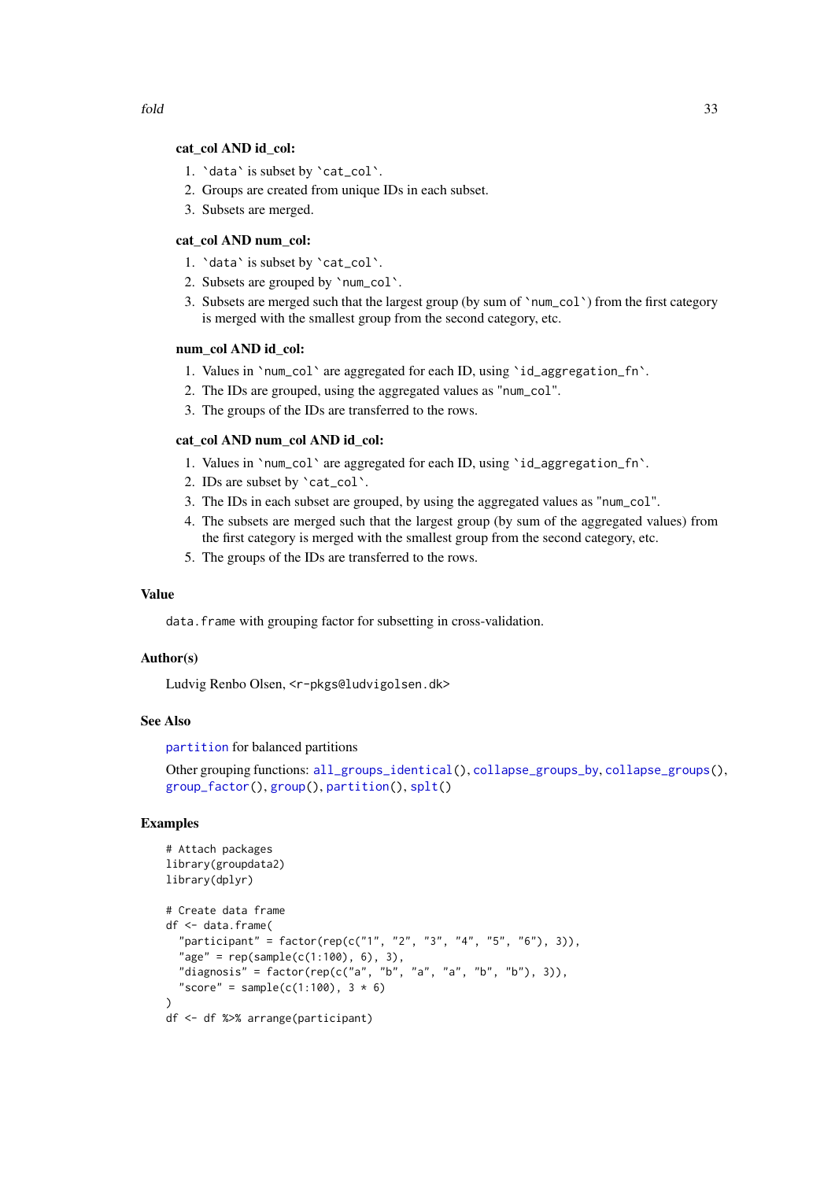**cat_col AND id_col:**

1. `data` is subset by `cat_col`.
2. Groups are created from unique IDs in each subset.
3. Subsets are merged.

**cat_col AND num_col:**

1. `data` is subset by `cat_col`.
2. Subsets are grouped by `num_col`.
3. Subsets are merged such that the largest group (by sum of `num_col`) from the first category is merged with the smallest group from the second category, etc.

**num_col AND id_col:**

1. Values in `num_col` are aggregated for each ID, using `id_aggregation_fn`.
2. The IDs are grouped, using the aggregated values as "num_col".
3. The groups of the IDs are transferred to the rows.

**cat_col AND num_col AND id_col:**

1. Values in `num_col` are aggregated for each ID, using `id_aggregation_fn`.
2. IDs are subset by `cat_col`.
3. The IDs in each subset are grouped, by using the aggregated values as "num_col".
4. The subsets are merged such that the largest group (by sum of the aggregated values) from the first category is merged with the smallest group from the second category, etc.
5. The groups of the IDs are transferred to the rows.

## Value

`data.frame` with grouping factor for subsetting in cross-validation.

## Author(s)

Ludvig Renbo Olsen, <r-pkgs@ludvigolsen.dk>

## See Also

`partition` for balanced partitions

Other grouping functions: `all_groups_identical()`, `collapse_groups_by`, `collapse_groups()`, `group_factor()`, `group()`, `partition()`, `splt()`

## Examples

```
# Attach packages
library(groupdata2)
library(dplyr)

# Create data frame
df <- data.frame(
  "participant" = factor(rep(c("1", "2", "3", "4", "5", "6"), 3)),
  "age" = rep(sample(c(1:100), 6), 3),
  "diagnosis" = factor(rep(c("a", "b", "a", "a", "b", "b"), 3)),
  "score" = sample(c(1:100), 3 * 6)
)
df <- df %>% arrange(participant)
```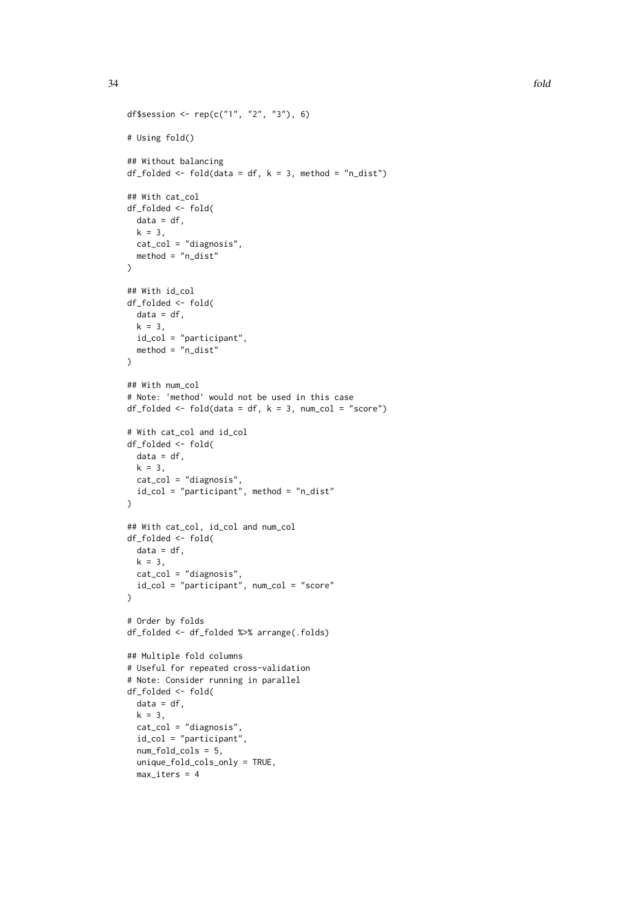```
df$session <- rep(c("1", "2", "3"), 6)

# Using fold()

## Without balancing
df_folded <- fold(data = df, k = 3, method = "n_dist")

## With cat_col
df_folded <- fold(
  data = df,
  k = 3,
  cat_col = "diagnosis",
  method = "n_dist"
)

## With id_col
df_folded <- fold(
  data = df,
  k = 3,
  id_col = "participant",
  method = "n_dist"
)

## With num_col
# Note: 'method' would not be used in this case
df_folded <- fold(data = df, k = 3, num_col = "score")

# With cat_col and id_col
df_folded <- fold(
  data = df,
  k = 3,
  cat_col = "diagnosis",
  id_col = "participant", method = "n_dist"
)

## With cat_col, id_col and num_col
df_folded <- fold(
  data = df,
  k = 3,
  cat_col = "diagnosis",
  id_col = "participant", num_col = "score"
)

# Order by folds
df_folded <- df_folded %>% arrange(.folds)

## Multiple fold columns
# Useful for repeated cross-validation
# Note: Consider running in parallel
df_folded <- fold(
  data = df,
  k = 3,
  cat_col = "diagnosis",
  id_col = "participant",
  num_fold_cols = 5,
  unique_fold_cols_only = TRUE,
  max_iters = 4
```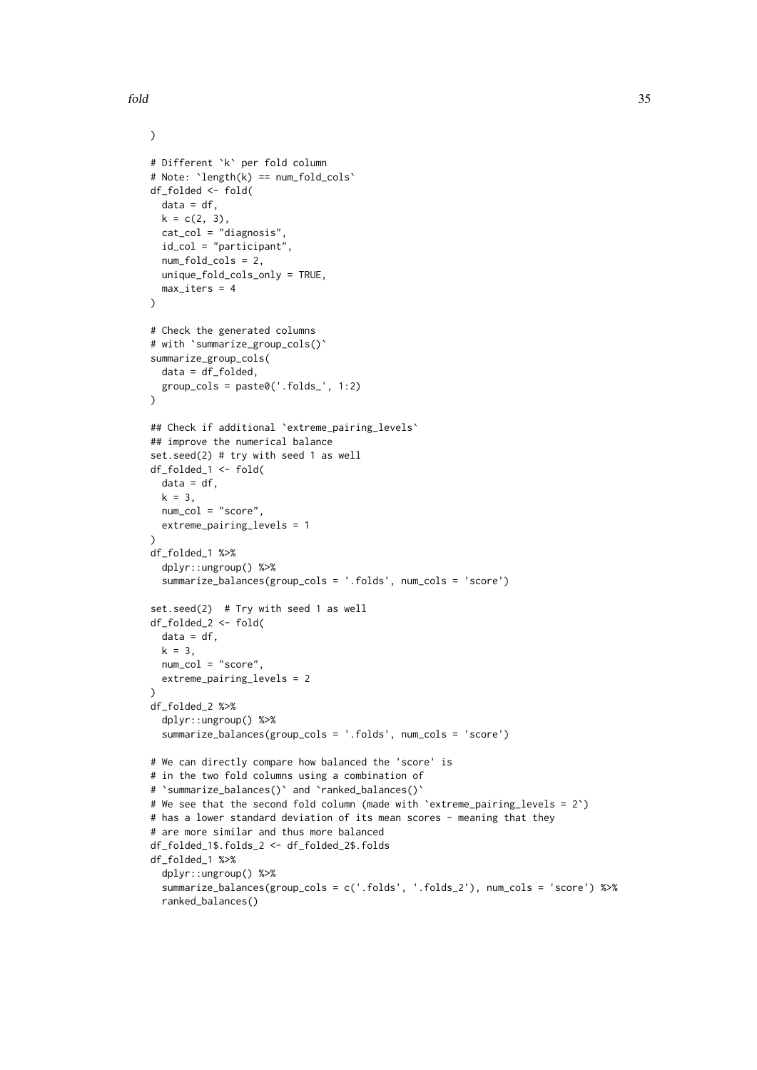```
)

# Different `k` per fold column
# Note: `length(k) == num_fold_cols`
df_folded <- fold(
  data = df,
  k = c(2, 3),
  cat_col = "diagnosis",
  id_col = "participant",
  num_fold_cols = 2,
  unique_fold_cols_only = TRUE,
  max_iters = 4
)

# Check the generated columns
# with `summarize_group_cols()`
summarize_group_cols(
  data = df_folded,
  group_cols = paste0('.folds_', 1:2)
)

## Check if additional `extreme_pairing_levels`
## improve the numerical balance
set.seed(2) # try with seed 1 as well
df_folded_1 <- fold(
  data = df,
  k = 3,
  num_col = "score",
  extreme_pairing_levels = 1
)
df_folded_1 %>%
  dplyr::ungroup() %>%
  summarize_balances(group_cols = '.folds', num_cols = 'score')

set.seed(2)  # Try with seed 1 as well
df_folded_2 <- fold(
  data = df,
  k = 3,
  num_col = "score",
  extreme_pairing_levels = 2
)
df_folded_2 %>%
  dplyr::ungroup() %>%
  summarize_balances(group_cols = '.folds', num_cols = 'score')

# We can directly compare how balanced the 'score' is
# in the two fold columns using a combination of
# `summarize_balances()` and `ranked_balances()`
# We see that the second fold column (made with `extreme_pairing_levels = 2`)
# has a lower standard deviation of its mean scores - meaning that they
# are more similar and thus more balanced
df_folded_1$.folds_2 <- df_folded_2$.folds
df_folded_1 %>%
  dplyr::ungroup() %>%
  summarize_balances(group_cols = c('.folds', '.folds_2'), num_cols = 'score') %>%
  ranked_balances()
```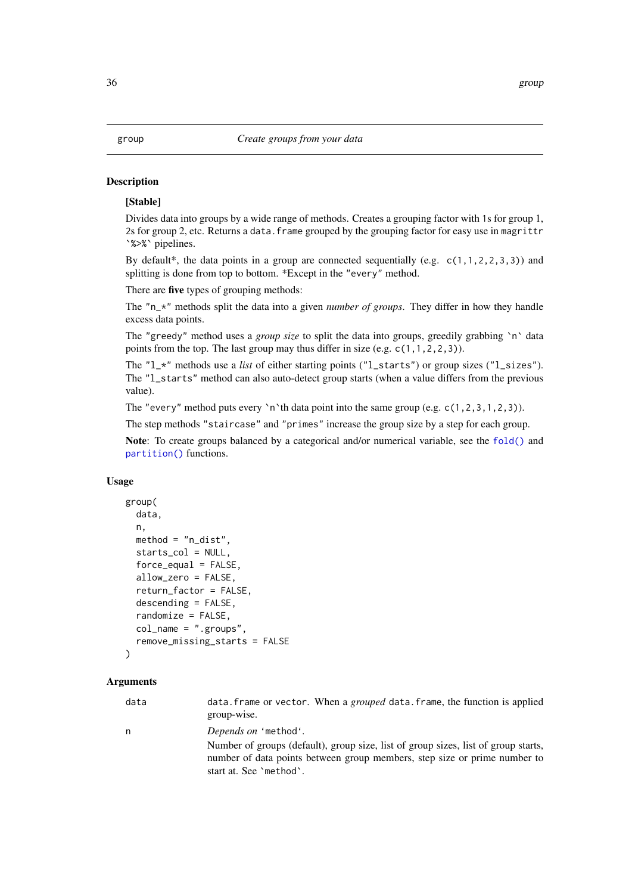# group — *Create groups from your data*

## Description

**[Stable]**

Divides data into groups by a wide range of methods. Creates a grouping factor with 1s for group 1, 2s for group 2, etc. Returns a `data.frame` grouped by the grouping factor for easy use in `magrittr` `` `%>%` `` pipelines.

By default*, the data points in a group are connected sequentially (e.g. `c(1,1,2,2,3,3)`) and splitting is done from top to bottom. *Except in the `"every"` method.

There are **five** types of grouping methods:

The `"n_*"` methods split the data into a given *number of groups*. They differ in how they handle excess data points.

The `"greedy"` method uses a *group size* to split the data into groups, greedily grabbing `` `n` `` data points from the top. The last group may thus differ in size (e.g. `c(1,1,2,2,3)`).

The `"l_*"` methods use a *list* of either starting points (`"l_starts"`) or group sizes (`"l_sizes"`). The `"l_starts"` method can also auto-detect group starts (when a value differs from the previous value).

The `"every"` method puts every `` `n` ``th data point into the same group (e.g. `c(1,2,3,1,2,3)`).

The step methods `"staircase"` and `"primes"` increase the group size by a step for each group.

**Note**: To create groups balanced by a categorical and/or numerical variable, see the `fold()` and `partition()` functions.

## Usage

```
group(
  data,
  n,
  method = "n_dist",
  starts_col = NULL,
  force_equal = FALSE,
  allow_zero = FALSE,
  return_factor = FALSE,
  descending = FALSE,
  randomize = FALSE,
  col_name = ".groups",
  remove_missing_starts = FALSE
)
```

## Arguments

| | |
|---|---|
| `data` | `data.frame` or `vector`. When a *grouped* `data.frame`, the function is applied group-wise. |
| `n` | *Depends on* ‘`method`‘. <br> Number of groups (default), group size, list of group sizes, list of group starts, number of data points between group members, step size or prime number to start at. See `` `method` ``. |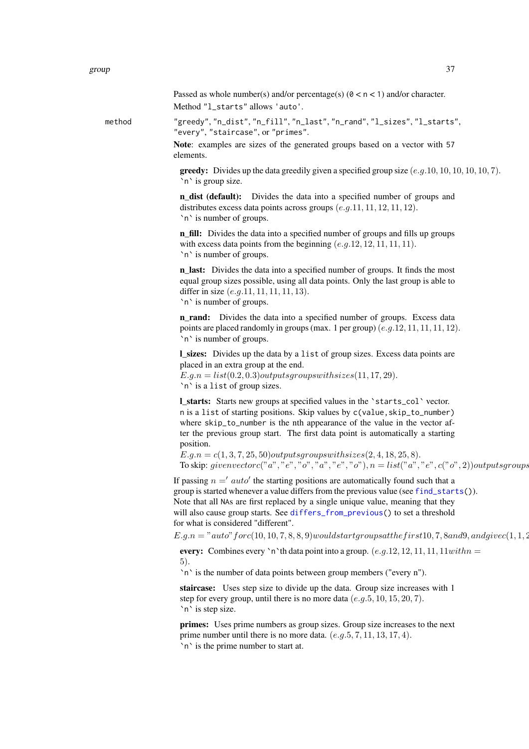Passed as whole number(s) and/or percentage(s) (`0` < `n` < `1`) and/or character.

Method `"l_starts"` allows `'auto'`.

method

`"greedy"`, `"n_dist"`, `"n_fill"`, `"n_last"`, `"n_rand"`, `"l_sizes"`, `"l_starts"`, `"every"`, `"staircase"`, or `"primes"`.

**Note**: examples are sizes of the generated groups based on a vector with `57` elements.

**greedy:** Divides up the data greedily given a specified group size $(e.g. 10, 10, 10, 10, 10, 7)$.
`n` is group size.

**n_dist (default):** Divides the data into a specified number of groups and distributes excess data points across groups $(e.g. 11, 11, 12, 11, 12)$.
`n` is number of groups.

**n_fill:** Divides the data into a specified number of groups and fills up groups with excess data points from the beginning $(e.g. 12, 12, 11, 11, 11)$.
`n` is number of groups.

**n_last:** Divides the data into a specified number of groups. It finds the most equal group sizes possible, using all data points. Only the last group is able to differ in size $(e.g. 11, 11, 11, 11, 13)$.
`n` is number of groups.

**n_rand:** Divides the data into a specified number of groups. Excess data points are placed randomly in groups (max. 1 per group) $(e.g. 12, 11, 11, 11, 12)$.
`n` is number of groups.

**l_sizes:** Divides up the data by a `list` of group sizes. Excess data points are placed in an extra group at the end.
$E.g. n = list(0.2, 0.3) outputs groups with sizes (11, 17, 29)$.
`n` is a `list` of group sizes.

**l_starts:** Starts new groups at specified values in the `starts_col` vector.
`n` is a `list` of starting positions. Skip values by `c(value,skip_to_number)` where `skip_to_number` is the nth appearance of the value in the vector after the previous group start. The first data point is automatically a starting position.
$E.g. n = c(1, 3, 7, 25, 50) outputs groups with sizes (2, 4, 18, 25, 8)$.
To skip: $given vector c("a", "e", "o", "a", "e", "o"), n = list("a", "e", c("o", 2)) outputs groups$

If passing $n = 'auto'$ the starting positions are automatically found such that a group is started whenever a value differs from the previous value (see `find_starts()`). Note that all `NA`s are first replaced by a single unique value, meaning that they will also cause group starts. See `differs_from_previous()` to set a threshold for what is considered "different".
$E.g. n = "auto" for c(10, 10, 7, 8, 8, 9) would start groups at the first 10, 7, 8 and 9, and give c(1, 1, 2$

**every:** Combines every `n`th data point into a group. $(e.g. 12, 12, 11, 11, 11 with n = 5)$.
`n` is the number of data points between group members ("every n").

**staircase:** Uses step size to divide up the data. Group size increases with 1 step for every group, until there is no more data $(e.g. 5, 10, 15, 20, 7)$.
`n` is step size.

**primes:** Uses prime numbers as group sizes. Group size increases to the next prime number until there is no more data. $(e.g. 5, 7, 11, 13, 17, 4)$.
`n` is the prime number to start at.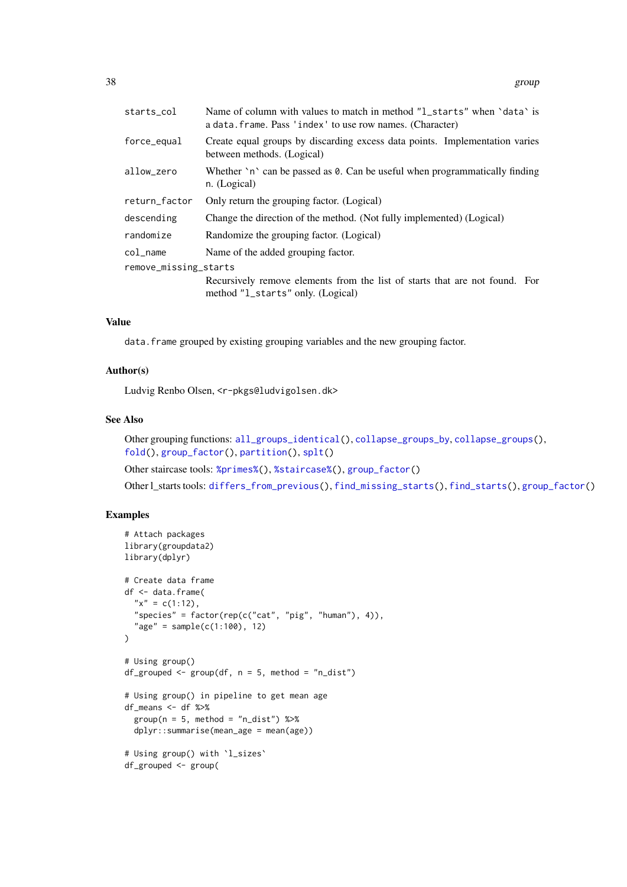| | |
|---|---|
| `starts_col` | Name of column with values to match in method `"l_starts"` when `` `data` `` is a `data.frame`. Pass `'index'` to use row names. (Character) |
| `force_equal` | Create equal groups by discarding excess data points. Implementation varies between methods. (Logical) |
| `allow_zero` | Whether `` `n` `` can be passed as `0`. Can be useful when programmatically finding n. (Logical) |
| `return_factor` | Only return the grouping factor. (Logical) |
| `descending` | Change the direction of the method. (Not fully implemented) (Logical) |
| `randomize` | Randomize the grouping factor. (Logical) |
| `col_name` | Name of the added grouping factor. |
| `remove_missing_starts` | Recursively remove elements from the list of starts that are not found. For method `"l_starts"` only. (Logical) |

### Value

`data.frame` grouped by existing grouping variables and the new grouping factor.

### Author(s)

Ludvig Renbo Olsen, <r-pkgs@ludvigolsen.dk>

### See Also

Other grouping functions: `all_groups_identical()`, `collapse_groups_by`, `collapse_groups()`, `fold()`, `group_factor()`, `partition()`, `splt()`

Other staircase tools: `%primes%()`, `%staircase%()`, `group_factor()`

Other l_starts tools: `differs_from_previous()`, `find_missing_starts()`, `find_starts()`, `group_factor()`

### Examples

```
# Attach packages
library(groupdata2)
library(dplyr)

# Create data frame
df <- data.frame(
  "x" = c(1:12),
  "species" = factor(rep(c("cat", "pig", "human"), 4)),
  "age" = sample(c(1:100), 12)
)

# Using group()
df_grouped <- group(df, n = 5, method = "n_dist")

# Using group() in pipeline to get mean age
df_means <- df %>%
  group(n = 5, method = "n_dist") %>%
  dplyr::summarise(mean_age = mean(age))

# Using group() with `l_sizes`
df_grouped <- group(
```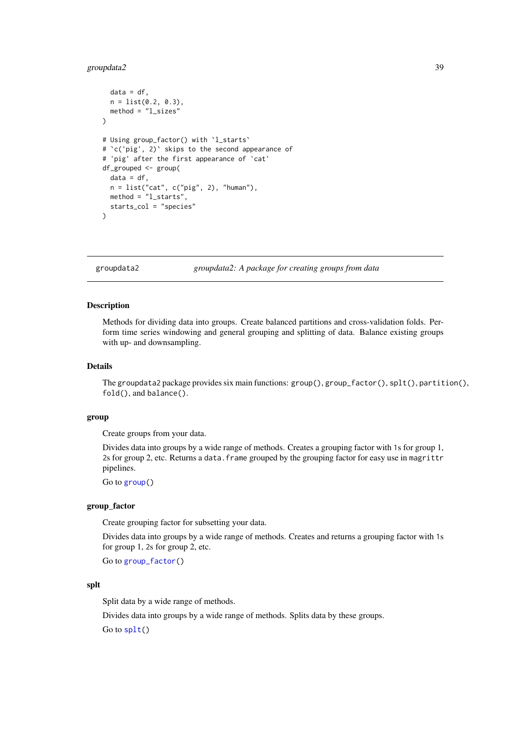```
  data = df,
  n = list(0.2, 0.3),
  method = "l_sizes"
)

# Using group_factor() with `l_starts`
# `c('pig', 2)` skips to the second appearance of
# 'pig' after the first appearance of 'cat'
df_grouped <- group(
  data = df,
  n = list("cat", c("pig", 2), "human"),
  method = "l_starts",
  starts_col = "species"
)
```

---

groupdata2 *groupdata2: A package for creating groups from data*

---

## Description

Methods for dividing data into groups. Create balanced partitions and cross-validation folds. Perform time series windowing and general grouping and splitting of data. Balance existing groups with up- and downsampling.

## Details

The groupdata2 package provides six main functions: `group()`, `group_factor()`, `splt()`, `partition()`, `fold()`, and `balance()`.

### group

Create groups from your data.

Divides data into groups by a wide range of methods. Creates a grouping factor with `1`s for group 1, `2`s for group 2, etc. Returns a `data.frame` grouped by the grouping factor for easy use in `magrittr` pipelines.

Go to `group()`

### group_factor

Create grouping factor for subsetting your data.

Divides data into groups by a wide range of methods. Creates and returns a grouping factor with `1`s for group 1, `2`s for group 2, etc.

Go to `group_factor()`

### splt

Split data by a wide range of methods.

Divides data into groups by a wide range of methods. Splits data by these groups.

Go to `splt()`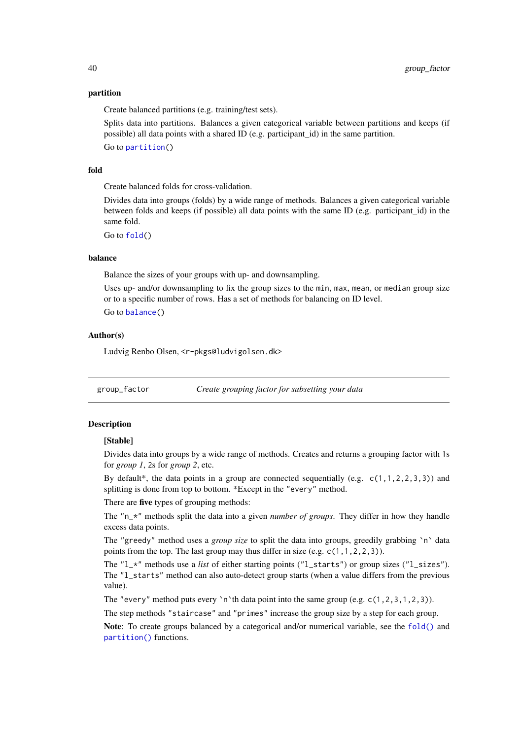#### partition

Create balanced partitions (e.g. training/test sets).

Splits data into partitions. Balances a given categorical variable between partitions and keeps (if possible) all data points with a shared ID (e.g. participant_id) in the same partition.

Go to `partition()`

#### fold

Create balanced folds for cross-validation.

Divides data into groups (folds) by a wide range of methods. Balances a given categorical variable between folds and keeps (if possible) all data points with the same ID (e.g. participant_id) in the same fold.

Go to `fold()`

#### balance

Balance the sizes of your groups with up- and downsampling.

Uses up- and/or downsampling to fix the group sizes to the `min`, `max`, `mean`, or `median` group size or to a specific number of rows. Has a set of methods for balancing on ID level.

Go to `balance()`

### Author(s)

Ludvig Renbo Olsen, <r-pkgs@ludvigolsen.dk>

---

## group_factor *Create grouping factor for subsetting your data*

### Description

**[Stable]**

Divides data into groups by a wide range of methods. Creates and returns a grouping factor with `1`s for *group 1*, `2`s for *group 2*, etc.

By default*, the data points in a group are connected sequentially (e.g. `c(1,1,2,2,3,3)`) and splitting is done from top to bottom. *Except in the `"every"` method.

There are **five** types of grouping methods:

The `"n_*"` methods split the data into a given *number of groups*. They differ in how they handle excess data points.

The `"greedy"` method uses a *group size* to split the data into groups, greedily grabbing `` `n` `` data points from the top. The last group may thus differ in size (e.g. `c(1,1,2,2,3)`).

The `"l_*"` methods use a *list* of either starting points (`"l_starts"`) or group sizes (`"l_sizes"`). The `"l_starts"` method can also auto-detect group starts (when a value differs from the previous value).

The `"every"` method puts every `` `n` ``th data point into the same group (e.g. `c(1,2,3,1,2,3)`).

The step methods `"staircase"` and `"primes"` increase the group size by a step for each group.

**Note**: To create groups balanced by a categorical and/or numerical variable, see the `fold()` and `partition()` functions.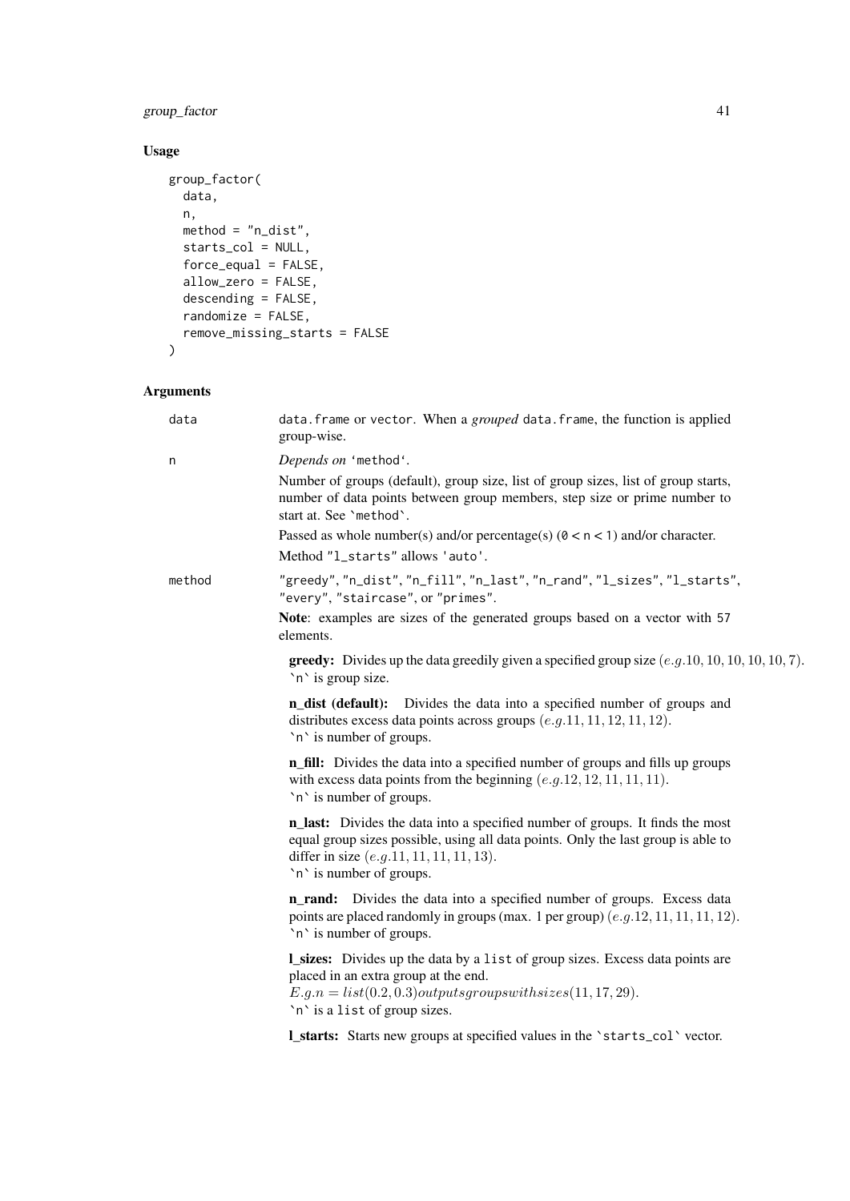## Usage

```
group_factor(
  data,
  n,
  method = "n_dist",
  starts_col = NULL,
  force_equal = FALSE,
  allow_zero = FALSE,
  descending = FALSE,
  randomize = FALSE,
  remove_missing_starts = FALSE
)
```

## Arguments

**data**

`data.frame` or `vector`. When a *grouped* `data.frame`, the function is applied group-wise.

**n**

*Depends on* '`method`'.

Number of groups (default), group size, list of group sizes, list of group starts, number of data points between group members, step size or prime number to start at. See `` `method` ``.

Passed as whole number(s) and/or percentage(s) (`0 < n < 1`) and/or character.

Method `"l_starts"` allows `'auto'`.

**method**

`"greedy"`, `"n_dist"`, `"n_fill"`, `"n_last"`, `"n_rand"`, `"l_sizes"`, `"l_starts"`, `"every"`, `"staircase"`, or `"primes"`.

**Note**: examples are sizes of the generated groups based on a vector with `57` elements.

**greedy:** Divides up the data greedily given a specified group size $(e.g. 10, 10, 10, 10, 10, 7)$.
`` `n` `` is group size.

**n_dist (default):** Divides the data into a specified number of groups and distributes excess data points across groups $(e.g. 11, 11, 12, 11, 12)$.
`` `n` `` is number of groups.

**n_fill:** Divides the data into a specified number of groups and fills up groups with excess data points from the beginning $(e.g. 12, 12, 11, 11, 11)$.
`` `n` `` is number of groups.

**n_last:** Divides the data into a specified number of groups. It finds the most equal group sizes possible, using all data points. Only the last group is able to differ in size $(e.g. 11, 11, 11, 11, 13)$.
`` `n` `` is number of groups.

**n_rand:** Divides the data into a specified number of groups. Excess data points are placed randomly in groups (max. 1 per group) $(e.g. 12, 11, 11, 11, 12)$.
`` `n` `` is number of groups.

**l_sizes:** Divides up the data by a `list` of group sizes. Excess data points are placed in an extra group at the end.
$E.g. n = list(0.2, 0.3) outputs groups with sizes (11, 17, 29)$.
`` `n` `` is a `list` of group sizes.

**l_starts:** Starts new groups at specified values in the `` `starts_col` `` vector.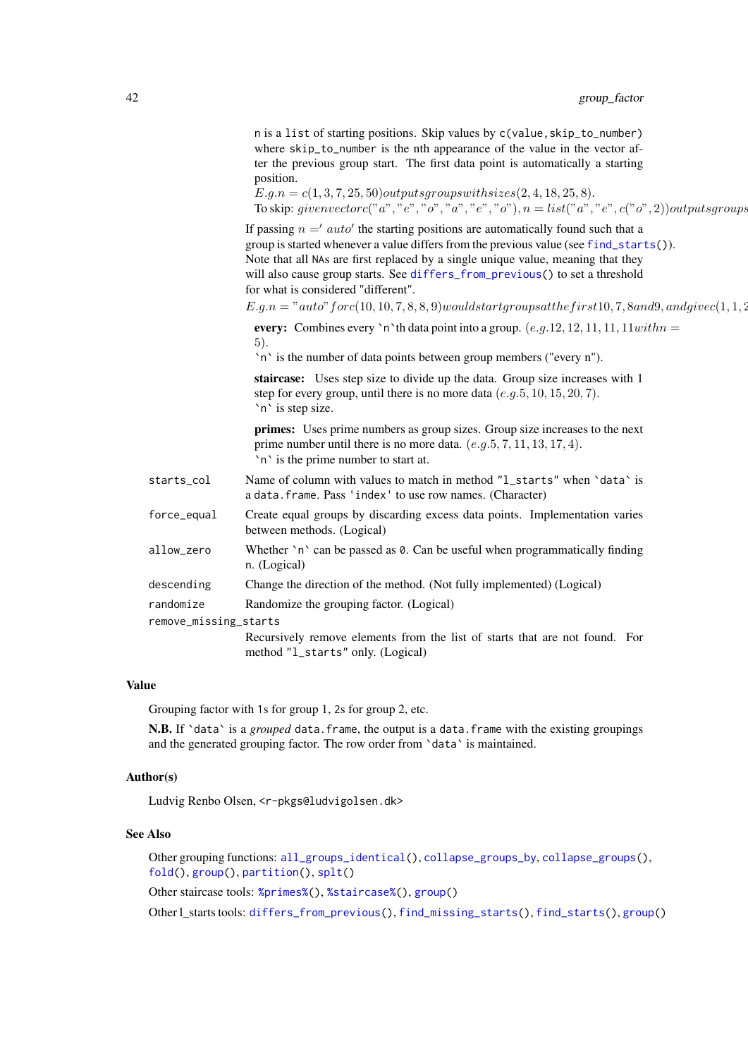`n` is a `list` of starting positions. Skip values by `c(value,skip_to_number)` where `skip_to_number` is the nth appearance of the value in the vector after the previous group start. The first data point is automatically a starting position.

$E.g.n = c(1, 3, 7, 25, 50) outputs groups with sizes (2, 4, 18, 25, 8).$

To skip: $given vector c("a", "e", "o", "a", "e", "o"), n = list("a", "e", c("o", 2)) outputs groups$

If passing $n = 'auto'$ the starting positions are automatically found such that a group is started whenever a value differs from the previous value (see `find_starts()`). Note that all `NA`s are first replaced by a single unique value, meaning that they will also cause group starts. See `differs_from_previous()` to set a threshold for what is considered "different".

$E.g.n = "auto" for c(10, 10, 7, 8, 8, 9) would start groups at the first 10, 7, 8 and 9, and give c(1, 1, 2$

**every:** Combines every `n`th data point into a group. $(e.g. 12, 12, 11, 11, 11 with n = 5)$.
`n` is the number of data points between group members ("every n").

**staircase:** Uses step size to divide up the data. Group size increases with 1 step for every group, until there is no more data $(e.g. 5, 10, 15, 20, 7)$.
`n` is step size.

**primes:** Uses prime numbers as group sizes. Group size increases to the next prime number until there is no more data. $(e.g. 5, 7, 11, 13, 17, 4)$.
`n` is the prime number to start at.

`starts_col` Name of column with values to match in method `"l_starts"` when `data` is a `data.frame`. Pass `'index'` to use row names. (Character)

`force_equal` Create equal groups by discarding excess data points. Implementation varies between methods. (Logical)

`allow_zero` Whether `n` can be passed as `0`. Can be useful when programmatically finding n. (Logical)

`descending` Change the direction of the method. (Not fully implemented) (Logical)

`randomize` Randomize the grouping factor. (Logical)

`remove_missing_starts`
Recursively remove elements from the list of starts that are not found. For method `"l_starts"` only. (Logical)

## Value

Grouping factor with `1`s for group 1, `2`s for group 2, etc.

**N.B.** If `data` is a *grouped* `data.frame`, the output is a `data.frame` with the existing groupings and the generated grouping factor. The row order from `data` is maintained.

## Author(s)

Ludvig Renbo Olsen, <r-pkgs@ludvigolsen.dk>

## See Also

Other grouping functions: `all_groups_identical()`, `collapse_groups_by`, `collapse_groups()`, `fold()`, `group()`, `partition()`, `splt()`

Other staircase tools: `%primes%()`, `%staircase%()`, `group()`

Other l_starts tools: `differs_from_previous()`, `find_missing_starts()`, `find_starts()`, `group()`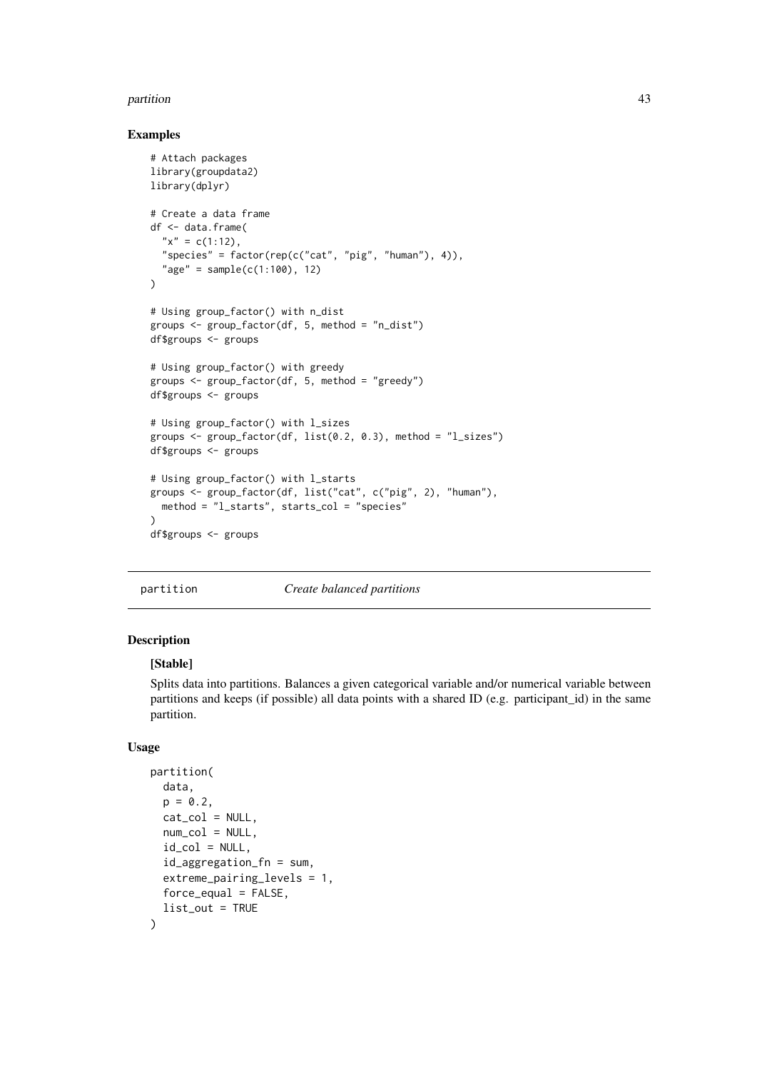## Examples

```
# Attach packages
library(groupdata2)
library(dplyr)

# Create a data frame
df <- data.frame(
  "x" = c(1:12),
  "species" = factor(rep(c("cat", "pig", "human"), 4)),
  "age" = sample(c(1:100), 12)
)

# Using group_factor() with n_dist
groups <- group_factor(df, 5, method = "n_dist")
df$groups <- groups

# Using group_factor() with greedy
groups <- group_factor(df, 5, method = "greedy")
df$groups <- groups

# Using group_factor() with l_sizes
groups <- group_factor(df, list(0.2, 0.3), method = "l_sizes")
df$groups <- groups

# Using group_factor() with l_starts
groups <- group_factor(df, list("cat", c("pig", 2), "human"),
  method = "l_starts", starts_col = "species"
)
df$groups <- groups
```

---

# partition — *Create balanced partitions*

## Description

**[Stable]**

Splits data into partitions. Balances a given categorical variable and/or numerical variable between partitions and keeps (if possible) all data points with a shared ID (e.g. participant_id) in the same partition.

## Usage

```
partition(
  data,
  p = 0.2,
  cat_col = NULL,
  num_col = NULL,
  id_col = NULL,
  id_aggregation_fn = sum,
  extreme_pairing_levels = 1,
  force_equal = FALSE,
  list_out = TRUE
)
```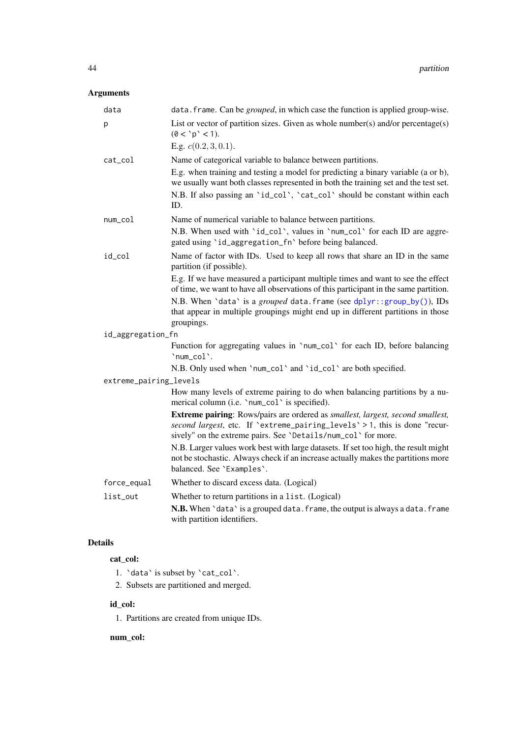## Arguments

**data**
`data.frame`. Can be *grouped*, in which case the function is applied group-wise.

**p**
List or vector of partition sizes. Given as whole number(s) and/or percentage(s) ($0 <$ `p` $< 1$).

E.g. $c(0.2, 3, 0.1)$.

**cat_col**
Name of categorical variable to balance between partitions.

E.g. when training and testing a model for predicting a binary variable (a or b), we usually want both classes represented in both the training set and the test set.

N.B. If also passing an `id_col`, `cat_col` should be constant within each ID.

**num_col**
Name of numerical variable to balance between partitions.

N.B. When used with `id_col`, values in `num_col` for each ID are aggregated using `id_aggregation_fn` before being balanced.

**id_col**
Name of factor with IDs. Used to keep all rows that share an ID in the same partition (if possible).

E.g. If we have measured a participant multiple times and want to see the effect of time, we want to have all observations of this participant in the same partition.

N.B. When `data` is a *grouped* `data.frame` (see `dplyr::group_by()`), IDs that appear in multiple groupings might end up in different partitions in those groupings.

**id_aggregation_fn**
Function for aggregating values in `num_col` for each ID, before balancing `num_col`.

N.B. Only used when `num_col` and `id_col` are both specified.

**extreme_pairing_levels**
How many levels of extreme pairing to do when balancing partitions by a numerical column (i.e. `num_col` is specified).

**Extreme pairing**: Rows/pairs are ordered as *smallest, largest, second smallest, second largest*, etc. If `extreme_pairing_levels` $> 1$, this is done "recursively" on the extreme pairs. See `Details/num_col` for more.

N.B. Larger values work best with large datasets. If set too high, the result might not be stochastic. Always check if an increase actually makes the partitions more balanced. See `Examples`.

**force_equal**
Whether to discard excess data. (Logical)

**list_out**
Whether to return partitions in a `list`. (Logical)

**N.B.** When `data` is a grouped `data.frame`, the output is always a `data.frame` with partition identifiers.

## Details

### cat_col:

1. `data` is subset by `cat_col`.
2. Subsets are partitioned and merged.

### id_col:

1. Partitions are created from unique IDs.

### num_col: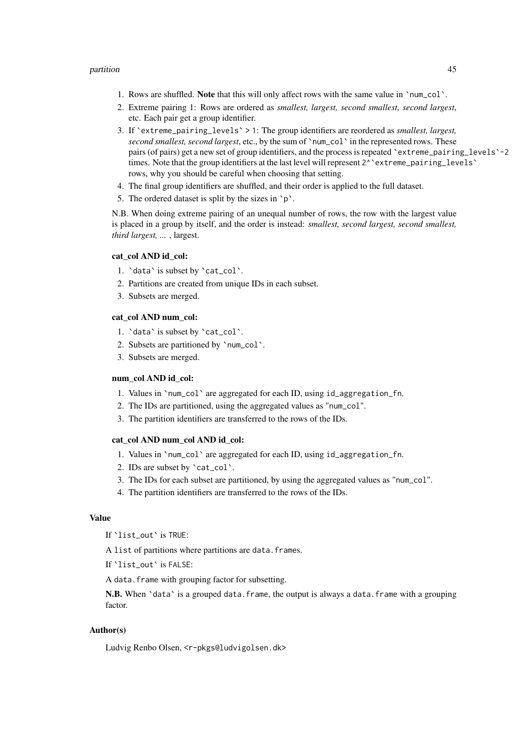1. Rows are shuffled. **Note** that this will only affect rows with the same value in `num_col`.
2. Extreme pairing 1: Rows are ordered as *smallest, largest, second smallest, second largest*, etc. Each pair get a group identifier.
3. If `extreme_pairing_levels` > 1: The group identifiers are reordered as *smallest, largest, second smallest, second largest*, etc., by the sum of `num_col` in the represented rows. These pairs (of pairs) get a new set of group identifiers, and the process is repeated `extreme_pairing_levels`-2 times. Note that the group identifiers at the last level will represent 2^`extreme_pairing_levels` rows, why you should be careful when choosing that setting.
4. The final group identifiers are shuffled, and their order is applied to the full dataset.
5. The ordered dataset is split by the sizes in `p`.

N.B. When doing extreme pairing of an unequal number of rows, the row with the largest value is placed in a group by itself, and the order is instead: *smallest, second largest, second smallest, third largest, ...* , largest.

**cat_col AND id_col:**

1. `data` is subset by `cat_col`.
2. Partitions are created from unique IDs in each subset.
3. Subsets are merged.

**cat_col AND num_col:**

1. `data` is subset by `cat_col`.
2. Subsets are partitioned by `num_col`.
3. Subsets are merged.

**num_col AND id_col:**

1. Values in `num_col` are aggregated for each ID, using id_aggregation_fn.
2. The IDs are partitioned, using the aggregated values as "num_col".
3. The partition identifiers are transferred to the rows of the IDs.

**cat_col AND num_col AND id_col:**

1. Values in `num_col` are aggregated for each ID, using id_aggregation_fn.
2. IDs are subset by `cat_col`.
3. The IDs for each subset are partitioned, by using the aggregated values as "num_col".
4. The partition identifiers are transferred to the rows of the IDs.

### Value

If `list_out` is TRUE:

A list of partitions where partitions are data.frames.

If `list_out` is FALSE:

A data.frame with grouping factor for subsetting.

**N.B.** When `data` is a grouped data.frame, the output is always a data.frame with a grouping factor.

### Author(s)

Ludvig Renbo Olsen, <r-pkgs@ludvigolsen.dk>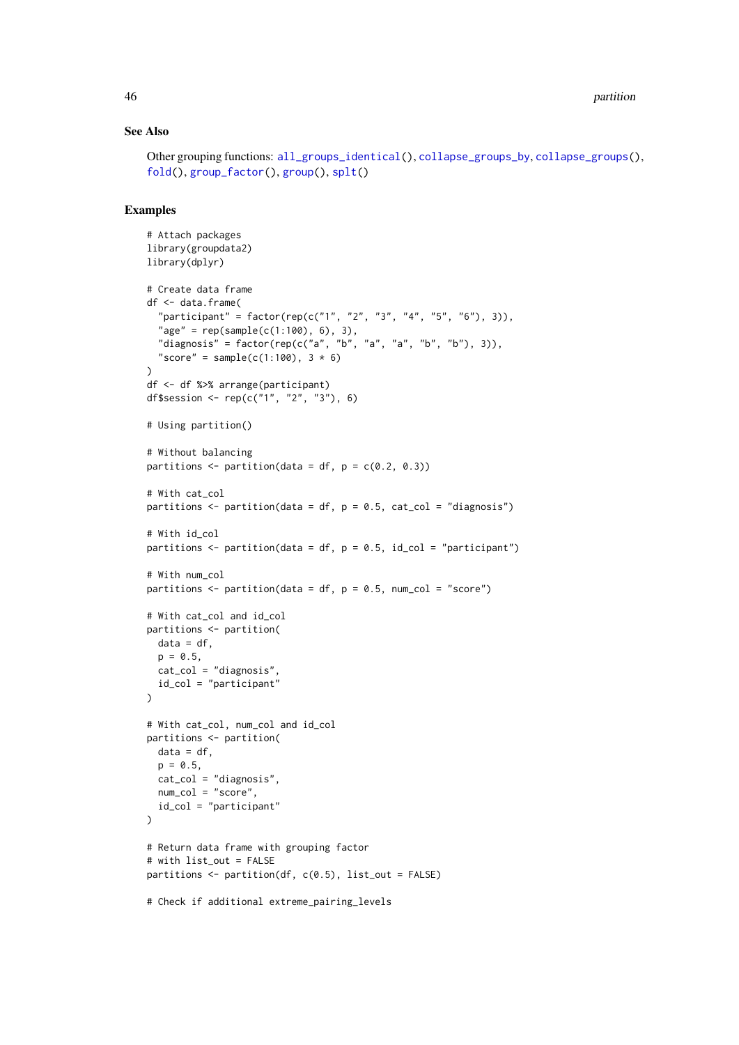### See Also

Other grouping functions: all_groups_identical(), collapse_groups_by, collapse_groups(), fold(), group_factor(), group(), splt()

### Examples

```
# Attach packages
library(groupdata2)
library(dplyr)

# Create data frame
df <- data.frame(
  "participant" = factor(rep(c("1", "2", "3", "4", "5", "6"), 3)),
  "age" = rep(sample(c(1:100), 6), 3),
  "diagnosis" = factor(rep(c("a", "b", "a", "a", "b", "b"), 3)),
  "score" = sample(c(1:100), 3 * 6)
)
df <- df %>% arrange(participant)
df$session <- rep(c("1", "2", "3"), 6)

# Using partition()

# Without balancing
partitions <- partition(data = df, p = c(0.2, 0.3))

# With cat_col
partitions <- partition(data = df, p = 0.5, cat_col = "diagnosis")

# With id_col
partitions <- partition(data = df, p = 0.5, id_col = "participant")

# With num_col
partitions <- partition(data = df, p = 0.5, num_col = "score")

# With cat_col and id_col
partitions <- partition(
  data = df,
  p = 0.5,
  cat_col = "diagnosis",
  id_col = "participant"
)

# With cat_col, num_col and id_col
partitions <- partition(
  data = df,
  p = 0.5,
  cat_col = "diagnosis",
  num_col = "score",
  id_col = "participant"
)

# Return data frame with grouping factor
# with list_out = FALSE
partitions <- partition(df, c(0.5), list_out = FALSE)

# Check if additional extreme_pairing_levels
```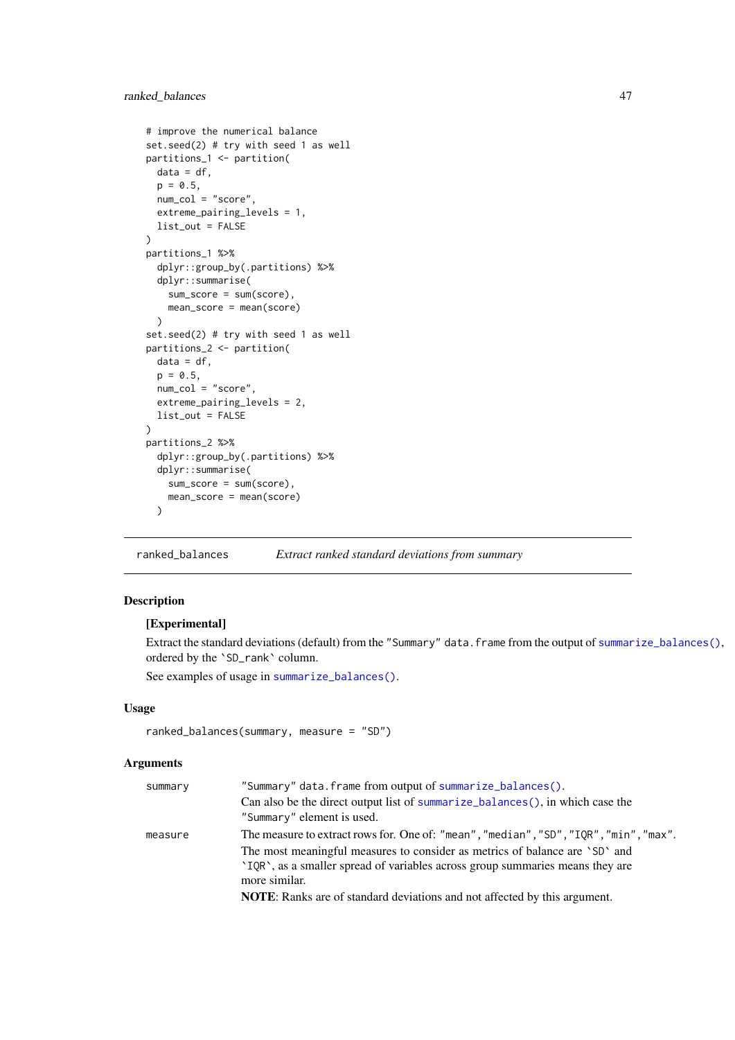```r
# improve the numerical balance
set.seed(2) # try with seed 1 as well
partitions_1 <- partition(
  data = df,
  p = 0.5,
  num_col = "score",
  extreme_pairing_levels = 1,
  list_out = FALSE
)
partitions_1 %>%
  dplyr::group_by(.partitions) %>%
  dplyr::summarise(
    sum_score = sum(score),
    mean_score = mean(score)
  )
set.seed(2) # try with seed 1 as well
partitions_2 <- partition(
  data = df,
  p = 0.5,
  num_col = "score",
  extreme_pairing_levels = 2,
  list_out = FALSE
)
partitions_2 %>%
  dplyr::group_by(.partitions) %>%
  dplyr::summarise(
    sum_score = sum(score),
    mean_score = mean(score)
  )
```

---

## ranked_balances — *Extract ranked standard deviations from summary*

---

### Description

**[Experimental]**

Extract the standard deviations (default) from the "Summary" data.frame from the output of summarize_balances(), ordered by the `SD_rank` column.

See examples of usage in summarize_balances().

### Usage

```r
ranked_balances(summary, measure = "SD")
```

### Arguments

| | |
|---|---|
| summary | "Summary" data.frame from output of summarize_balances().<br>Can also be the direct output list of summarize_balances(), in which case the "Summary" element is used. |
| measure | The measure to extract rows for. One of: "mean","median","SD","IQR","min","max".<br>The most meaningful measures to consider as metrics of balance are `SD` and `IQR`, as a smaller spread of variables across group summaries means they are more similar.<br>**NOTE**: Ranks are of standard deviations and not affected by this argument. |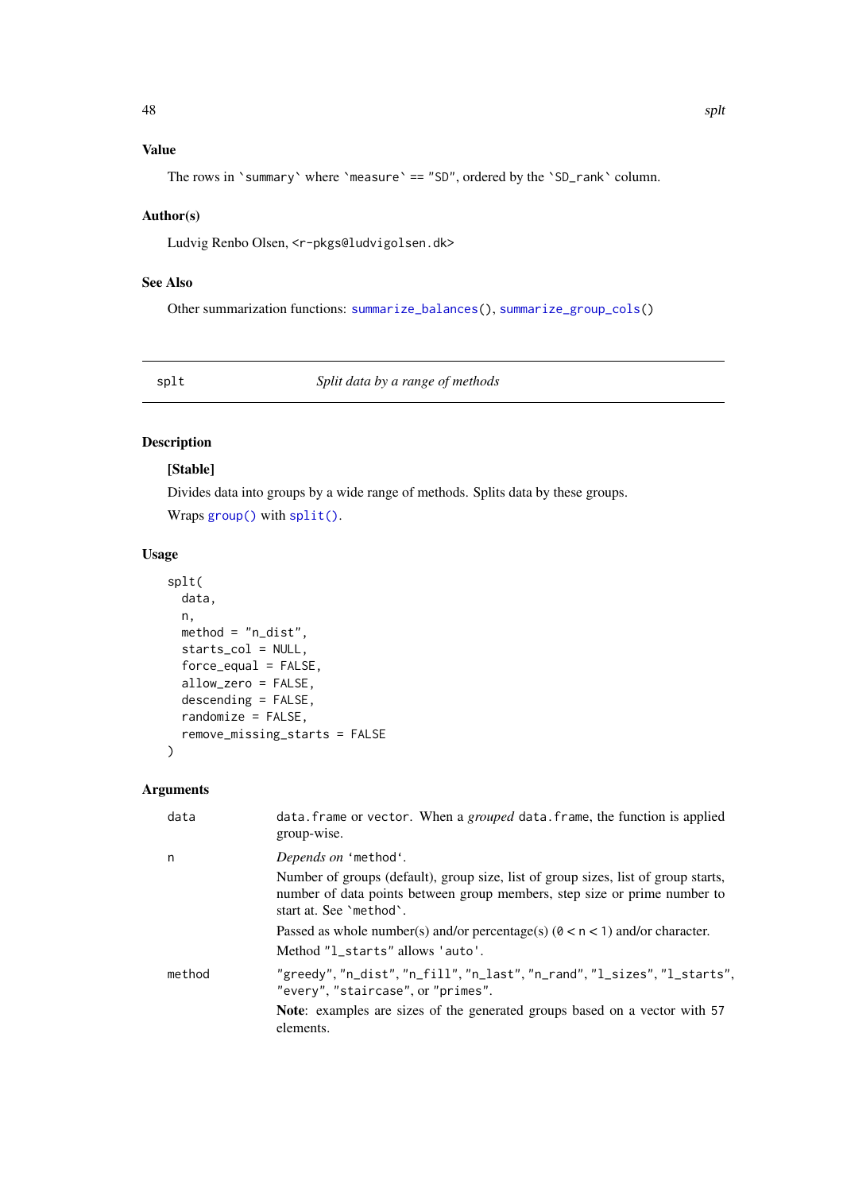### Value

The rows in `summary` where `measure` == "SD", ordered by the `SD_rank` column.

### Author(s)

Ludvig Renbo Olsen, <r-pkgs@ludvigolsen.dk>

### See Also

Other summarization functions: `summarize_balances()`, `summarize_group_cols()`

---

## splt — *Split data by a range of methods*

---

### Description

**[Stable]**

Divides data into groups by a wide range of methods. Splits data by these groups.

Wraps `group()` with `split()`.

### Usage

```
splt(
  data,
  n,
  method = "n_dist",
  starts_col = NULL,
  force_equal = FALSE,
  allow_zero = FALSE,
  descending = FALSE,
  randomize = FALSE,
  remove_missing_starts = FALSE
)
```

### Arguments

| | |
|---|---|
| data | `data.frame` or `vector`. When a *grouped* `data.frame`, the function is applied group-wise. |
| n | *Depends on* 'method'.<br>Number of groups (default), group size, list of group sizes, list of group starts, number of data points between group members, step size or prime number to start at. See `method`.<br>Passed as whole number(s) and/or percentage(s) ($0 < n < 1$) and/or character.<br>Method "l_starts" allows 'auto'. |
| method | "greedy", "n_dist", "n_fill", "n_last", "n_rand", "l_sizes", "l_starts", "every", "staircase", or "primes".<br>**Note**: examples are sizes of the generated groups based on a vector with 57 elements. |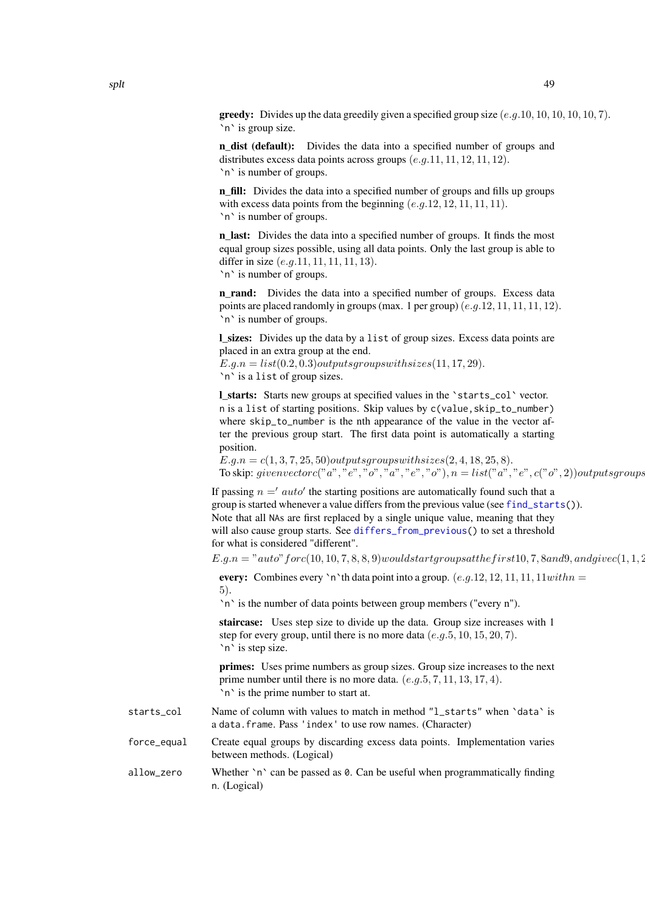**greedy:** Divides up the data greedily given a specified group size $(e.g. 10, 10, 10, 10, 10, 7)$.
`n` is group size.

**n_dist (default):** Divides the data into a specified number of groups and distributes excess data points across groups $(e.g. 11, 11, 12, 11, 12)$.
`n` is number of groups.

**n_fill:** Divides the data into a specified number of groups and fills up groups with excess data points from the beginning $(e.g. 12, 12, 11, 11, 11)$.
`n` is number of groups.

**n_last:** Divides the data into a specified number of groups. It finds the most equal group sizes possible, using all data points. Only the last group is able to differ in size $(e.g. 11, 11, 11, 11, 13)$.
`n` is number of groups.

**n_rand:** Divides the data into a specified number of groups. Excess data points are placed randomly in groups (max. 1 per group) $(e.g. 12, 11, 11, 11, 12)$.
`n` is number of groups.

**l_sizes:** Divides up the data by a `list` of group sizes. Excess data points are placed in an extra group at the end.
$E.g. n = list(0.2, 0.3) outputs groups with sizes (11, 17, 29)$.
`n` is a `list` of group sizes.

**l_starts:** Starts new groups at specified values in the `starts_col` vector.
`n` is a `list` of starting positions. Skip values by `c(value,skip_to_number)` where `skip_to_number` is the nth appearance of the value in the vector after the previous group start. The first data point is automatically a starting position.
$E.g. n = c(1, 3, 7, 25, 50) outputs groups with sizes (2, 4, 18, 25, 8)$.
To skip: $given vector c("a", "e", "o", "a", "e", "o"), n = list("a", "e", c("o", 2)) outputs groups$

If passing $n = 'auto'$ the starting positions are automatically found such that a group is started whenever a value differs from the previous value (see `find_starts()`). Note that all `NA`s are first replaced by a single unique value, meaning that they will also cause group starts. See `differs_from_previous()` to set a threshold for what is considered "different".
$E.g. n = "auto" for c(10, 10, 7, 8, 8, 9) would start groups at the first 10, 7, 8 and 9, and give c(1, 1, 2$

**every:** Combines every `n`th data point into a group. $(e.g. 12, 12, 11, 11, 11 with n = 5)$.
`n` is the number of data points between group members ("every n").

**staircase:** Uses step size to divide up the data. Group size increases with 1 step for every group, until there is no more data $(e.g. 5, 10, 15, 20, 7)$.
`n` is step size.

**primes:** Uses prime numbers as group sizes. Group size increases to the next prime number until there is no more data. $(e.g. 5, 7, 11, 13, 17, 4)$.
`n` is the prime number to start at.

`starts_col` Name of column with values to match in method `"l_starts"` when `data` is a `data.frame`. Pass `'index'` to use row names. (Character)

`force_equal` Create equal groups by discarding excess data points. Implementation varies between methods. (Logical)

`allow_zero` Whether `n` can be passed as `0`. Can be useful when programmatically finding `n`. (Logical)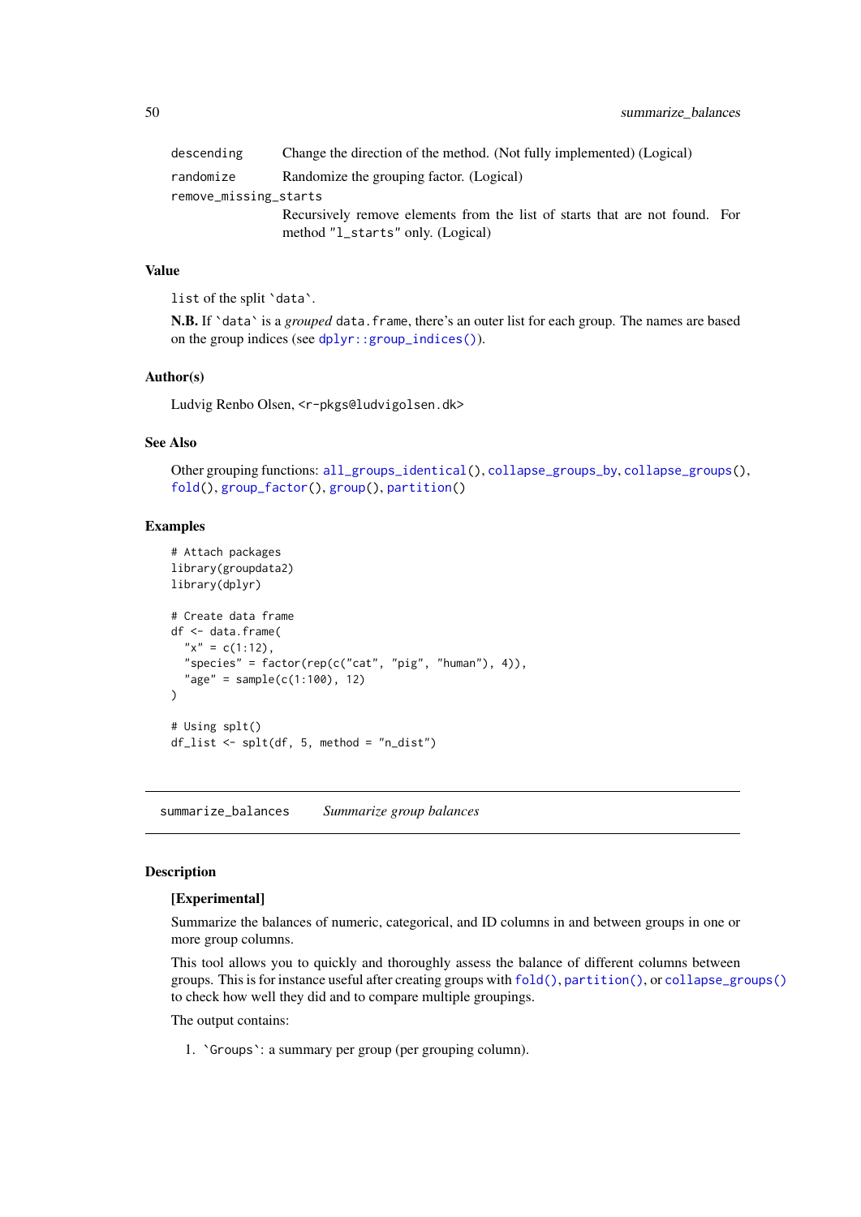| | |
|---|---|
| `descending` | Change the direction of the method. (Not fully implemented) (Logical) |
| `randomize` | Randomize the grouping factor. (Logical) |
| `remove_missing_starts` | Recursively remove elements from the list of starts that are not found. For method `"l_starts"` only. (Logical) |

### Value

`list` of the split `data`.

**N.B.** If `data` is a *grouped* `data.frame`, there's an outer list for each group. The names are based on the group indices (see `dplyr::group_indices()`).

### Author(s)

Ludvig Renbo Olsen, <r-pkgs@ludvigolsen.dk>

### See Also

Other grouping functions: `all_groups_identical()`, `collapse_groups_by`, `collapse_groups()`, `fold()`, `group_factor()`, `group()`, `partition()`

### Examples

```
# Attach packages
library(groupdata2)
library(dplyr)

# Create data frame
df <- data.frame(
  "x" = c(1:12),
  "species" = factor(rep(c("cat", "pig", "human"), 4)),
  "age" = sample(c(1:100), 12)
)

# Using splt()
df_list <- splt(df, 5, method = "n_dist")
```

---

## summarize_balances *Summarize group balances*

---

### Description

**[Experimental]**

Summarize the balances of numeric, categorical, and ID columns in and between groups in one or more group columns.

This tool allows you to quickly and thoroughly assess the balance of different columns between groups. This is for instance useful after creating groups with `fold()`, `partition()`, or `collapse_groups()` to check how well they did and to compare multiple groupings.

The output contains:

1. `Groups`: a summary per group (per grouping column).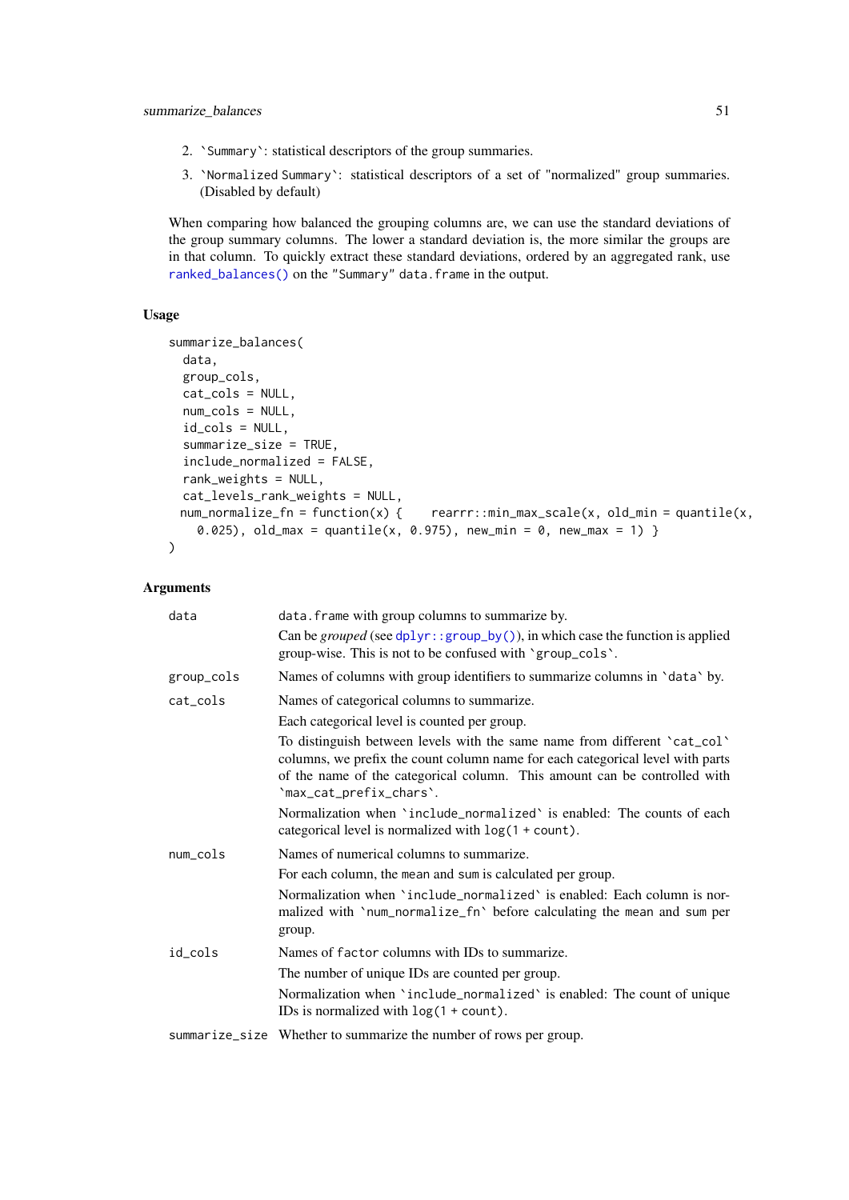2. `Summary`: statistical descriptors of the group summaries.
3. `Normalized Summary`: statistical descriptors of a set of "normalized" group summaries. (Disabled by default)

When comparing how balanced the grouping columns are, we can use the standard deviations of the group summary columns. The lower a standard deviation is, the more similar the groups are in that column. To quickly extract these standard deviations, ordered by an aggregated rank, use `ranked_balances()` on the "Summary" `data.frame` in the output.

### Usage

```
summarize_balances(
  data,
  group_cols,
  cat_cols = NULL,
  num_cols = NULL,
  id_cols = NULL,
  summarize_size = TRUE,
  include_normalized = FALSE,
  rank_weights = NULL,
  cat_levels_rank_weights = NULL,
  num_normalize_fn = function(x) {     rearrr::min_max_scale(x, old_min = quantile(x,
    0.025), old_max = quantile(x, 0.975), new_min = 0, new_max = 1) }
)
```

### Arguments

`data` — `data.frame` with group columns to summarize by.

Can be *grouped* (see `dplyr::group_by()`), in which case the function is applied group-wise. This is not to be confused with `group_cols`.

`group_cols` — Names of columns with group identifiers to summarize columns in `data` by.

`cat_cols` — Names of categorical columns to summarize.

Each categorical level is counted per group.

To distinguish between levels with the same name from different `cat_col` columns, we prefix the count column name for each categorical level with parts of the name of the categorical column. This amount can be controlled with `max_cat_prefix_chars`.

Normalization when `include_normalized` is enabled: The counts of each categorical level is normalized with `log(1 + count)`.

`num_cols` — Names of numerical columns to summarize.

For each column, the `mean` and `sum` is calculated per group.

Normalization when `include_normalized` is enabled: Each column is normalized with `num_normalize_fn` before calculating the `mean` and `sum` per group.

`id_cols` — Names of `factor` columns with IDs to summarize.

The number of unique IDs are counted per group.

Normalization when `include_normalized` is enabled: The count of unique IDs is normalized with `log(1 + count)`.

`summarize_size` — Whether to summarize the number of rows per group.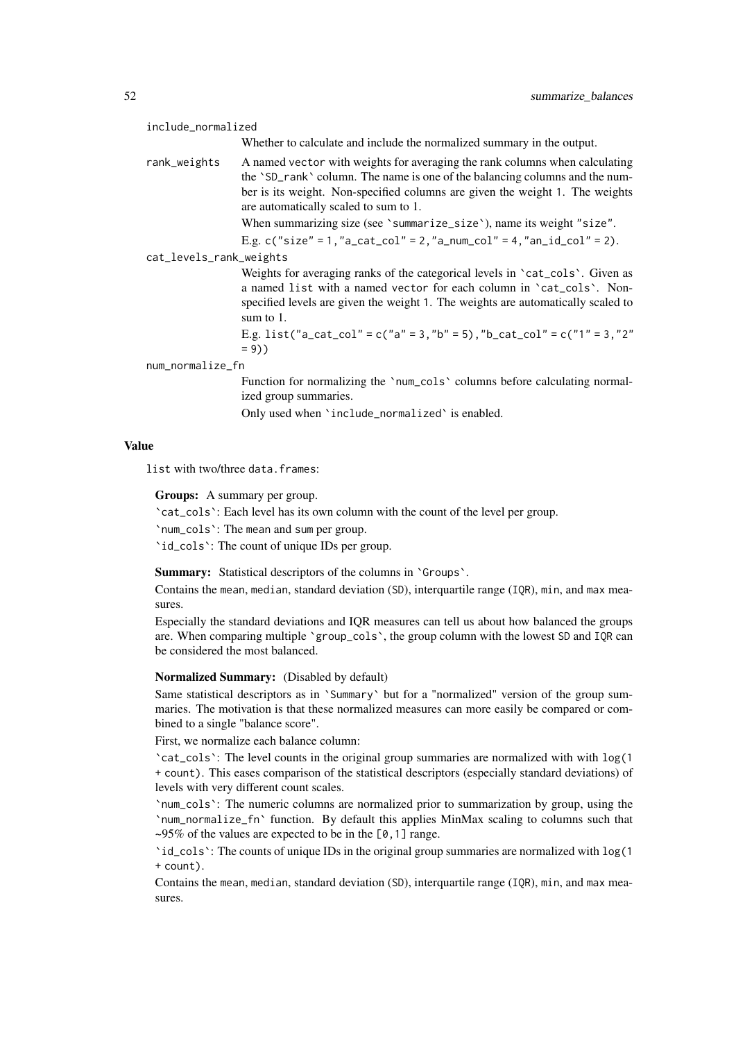`include_normalized`
: Whether to calculate and include the normalized summary in the output.

`rank_weights`
: A named `vector` with weights for averaging the rank columns when calculating the `SD_rank` column. The name is one of the balancing columns and the number is its weight. Non-specified columns are given the weight `1`. The weights are automatically scaled to sum to 1.

  When summarizing size (see `summarize_size`), name its weight `"size"`.

  E.g. `c("size" = 1,"a_cat_col" = 2,"a_num_col" = 4,"an_id_col" = 2)`.

`cat_levels_rank_weights`
: Weights for averaging ranks of the categorical levels in `cat_cols`. Given as a named `list` with a named `vector` for each column in `cat_cols`. Non-specified levels are given the weight `1`. The weights are automatically scaled to sum to 1.

  E.g. `list("a_cat_col" = c("a" = 3,"b" = 5),"b_cat_col" = c("1" = 3,"2" = 9))`

`num_normalize_fn`
: Function for normalizing the `num_cols` columns before calculating normalized group summaries.

  Only used when `include_normalized` is enabled.

## Value

`list` with two/three `data.frame`s:

**Groups:** A summary per group.

`cat_cols`: Each level has its own column with the count of the level per group.

`num_cols`: The `mean` and `sum` per group.

`id_cols`: The count of unique IDs per group.

**Summary:** Statistical descriptors of the columns in `Groups`.

Contains the `mean`, `median`, standard deviation (`SD`), interquartile range (`IQR`), `min`, and `max` measures.

Especially the standard deviations and IQR measures can tell us about how balanced the groups are. When comparing multiple `group_cols`, the group column with the lowest `SD` and `IQR` can be considered the most balanced.

**Normalized Summary:** (Disabled by default)

Same statistical descriptors as in `Summary` but for a "normalized" version of the group summaries. The motivation is that these normalized measures can more easily be compared or combined to a single "balance score".

First, we normalize each balance column:

`cat_cols`: The level counts in the original group summaries are normalized with with `log(1 + count)`. This eases comparison of the statistical descriptors (especially standard deviations) of levels with very different count scales.

`num_cols`: The numeric columns are normalized prior to summarization by group, using the `num_normalize_fn` function. By default this applies MinMax scaling to columns such that ~95% of the values are expected to be in the `[0,1]` range.

`id_cols`: The counts of unique IDs in the original group summaries are normalized with `log(1 + count)`.

Contains the `mean`, `median`, standard deviation (`SD`), interquartile range (`IQR`), `min`, and `max` measures.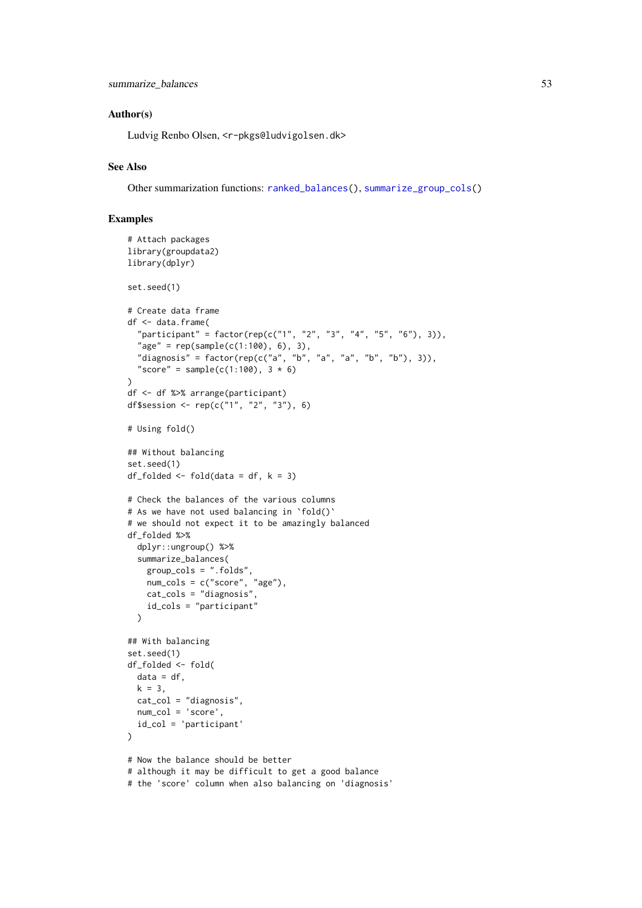## Author(s)

Ludvig Renbo Olsen, <r-pkgs@ludvigolsen.dk>

## See Also

Other summarization functions: ranked_balances(), summarize_group_cols()

## Examples

```
# Attach packages
library(groupdata2)
library(dplyr)

set.seed(1)

# Create data frame
df <- data.frame(
  "participant" = factor(rep(c("1", "2", "3", "4", "5", "6"), 3)),
  "age" = rep(sample(c(1:100), 6), 3),
  "diagnosis" = factor(rep(c("a", "b", "a", "a", "b", "b"), 3)),
  "score" = sample(c(1:100), 3 * 6)
)
df <- df %>% arrange(participant)
df$session <- rep(c("1", "2", "3"), 6)

# Using fold()

## Without balancing
set.seed(1)
df_folded <- fold(data = df, k = 3)

# Check the balances of the various columns
# As we have not used balancing in `fold()`
# we should not expect it to be amazingly balanced
df_folded %>%
  dplyr::ungroup() %>%
  summarize_balances(
    group_cols = ".folds",
    num_cols = c("score", "age"),
    cat_cols = "diagnosis",
    id_cols = "participant"
  )

## With balancing
set.seed(1)
df_folded <- fold(
  data = df,
  k = 3,
  cat_col = "diagnosis",
  num_col = 'score',
  id_col = 'participant'
)

# Now the balance should be better
# although it may be difficult to get a good balance
# the 'score' column when also balancing on 'diagnosis'
```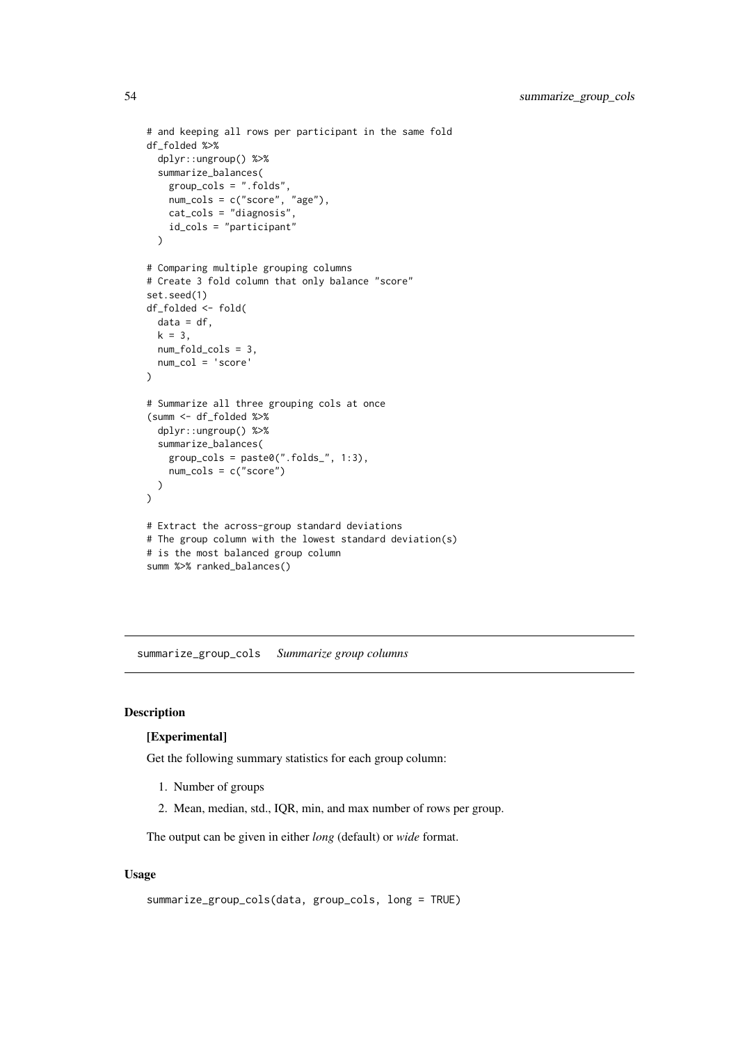```
# and keeping all rows per participant in the same fold
df_folded %>%
  dplyr::ungroup() %>%
  summarize_balances(
    group_cols = ".folds",
    num_cols = c("score", "age"),
    cat_cols = "diagnosis",
    id_cols = "participant"
  )

# Comparing multiple grouping columns
# Create 3 fold column that only balance "score"
set.seed(1)
df_folded <- fold(
  data = df,
  k = 3,
  num_fold_cols = 3,
  num_col = 'score'
)

# Summarize all three grouping cols at once
(summ <- df_folded %>%
  dplyr::ungroup() %>%
  summarize_balances(
    group_cols = paste0(".folds_", 1:3),
    num_cols = c("score")
  )
)

# Extract the across-group standard deviations
# The group column with the lowest standard deviation(s)
# is the most balanced group column
summ %>% ranked_balances()
```

## summarize_group_cols *Summarize group columns*

### Description

**[Experimental]**

Get the following summary statistics for each group column:

1. Number of groups
2. Mean, median, std., IQR, min, and max number of rows per group.

The output can be given in either *long* (default) or *wide* format.

### Usage

```
summarize_group_cols(data, group_cols, long = TRUE)
```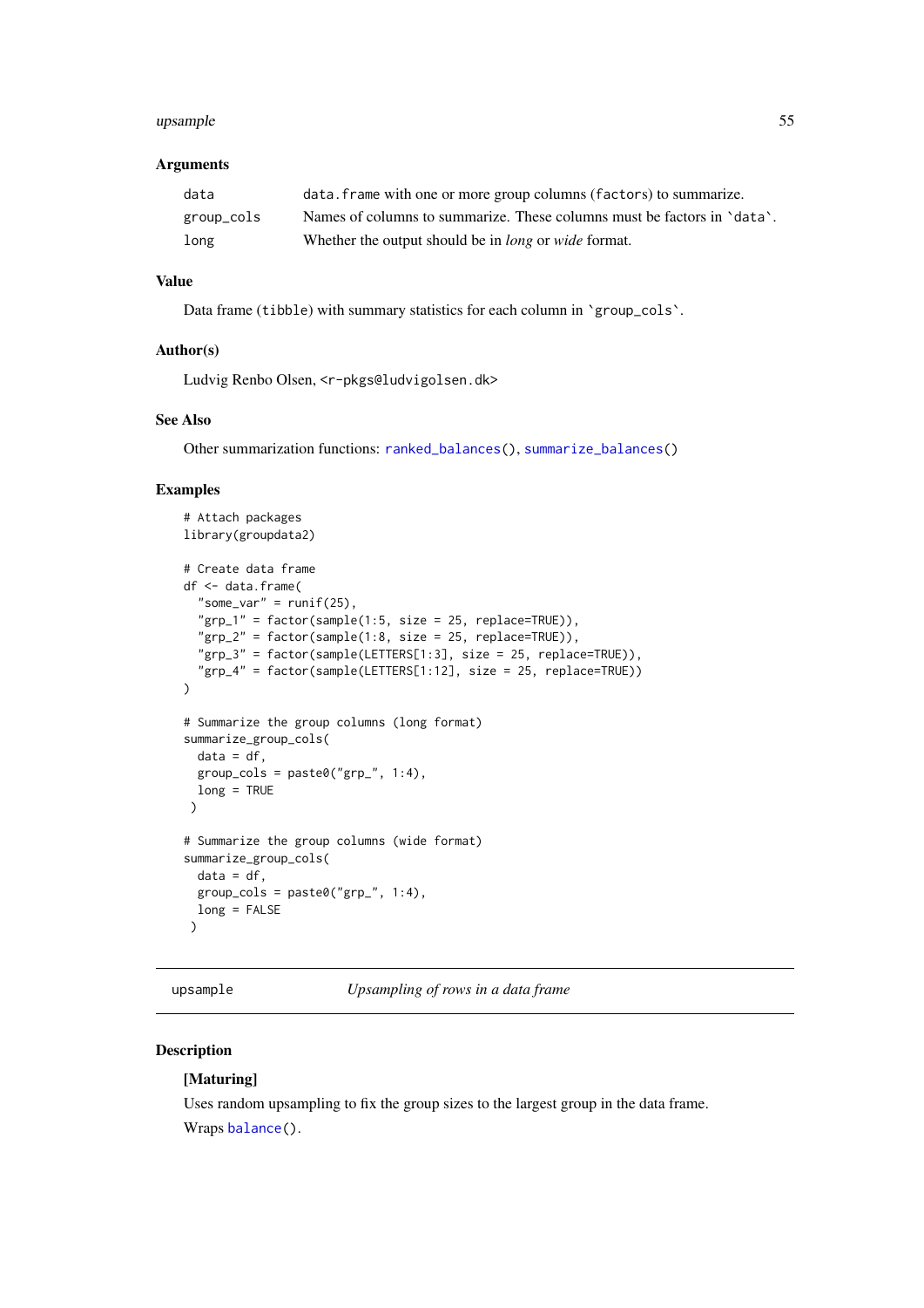### Arguments

| | |
|---|---|
| data | `data.frame` with one or more group columns (`factor`s) to summarize. |
| group_cols | Names of columns to summarize. These columns must be factors in `data`. |
| long | Whether the output should be in *long* or *wide* format. |

### Value

Data frame (`tibble`) with summary statistics for each column in `group_cols`.

### Author(s)

Ludvig Renbo Olsen, <r-pkgs@ludvigolsen.dk>

### See Also

Other summarization functions: `ranked_balances()`, `summarize_balances()`

### Examples

```
# Attach packages
library(groupdata2)

# Create data frame
df <- data.frame(
  "some_var" = runif(25),
  "grp_1" = factor(sample(1:5, size = 25, replace=TRUE)),
  "grp_2" = factor(sample(1:8, size = 25, replace=TRUE)),
  "grp_3" = factor(sample(LETTERS[1:3], size = 25, replace=TRUE)),
  "grp_4" = factor(sample(LETTERS[1:12], size = 25, replace=TRUE))
)

# Summarize the group columns (long format)
summarize_group_cols(
  data = df,
  group_cols = paste0("grp_", 1:4),
  long = TRUE
 )

# Summarize the group columns (wide format)
summarize_group_cols(
  data = df,
  group_cols = paste0("grp_", 1:4),
  long = FALSE
 )
```

---

## upsample — *Upsampling of rows in a data frame*

### Description

**[Maturing]**

Uses random upsampling to fix the group sizes to the largest group in the data frame.

Wraps `balance()`.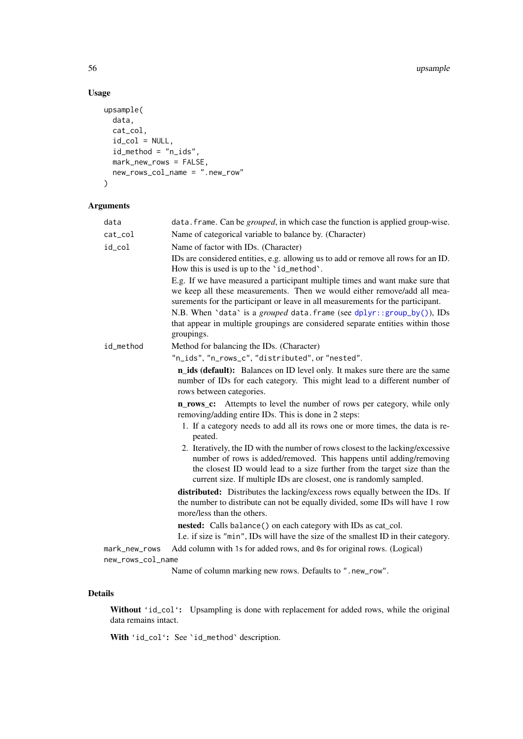## Usage

```
upsample(
  data,
  cat_col,
  id_col = NULL,
  id_method = "n_ids",
  mark_new_rows = FALSE,
  new_rows_col_name = ".new_row"
)
```

## Arguments

- `data`: `data.frame`. Can be *grouped*, in which case the function is applied group-wise.
- `cat_col`: Name of categorical variable to balance by. (Character)
- `id_col`: Name of factor with IDs. (Character)

  IDs are considered entities, e.g. allowing us to add or remove all rows for an ID. How this is used is up to the `` `id_method` ``.

  E.g. If we have measured a participant multiple times and want make sure that we keep all these measurements. Then we would either remove/add all measurements for the participant or leave in all measurements for the participant.

  N.B. When `` `data` `` is a *grouped* `data.frame` (see `dplyr::group_by()`), IDs that appear in multiple groupings are considered separate entities within those groupings.
- `id_method`: Method for balancing the IDs. (Character)

  `"n_ids"`, `"n_rows_c"`, `"distributed"`, or `"nested"`.

  **n_ids (default):** Balances on ID level only. It makes sure there are the same number of IDs for each category. This might lead to a different number of rows between categories.

  **n_rows_c:** Attempts to level the number of rows per category, while only removing/adding entire IDs. This is done in 2 steps:

  1. If a category needs to add all its rows one or more times, the data is repeated.
  2. Iteratively, the ID with the number of rows closest to the lacking/excessive number of rows is added/removed. This happens until adding/removing the closest ID would lead to a size further from the target size than the current size. If multiple IDs are closest, one is randomly sampled.

  **distributed:** Distributes the lacking/excess rows equally between the IDs. If the number to distribute can not be equally divided, some IDs will have 1 row more/less than the others.

  **nested:** Calls `balance()` on each category with IDs as cat_col.

  I.e. if size is `"min"`, IDs will have the size of the smallest ID in their category.
- `mark_new_rows`: Add column with `1`s for added rows, and `0`s for original rows. (Logical)
- `new_rows_col_name`: Name of column marking new rows. Defaults to `".new_row"`.

## Details

**Without `'id_col'`:** Upsampling is done with replacement for added rows, while the original data remains intact.

**With `'id_col'`:** See `` `id_method` `` description.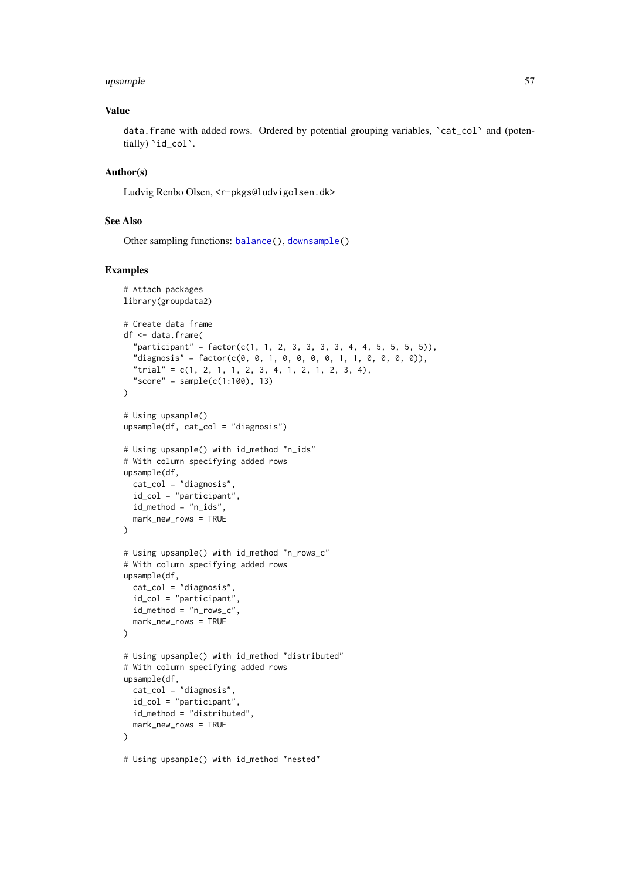### Value

data.frame with added rows. Ordered by potential grouping variables, `cat_col` and (potentially) `id_col`.

### Author(s)

Ludvig Renbo Olsen, <r-pkgs@ludvigolsen.dk>

### See Also

Other sampling functions: balance(), downsample()

### Examples

```
# Attach packages
library(groupdata2)

# Create data frame
df <- data.frame(
  "participant" = factor(c(1, 1, 2, 3, 3, 3, 3, 4, 4, 5, 5, 5, 5)),
  "diagnosis" = factor(c(0, 0, 1, 0, 0, 0, 0, 1, 1, 0, 0, 0, 0)),
  "trial" = c(1, 2, 1, 1, 2, 3, 4, 1, 2, 1, 2, 3, 4),
  "score" = sample(c(1:100), 13)
)

# Using upsample()
upsample(df, cat_col = "diagnosis")

# Using upsample() with id_method "n_ids"
# With column specifying added rows
upsample(df,
  cat_col = "diagnosis",
  id_col = "participant",
  id_method = "n_ids",
  mark_new_rows = TRUE
)

# Using upsample() with id_method "n_rows_c"
# With column specifying added rows
upsample(df,
  cat_col = "diagnosis",
  id_col = "participant",
  id_method = "n_rows_c",
  mark_new_rows = TRUE
)

# Using upsample() with id_method "distributed"
# With column specifying added rows
upsample(df,
  cat_col = "diagnosis",
  id_col = "participant",
  id_method = "distributed",
  mark_new_rows = TRUE
)

# Using upsample() with id_method "nested"
```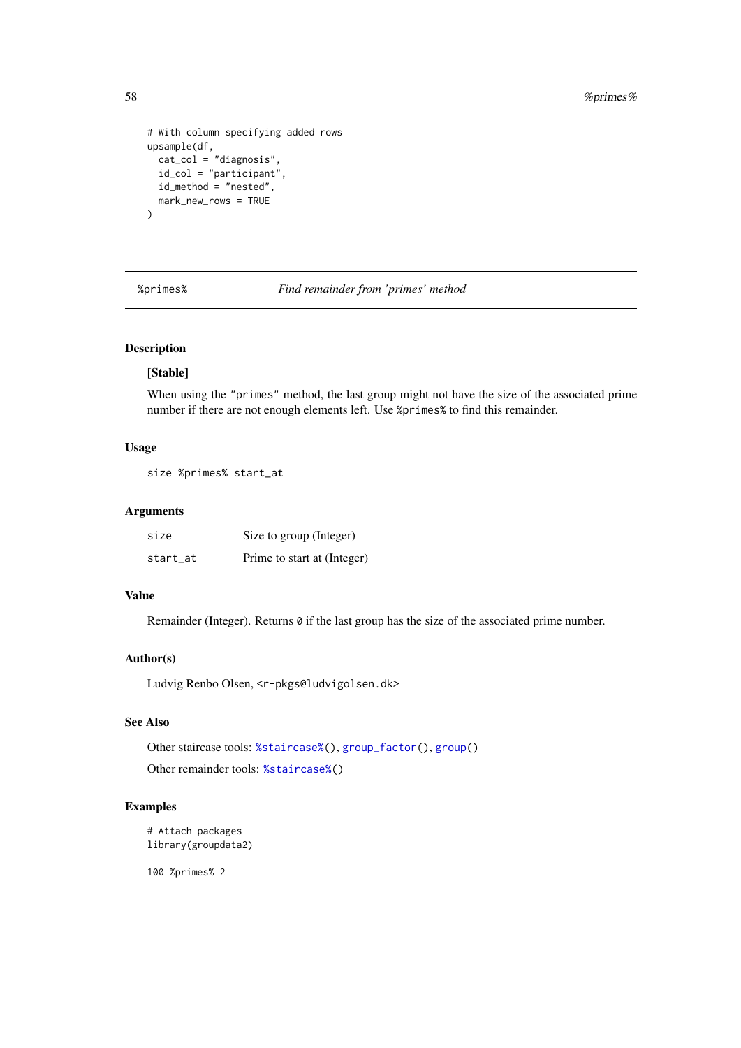```
# With column specifying added rows
upsample(df,
  cat_col = "diagnosis",
  id_col = "participant",
  id_method = "nested",
  mark_new_rows = TRUE
)
```

---

## %primes% — *Find remainder from 'primes' method*

### Description

**[Stable]**

When using the "primes" method, the last group might not have the size of the associated prime number if there are not enough elements left. Use %primes% to find this remainder.

### Usage

```
size %primes% start_at
```

### Arguments

| | |
|---|---|
| size | Size to group (Integer) |
| start_at | Prime to start at (Integer) |

### Value

Remainder (Integer). Returns 0 if the last group has the size of the associated prime number.

### Author(s)

Ludvig Renbo Olsen, <r-pkgs@ludvigolsen.dk>

### See Also

Other staircase tools: %staircase%(), group_factor(), group()

Other remainder tools: %staircase%()

### Examples

```
# Attach packages
library(groupdata2)

100 %primes% 2
```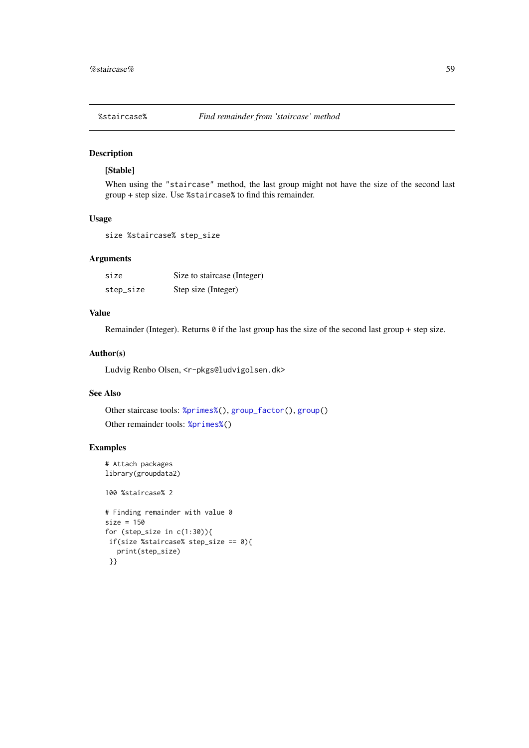## %staircase% — *Find remainder from 'staircase' method*

### Description

**[Stable]**

When using the `"staircase"` method, the last group might not have the size of the second last group + step size. Use `%staircase%` to find this remainder.

### Usage

```
size %staircase% step_size
```

### Arguments

| | |
|---|---|
| `size` | Size to staircase (Integer) |
| `step_size` | Step size (Integer) |

### Value

Remainder (Integer). Returns `0` if the last group has the size of the second last group + step size.

### Author(s)

Ludvig Renbo Olsen, `<r-pkgs@ludvigolsen.dk>`

### See Also

Other staircase tools: `%primes%()`, `group_factor()`, `group()`

Other remainder tools: `%primes%()`

### Examples

```
# Attach packages
library(groupdata2)

100 %staircase% 2

# Finding remainder with value 0
size = 150
for (step_size in c(1:30)){
 if(size %staircase% step_size == 0){
   print(step_size)
 }}
```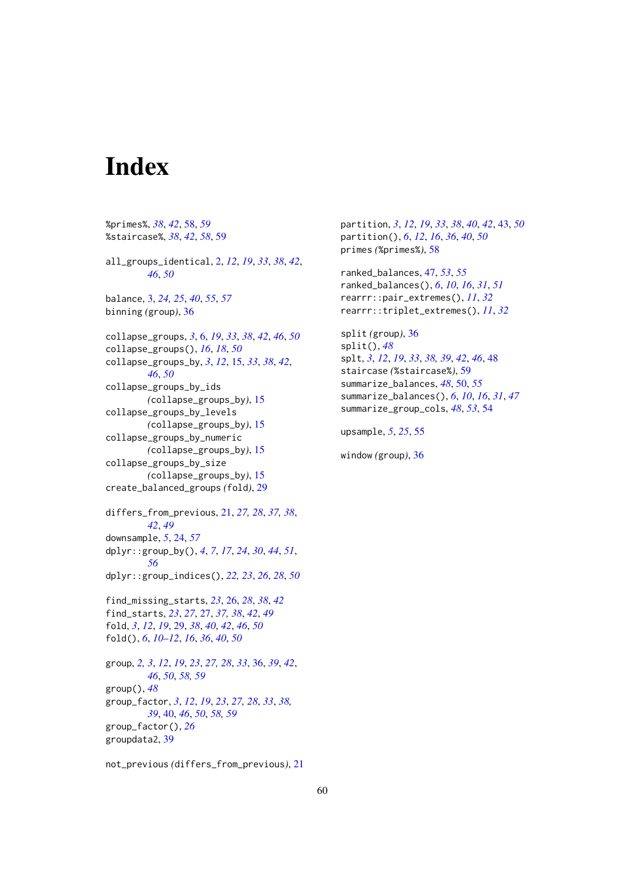# Index

%primes%, *38*, *42*, 58, *59*
%staircase%, *38*, *42*, *58*, 59

all_groups_identical, 2, *12*, *19*, *33*, *38*, *42*, *46*, *50*

balance, 3, *24, 25*, *40*, *55*, *57*
binning *(*group*)*, 36

collapse_groups, *3*, 6, *19*, *33*, *38*, *42*, *46*, *50*
collapse_groups(), *16*, *18*, *50*
collapse_groups_by, *3*, *12*, 15, *33*, *38*, *42*, *46*, *50*
collapse_groups_by_ids *(*collapse_groups_by*)*, 15
collapse_groups_by_levels *(*collapse_groups_by*)*, 15
collapse_groups_by_numeric *(*collapse_groups_by*)*, 15
collapse_groups_by_size *(*collapse_groups_by*)*, 15
create_balanced_groups *(*fold*)*, 29

differs_from_previous, 21, *27, 28*, *37, 38*, *42*, *49*
downsample, *5*, 24, *57*
dplyr::group_by(), *4*, *7*, *17*, *24*, *30*, *44*, *51*, *56*
dplyr::group_indices(), *22, 23*, *26*, *28*, *50*

find_missing_starts, *23*, 26, *28*, *38*, *42*
find_starts, *23*, *27*, 27, *37, 38*, *42*, *49*
fold, *3*, *12*, *19*, 29, *38*, *40*, *42*, *46*, *50*
fold(), *6*, *10–12*, *16*, *36*, *40*, *50*

group, *2, 3*, *12*, *19*, *23*, *27, 28*, *33*, 36, *39*, *42*, *46*, *50*, *58, 59*
group(), *48*
group_factor, *3*, *12*, *19*, *23*, *27, 28*, *33*, *38, 39*, 40, *46*, *50*, *58, 59*
group_factor(), *26*
groupdata2, 39

not_previous *(*differs_from_previous*)*, 21

partition, *3*, *12*, *19*, *33*, *38*, *40*, *42*, 43, *50*
partition(), *6*, *12*, *16*, *36*, *40*, *50*
primes *(*%primes%*)*, 58

ranked_balances, 47, *53*, *55*
ranked_balances(), *6*, *10*, *16*, *31*, *51*
rearrr::pair_extremes(), *11*, *32*
rearrr::triplet_extremes(), *11*, *32*

split *(*group*)*, 36
split(), *48*
splt, *3*, *12*, *19*, *33*, *38, 39*, *42*, *46*, 48
staircase *(*%staircase%*)*, 59
summarize_balances, *48*, 50, *55*
summarize_balances(), *6*, *10*, *16*, *31*, *47*
summarize_group_cols, *48*, *53*, 54

upsample, *5*, *25*, 55

window *(*group*)*, 36